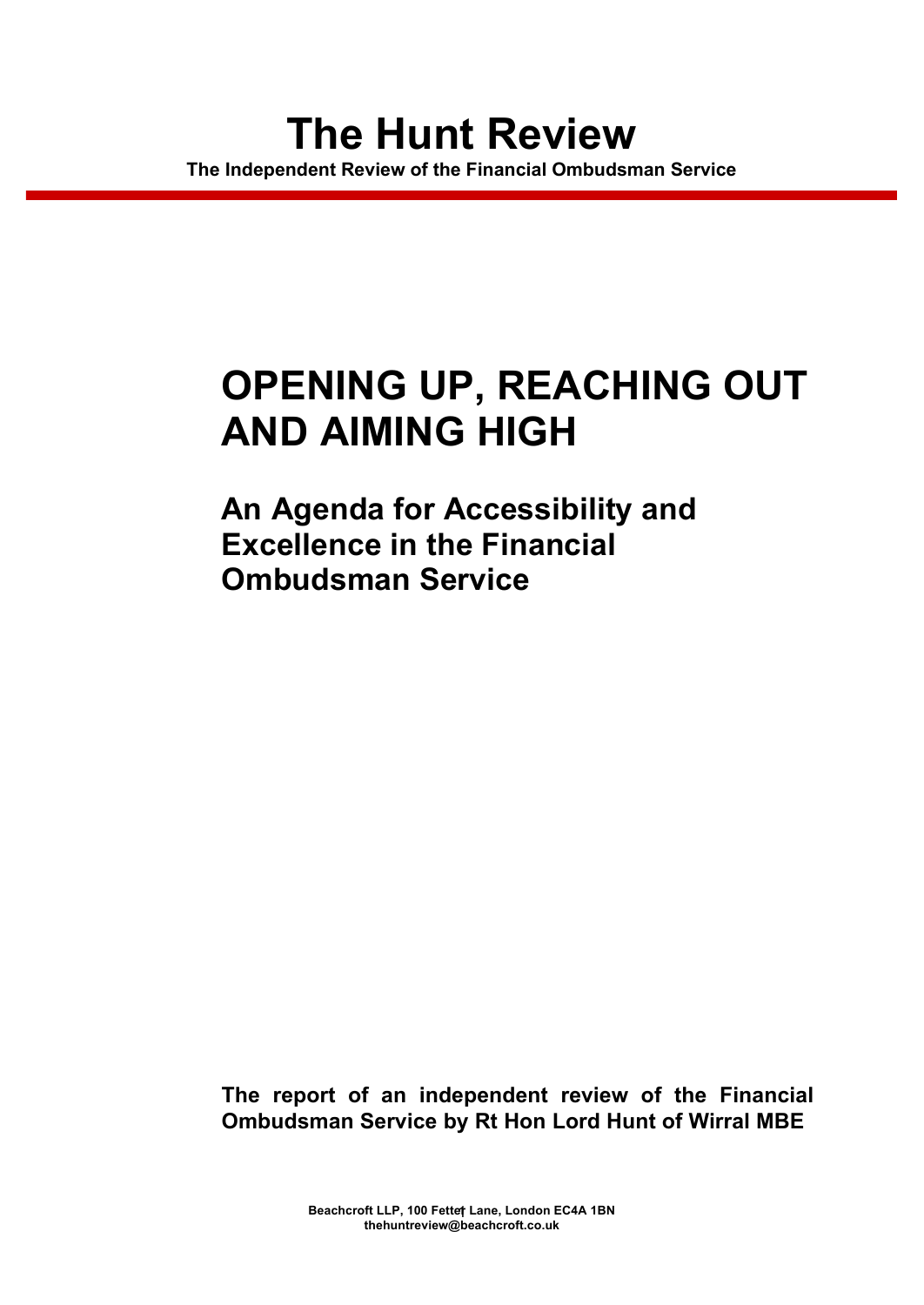# The Hunt Review

**The Independent Review of the Financial Ombudsman Service**

# OPENING UP, REACHING OUT AND AIMING HIGH

## An Agenda for Accessibility and Excellence in the Financial Ombudsman Service

**The report of an independent review of the Financial Ombudsman Service by Rt Hon Lord Hunt of Wirral MBE**

**Beachcroft LLP, 100 Fetter Lane, London EC4A 1BN**
**thehuntreview@beachcroft.co.uk**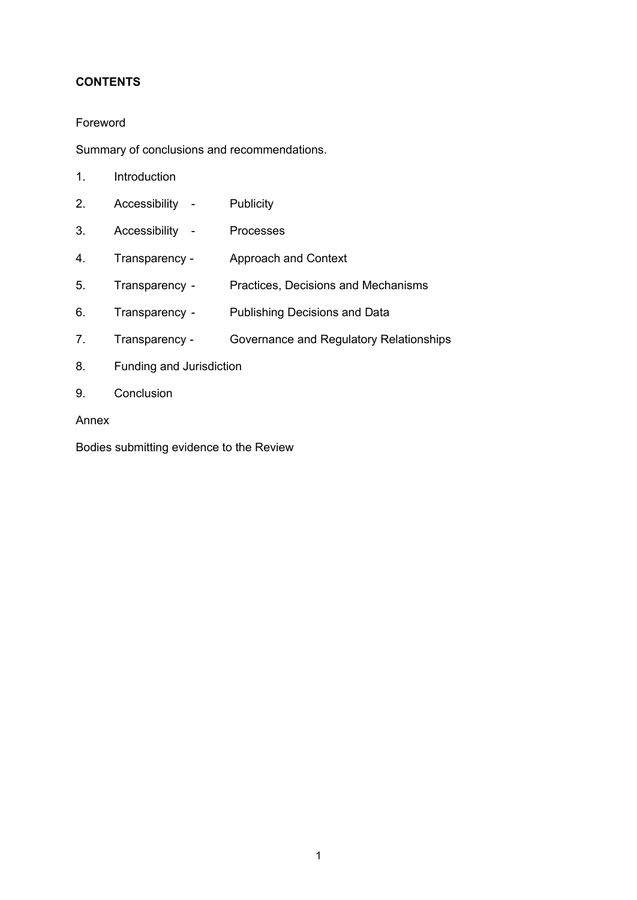**CONTENTS**

Foreword

Summary of conclusions and recommendations.

1. Introduction
2. Accessibility - Publicity
3. Accessibility - Processes
4. Transparency - Approach and Context
5. Transparency - Practices, Decisions and Mechanisms
6. Transparency - Publishing Decisions and Data
7. Transparency - Governance and Regulatory Relationships
8. Funding and Jurisdiction
9. Conclusion

Annex

Bodies submitting evidence to the Review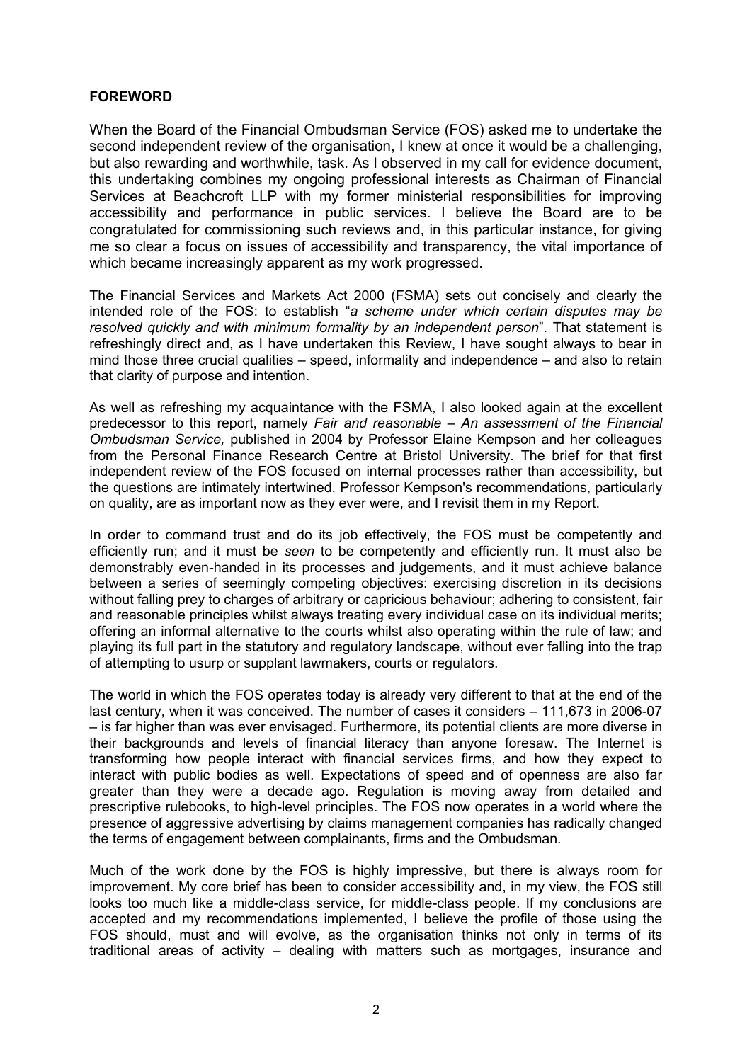## FOREWORD

When the Board of the Financial Ombudsman Service (FOS) asked me to undertake the second independent review of the organisation, I knew at once it would be a challenging, but also rewarding and worthwhile, task. As I observed in my call for evidence document, this undertaking combines my ongoing professional interests as Chairman of Financial Services at Beachcroft LLP with my former ministerial responsibilities for improving accessibility and performance in public services. I believe the Board are to be congratulated for commissioning such reviews and, in this particular instance, for giving me so clear a focus on issues of accessibility and transparency, the vital importance of which became increasingly apparent as my work progressed.

The Financial Services and Markets Act 2000 (FSMA) sets out concisely and clearly the intended role of the FOS: to establish "*a scheme under which certain disputes may be resolved quickly and with minimum formality by an independent person*". That statement is refreshingly direct and, as I have undertaken this Review, I have sought always to bear in mind those three crucial qualities – speed, informality and independence – and also to retain that clarity of purpose and intention.

As well as refreshing my acquaintance with the FSMA, I also looked again at the excellent predecessor to this report, namely *Fair and reasonable – An assessment of the Financial Ombudsman Service,* published in 2004 by Professor Elaine Kempson and her colleagues from the Personal Finance Research Centre at Bristol University. The brief for that first independent review of the FOS focused on internal processes rather than accessibility, but the questions are intimately intertwined. Professor Kempson's recommendations, particularly on quality, are as important now as they ever were, and I revisit them in my Report.

In order to command trust and do its job effectively, the FOS must be competently and efficiently run; and it must be *seen* to be competently and efficiently run. It must also be demonstrably even-handed in its processes and judgements, and it must achieve balance between a series of seemingly competing objectives: exercising discretion in its decisions without falling prey to charges of arbitrary or capricious behaviour; adhering to consistent, fair and reasonable principles whilst always treating every individual case on its individual merits; offering an informal alternative to the courts whilst also operating within the rule of law; and playing its full part in the statutory and regulatory landscape, without ever falling into the trap of attempting to usurp or supplant lawmakers, courts or regulators.

The world in which the FOS operates today is already very different to that at the end of the last century, when it was conceived. The number of cases it considers – 111,673 in 2006-07 – is far higher than was ever envisaged. Furthermore, its potential clients are more diverse in their backgrounds and levels of financial literacy than anyone foresaw. The Internet is transforming how people interact with financial services firms, and how they expect to interact with public bodies as well. Expectations of speed and of openness are also far greater than they were a decade ago. Regulation is moving away from detailed and prescriptive rulebooks, to high-level principles. The FOS now operates in a world where the presence of aggressive advertising by claims management companies has radically changed the terms of engagement between complainants, firms and the Ombudsman.

Much of the work done by the FOS is highly impressive, but there is always room for improvement. My core brief has been to consider accessibility and, in my view, the FOS still looks too much like a middle-class service, for middle-class people. If my conclusions are accepted and my recommendations implemented, I believe the profile of those using the FOS should, must and will evolve, as the organisation thinks not only in terms of its traditional areas of activity – dealing with matters such as mortgages, insurance and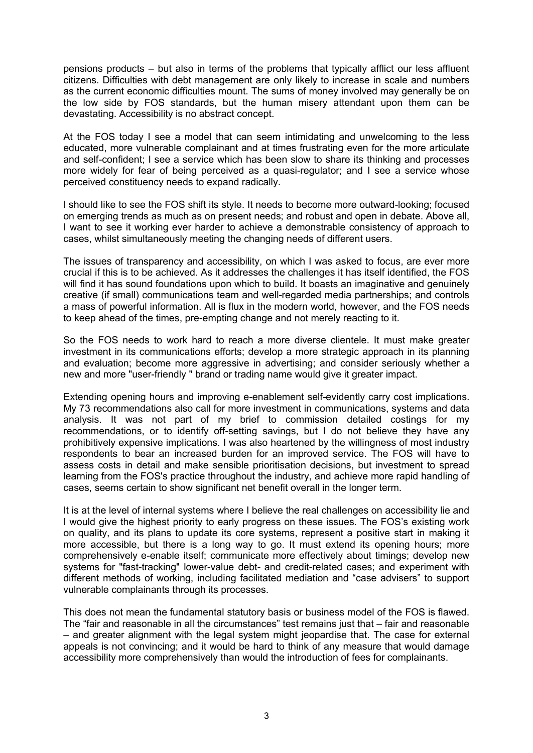pensions products – but also in terms of the problems that typically afflict our less affluent citizens. Difficulties with debt management are only likely to increase in scale and numbers as the current economic difficulties mount. The sums of money involved may generally be on the low side by FOS standards, but the human misery attendant upon them can be devastating. Accessibility is no abstract concept.

At the FOS today I see a model that can seem intimidating and unwelcoming to the less educated, more vulnerable complainant and at times frustrating even for the more articulate and self-confident; I see a service which has been slow to share its thinking and processes more widely for fear of being perceived as a quasi-regulator; and I see a service whose perceived constituency needs to expand radically.

I should like to see the FOS shift its style. It needs to become more outward-looking; focused on emerging trends as much as on present needs; and robust and open in debate. Above all, I want to see it working ever harder to achieve a demonstrable consistency of approach to cases, whilst simultaneously meeting the changing needs of different users.

The issues of transparency and accessibility, on which I was asked to focus, are ever more crucial if this is to be achieved. As it addresses the challenges it has itself identified, the FOS will find it has sound foundations upon which to build. It boasts an imaginative and genuinely creative (if small) communications team and well-regarded media partnerships; and controls a mass of powerful information. All is flux in the modern world, however, and the FOS needs to keep ahead of the times, pre-empting change and not merely reacting to it.

So the FOS needs to work hard to reach a more diverse clientele. It must make greater investment in its communications efforts; develop a more strategic approach in its planning and evaluation; become more aggressive in advertising; and consider seriously whether a new and more "user-friendly " brand or trading name would give it greater impact.

Extending opening hours and improving e-enablement self-evidently carry cost implications. My 73 recommendations also call for more investment in communications, systems and data analysis. It was not part of my brief to commission detailed costings for my recommendations, or to identify off-setting savings, but I do not believe they have any prohibitively expensive implications. I was also heartened by the willingness of most industry respondents to bear an increased burden for an improved service. The FOS will have to assess costs in detail and make sensible prioritisation decisions, but investment to spread learning from the FOS's practice throughout the industry, and achieve more rapid handling of cases, seems certain to show significant net benefit overall in the longer term.

It is at the level of internal systems where I believe the real challenges on accessibility lie and I would give the highest priority to early progress on these issues. The FOS's existing work on quality, and its plans to update its core systems, represent a positive start in making it more accessible, but there is a long way to go. It must extend its opening hours; more comprehensively e-enable itself; communicate more effectively about timings; develop new systems for "fast-tracking" lower-value debt- and credit-related cases; and experiment with different methods of working, including facilitated mediation and "case advisers" to support vulnerable complainants through its processes.

This does not mean the fundamental statutory basis or business model of the FOS is flawed. The "fair and reasonable in all the circumstances" test remains just that – fair and reasonable – and greater alignment with the legal system might jeopardise that. The case for external appeals is not convincing; and it would be hard to think of any measure that would damage accessibility more comprehensively than would the introduction of fees for complainants.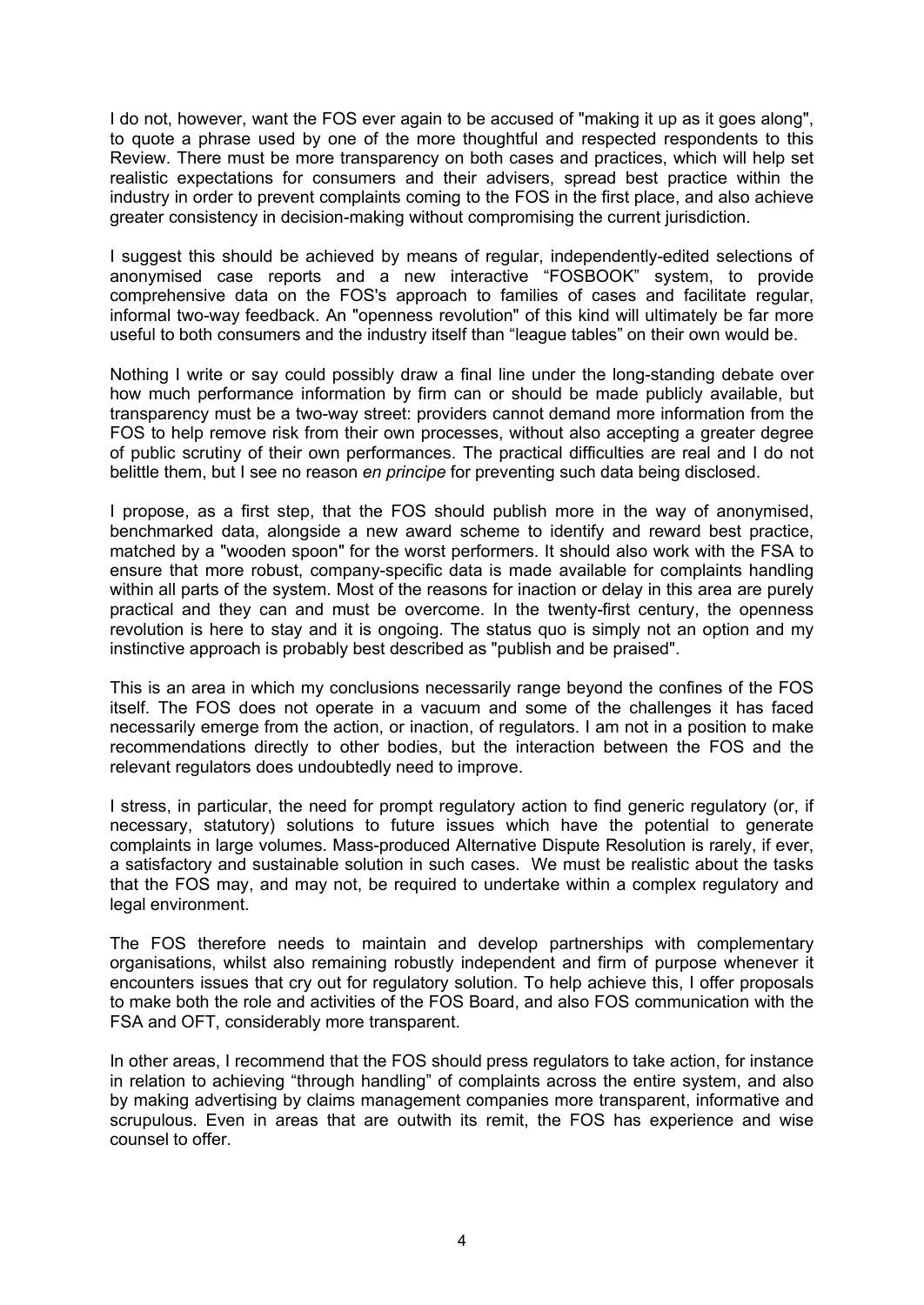I do not, however, want the FOS ever again to be accused of "making it up as it goes along", to quote a phrase used by one of the more thoughtful and respected respondents to this Review. There must be more transparency on both cases and practices, which will help set realistic expectations for consumers and their advisers, spread best practice within the industry in order to prevent complaints coming to the FOS in the first place, and also achieve greater consistency in decision-making without compromising the current jurisdiction.

I suggest this should be achieved by means of regular, independently-edited selections of anonymised case reports and a new interactive "FOSBOOK" system, to provide comprehensive data on the FOS's approach to families of cases and facilitate regular, informal two-way feedback. An "openness revolution" of this kind will ultimately be far more useful to both consumers and the industry itself than "league tables" on their own would be.

Nothing I write or say could possibly draw a final line under the long-standing debate over how much performance information by firm can or should be made publicly available, but transparency must be a two-way street: providers cannot demand more information from the FOS to help remove risk from their own processes, without also accepting a greater degree of public scrutiny of their own performances. The practical difficulties are real and I do not belittle them, but I see no reason *en principe* for preventing such data being disclosed.

I propose, as a first step, that the FOS should publish more in the way of anonymised, benchmarked data, alongside a new award scheme to identify and reward best practice, matched by a "wooden spoon" for the worst performers. It should also work with the FSA to ensure that more robust, company-specific data is made available for complaints handling within all parts of the system. Most of the reasons for inaction or delay in this area are purely practical and they can and must be overcome. In the twenty-first century, the openness revolution is here to stay and it is ongoing. The status quo is simply not an option and my instinctive approach is probably best described as "publish and be praised".

This is an area in which my conclusions necessarily range beyond the confines of the FOS itself. The FOS does not operate in a vacuum and some of the challenges it has faced necessarily emerge from the action, or inaction, of regulators. I am not in a position to make recommendations directly to other bodies, but the interaction between the FOS and the relevant regulators does undoubtedly need to improve.

I stress, in particular, the need for prompt regulatory action to find generic regulatory (or, if necessary, statutory) solutions to future issues which have the potential to generate complaints in large volumes. Mass-produced Alternative Dispute Resolution is rarely, if ever, a satisfactory and sustainable solution in such cases. We must be realistic about the tasks that the FOS may, and may not, be required to undertake within a complex regulatory and legal environment.

The FOS therefore needs to maintain and develop partnerships with complementary organisations, whilst also remaining robustly independent and firm of purpose whenever it encounters issues that cry out for regulatory solution. To help achieve this, I offer proposals to make both the role and activities of the FOS Board, and also FOS communication with the FSA and OFT, considerably more transparent.

In other areas, I recommend that the FOS should press regulators to take action, for instance in relation to achieving "through handling" of complaints across the entire system, and also by making advertising by claims management companies more transparent, informative and scrupulous. Even in areas that are outwith its remit, the FOS has experience and wise counsel to offer.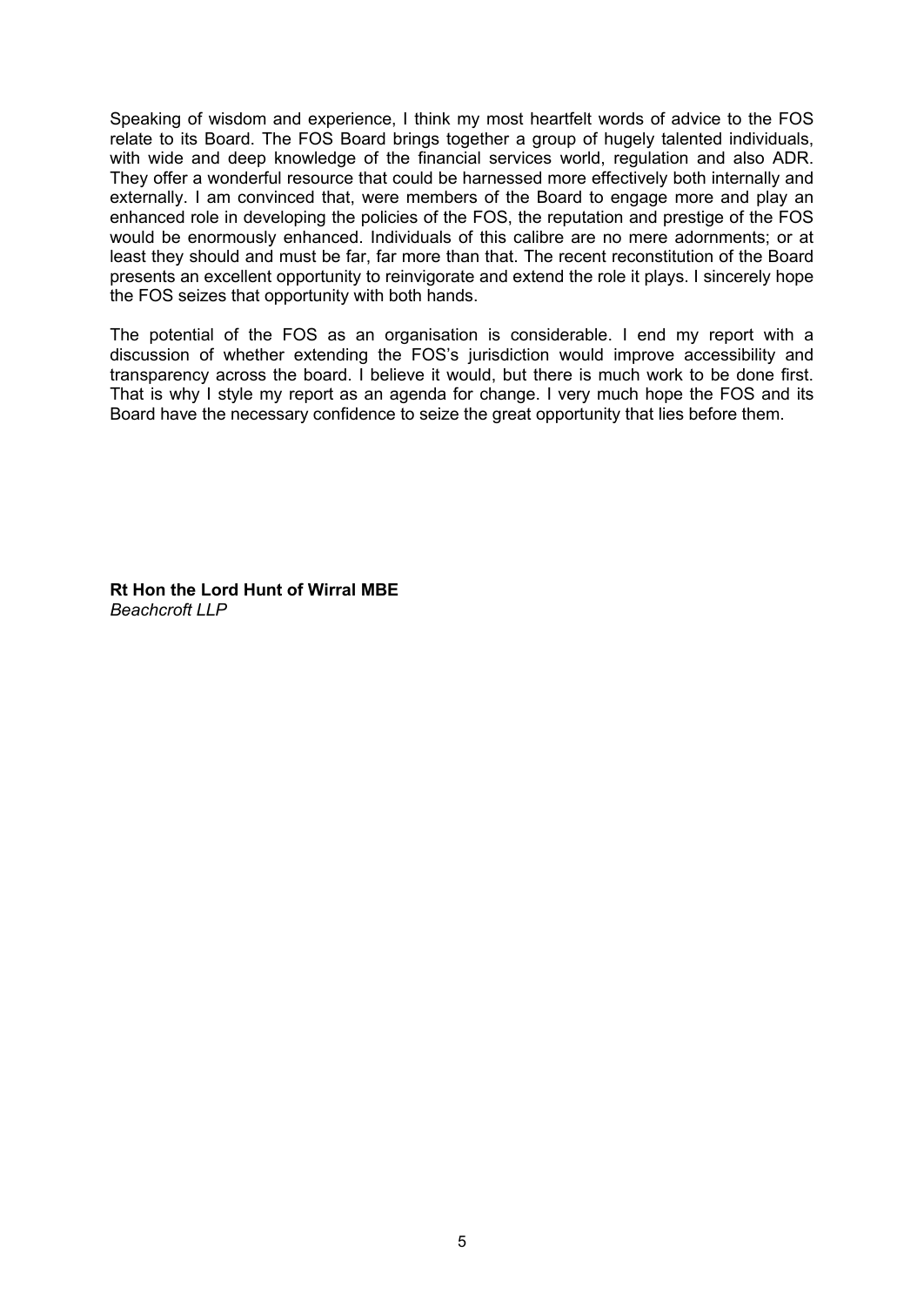Speaking of wisdom and experience, I think my most heartfelt words of advice to the FOS relate to its Board. The FOS Board brings together a group of hugely talented individuals, with wide and deep knowledge of the financial services world, regulation and also ADR. They offer a wonderful resource that could be harnessed more effectively both internally and externally. I am convinced that, were members of the Board to engage more and play an enhanced role in developing the policies of the FOS, the reputation and prestige of the FOS would be enormously enhanced. Individuals of this calibre are no mere adornments; or at least they should and must be far, far more than that. The recent reconstitution of the Board presents an excellent opportunity to reinvigorate and extend the role it plays. I sincerely hope the FOS seizes that opportunity with both hands.

The potential of the FOS as an organisation is considerable. I end my report with a discussion of whether extending the FOS's jurisdiction would improve accessibility and transparency across the board. I believe it would, but there is much work to be done first. That is why I style my report as an agenda for change. I very much hope the FOS and its Board have the necessary confidence to seize the great opportunity that lies before them.

**Rt Hon the Lord Hunt of Wirral MBE**
*Beachcroft LLP*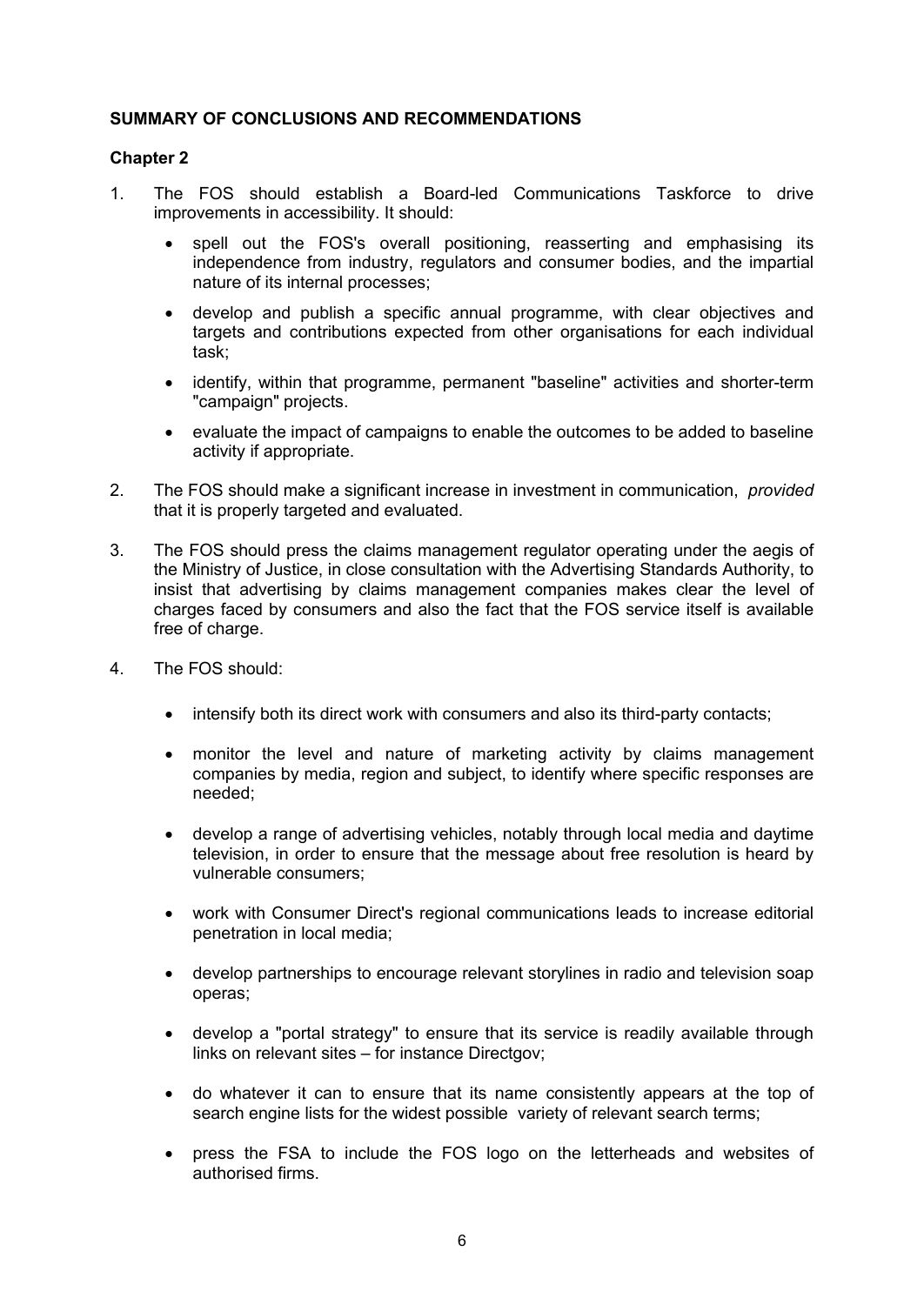## SUMMARY OF CONCLUSIONS AND RECOMMENDATIONS

### Chapter 2

1. The FOS should establish a Board-led Communications Taskforce to drive improvements in accessibility. It should:

   - spell out the FOS's overall positioning, reasserting and emphasising its independence from industry, regulators and consumer bodies, and the impartial nature of its internal processes;
   - develop and publish a specific annual programme, with clear objectives and targets and contributions expected from other organisations for each individual task;
   - identify, within that programme, permanent "baseline" activities and shorter-term "campaign" projects.
   - evaluate the impact of campaigns to enable the outcomes to be added to baseline activity if appropriate.

2. The FOS should make a significant increase in investment in communication, *provided* that it is properly targeted and evaluated.

3. The FOS should press the claims management regulator operating under the aegis of the Ministry of Justice, in close consultation with the Advertising Standards Authority, to insist that advertising by claims management companies makes clear the level of charges faced by consumers and also the fact that the FOS service itself is available free of charge.

4. The FOS should:

   - intensify both its direct work with consumers and also its third-party contacts;
   - monitor the level and nature of marketing activity by claims management companies by media, region and subject, to identify where specific responses are needed;
   - develop a range of advertising vehicles, notably through local media and daytime television, in order to ensure that the message about free resolution is heard by vulnerable consumers;
   - work with Consumer Direct's regional communications leads to increase editorial penetration in local media;
   - develop partnerships to encourage relevant storylines in radio and television soap operas;
   - develop a "portal strategy" to ensure that its service is readily available through links on relevant sites – for instance Directgov;
   - do whatever it can to ensure that its name consistently appears at the top of search engine lists for the widest possible variety of relevant search terms;
   - press the FSA to include the FOS logo on the letterheads and websites of authorised firms.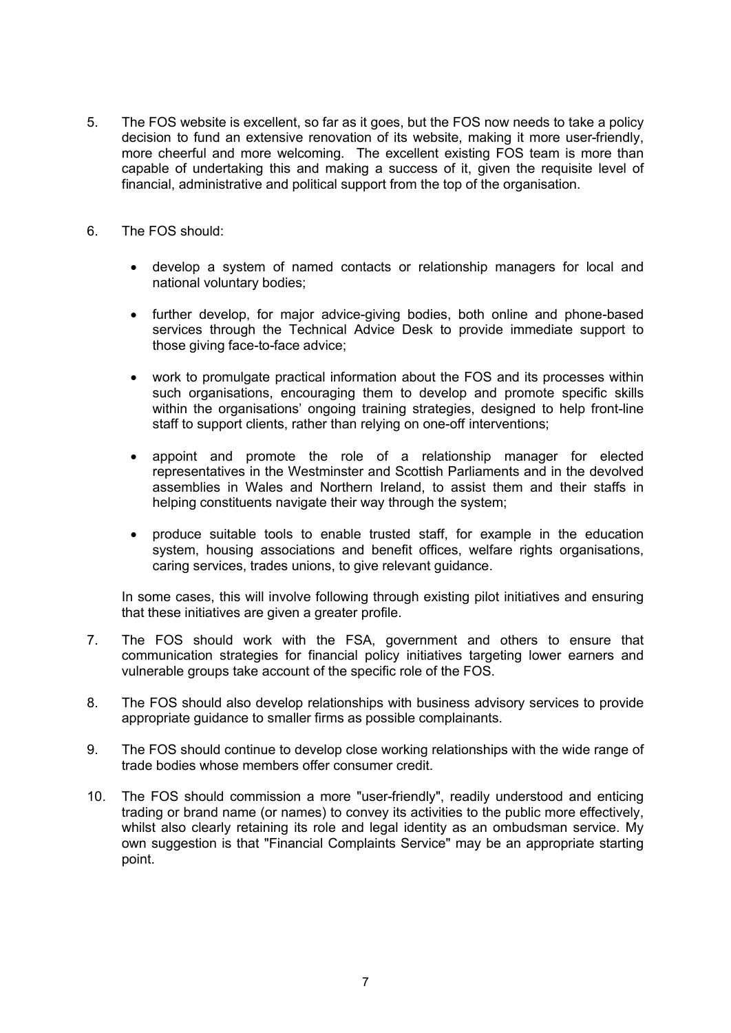5. The FOS website is excellent, so far as it goes, but the FOS now needs to take a policy decision to fund an extensive renovation of its website, making it more user-friendly, more cheerful and more welcoming. The excellent existing FOS team is more than capable of undertaking this and making a success of it, given the requisite level of financial, administrative and political support from the top of the organisation.

6. The FOS should:

   - develop a system of named contacts or relationship managers for local and national voluntary bodies;

   - further develop, for major advice-giving bodies, both online and phone-based services through the Technical Advice Desk to provide immediate support to those giving face-to-face advice;

   - work to promulgate practical information about the FOS and its processes within such organisations, encouraging them to develop and promote specific skills within the organisations' ongoing training strategies, designed to help front-line staff to support clients, rather than relying on one-off interventions;

   - appoint and promote the role of a relationship manager for elected representatives in the Westminster and Scottish Parliaments and in the devolved assemblies in Wales and Northern Ireland, to assist them and their staffs in helping constituents navigate their way through the system;

   - produce suitable tools to enable trusted staff, for example in the education system, housing associations and benefit offices, welfare rights organisations, caring services, trades unions, to give relevant guidance.

   In some cases, this will involve following through existing pilot initiatives and ensuring that these initiatives are given a greater profile.

7. The FOS should work with the FSA, government and others to ensure that communication strategies for financial policy initiatives targeting lower earners and vulnerable groups take account of the specific role of the FOS.

8. The FOS should also develop relationships with business advisory services to provide appropriate guidance to smaller firms as possible complainants.

9. The FOS should continue to develop close working relationships with the wide range of trade bodies whose members offer consumer credit.

10. The FOS should commission a more "user-friendly", readily understood and enticing trading or brand name (or names) to convey its activities to the public more effectively, whilst also clearly retaining its role and legal identity as an ombudsman service. My own suggestion is that "Financial Complaints Service" may be an appropriate starting point.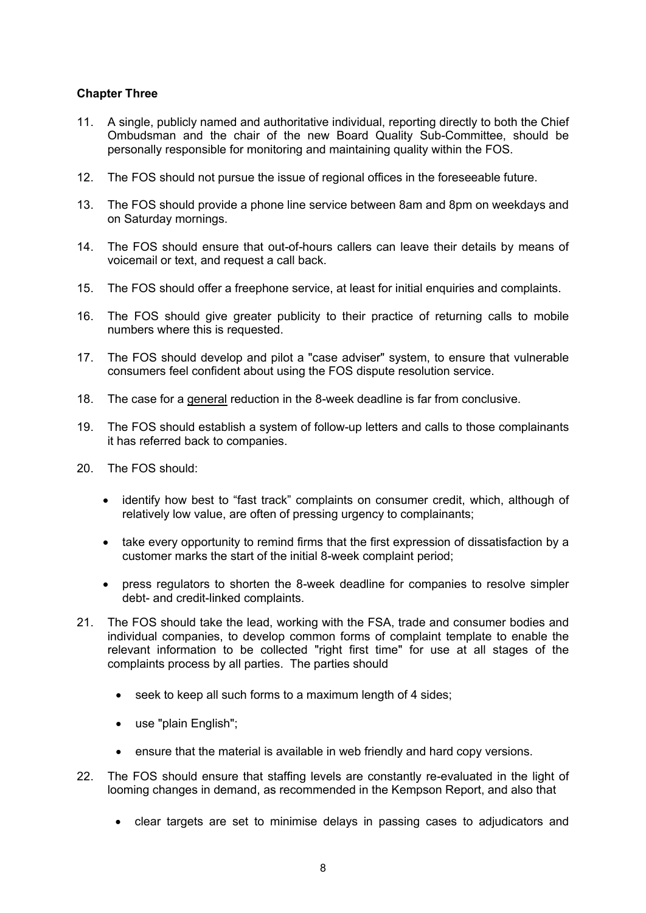**Chapter Three**

11. A single, publicly named and authoritative individual, reporting directly to both the Chief Ombudsman and the chair of the new Board Quality Sub-Committee, should be personally responsible for monitoring and maintaining quality within the FOS.

12. The FOS should not pursue the issue of regional offices in the foreseeable future.

13. The FOS should provide a phone line service between 8am and 8pm on weekdays and on Saturday mornings.

14. The FOS should ensure that out-of-hours callers can leave their details by means of voicemail or text, and request a call back.

15. The FOS should offer a freephone service, at least for initial enquiries and complaints.

16. The FOS should give greater publicity to their practice of returning calls to mobile numbers where this is requested.

17. The FOS should develop and pilot a "case adviser" system, to ensure that vulnerable consumers feel confident about using the FOS dispute resolution service.

18. The case for a <u>general</u> reduction in the 8-week deadline is far from conclusive.

19. The FOS should establish a system of follow-up letters and calls to those complainants it has referred back to companies.

20. The FOS should:

    - identify how best to "fast track" complaints on consumer credit, which, although of relatively low value, are often of pressing urgency to complainants;
    - take every opportunity to remind firms that the first expression of dissatisfaction by a customer marks the start of the initial 8-week complaint period;
    - press regulators to shorten the 8-week deadline for companies to resolve simpler debt- and credit-linked complaints.

21. The FOS should take the lead, working with the FSA, trade and consumer bodies and individual companies, to develop common forms of complaint template to enable the relevant information to be collected "right first time" for use at all stages of the complaints process by all parties. The parties should

    - seek to keep all such forms to a maximum length of 4 sides;
    - use "plain English";
    - ensure that the material is available in web friendly and hard copy versions.

22. The FOS should ensure that staffing levels are constantly re-evaluated in the light of looming changes in demand, as recommended in the Kempson Report, and also that

    - clear targets are set to minimise delays in passing cases to adjudicators and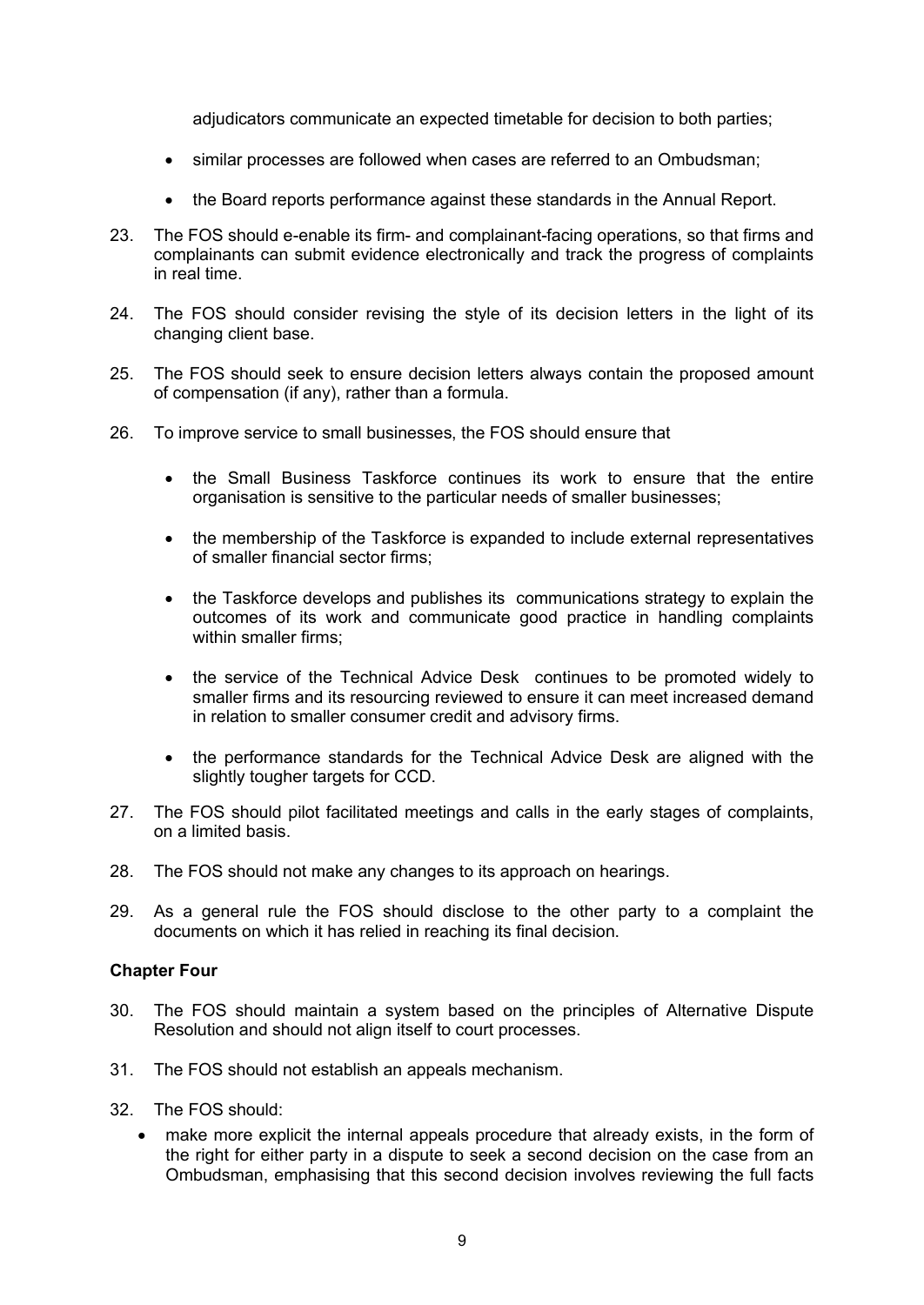adjudicators communicate an expected timetable for decision to both parties;

- similar processes are followed when cases are referred to an Ombudsman;
- the Board reports performance against these standards in the Annual Report.

23. The FOS should e-enable its firm- and complainant-facing operations, so that firms and complainants can submit evidence electronically and track the progress of complaints in real time.

24. The FOS should consider revising the style of its decision letters in the light of its changing client base.

25. The FOS should seek to ensure decision letters always contain the proposed amount of compensation (if any), rather than a formula.

26. To improve service to small businesses, the FOS should ensure that

    - the Small Business Taskforce continues its work to ensure that the entire organisation is sensitive to the particular needs of smaller businesses;
    - the membership of the Taskforce is expanded to include external representatives of smaller financial sector firms;
    - the Taskforce develops and publishes its communications strategy to explain the outcomes of its work and communicate good practice in handling complaints within smaller firms;
    - the service of the Technical Advice Desk continues to be promoted widely to smaller firms and its resourcing reviewed to ensure it can meet increased demand in relation to smaller consumer credit and advisory firms.
    - the performance standards for the Technical Advice Desk are aligned with the slightly tougher targets for CCD.

27. The FOS should pilot facilitated meetings and calls in the early stages of complaints, on a limited basis.

28. The FOS should not make any changes to its approach on hearings.

29. As a general rule the FOS should disclose to the other party to a complaint the documents on which it has relied in reaching its final decision.

**Chapter Four**

30. The FOS should maintain a system based on the principles of Alternative Dispute Resolution and should not align itself to court processes.

31. The FOS should not establish an appeals mechanism.

32. The FOS should:
    - make more explicit the internal appeals procedure that already exists, in the form of the right for either party in a dispute to seek a second decision on the case from an Ombudsman, emphasising that this second decision involves reviewing the full facts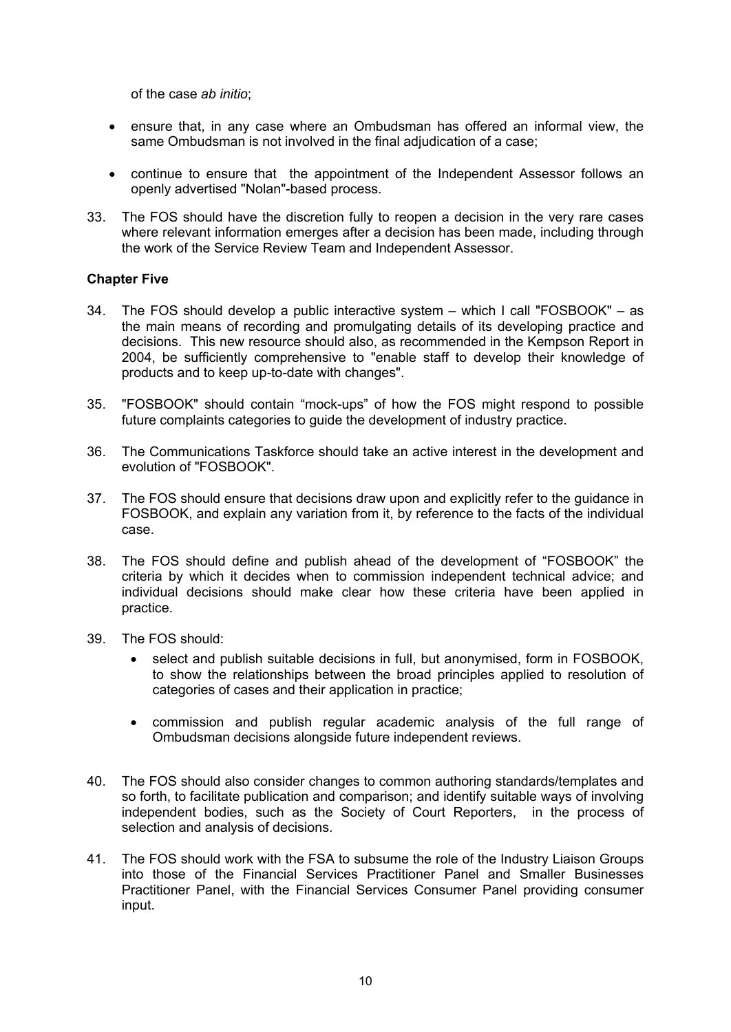of the case *ab initio*;

- ensure that, in any case where an Ombudsman has offered an informal view, the same Ombudsman is not involved in the final adjudication of a case;
- continue to ensure that the appointment of the Independent Assessor follows an openly advertised "Nolan"-based process.

33. The FOS should have the discretion fully to reopen a decision in the very rare cases where relevant information emerges after a decision has been made, including through the work of the Service Review Team and Independent Assessor.

**Chapter Five**

34. The FOS should develop a public interactive system – which I call "FOSBOOK" – as the main means of recording and promulgating details of its developing practice and decisions. This new resource should also, as recommended in the Kempson Report in 2004, be sufficiently comprehensive to "enable staff to develop their knowledge of products and to keep up-to-date with changes".

35. "FOSBOOK" should contain "mock-ups" of how the FOS might respond to possible future complaints categories to guide the development of industry practice.

36. The Communications Taskforce should take an active interest in the development and evolution of "FOSBOOK".

37. The FOS should ensure that decisions draw upon and explicitly refer to the guidance in FOSBOOK, and explain any variation from it, by reference to the facts of the individual case.

38. The FOS should define and publish ahead of the development of "FOSBOOK" the criteria by which it decides when to commission independent technical advice; and individual decisions should make clear how these criteria have been applied in practice.

39. The FOS should:
    - select and publish suitable decisions in full, but anonymised, form in FOSBOOK, to show the relationships between the broad principles applied to resolution of categories of cases and their application in practice;
    - commission and publish regular academic analysis of the full range of Ombudsman decisions alongside future independent reviews.

40. The FOS should also consider changes to common authoring standards/templates and so forth, to facilitate publication and comparison; and identify suitable ways of involving independent bodies, such as the Society of Court Reporters, in the process of selection and analysis of decisions.

41. The FOS should work with the FSA to subsume the role of the Industry Liaison Groups into those of the Financial Services Practitioner Panel and Smaller Businesses Practitioner Panel, with the Financial Services Consumer Panel providing consumer input.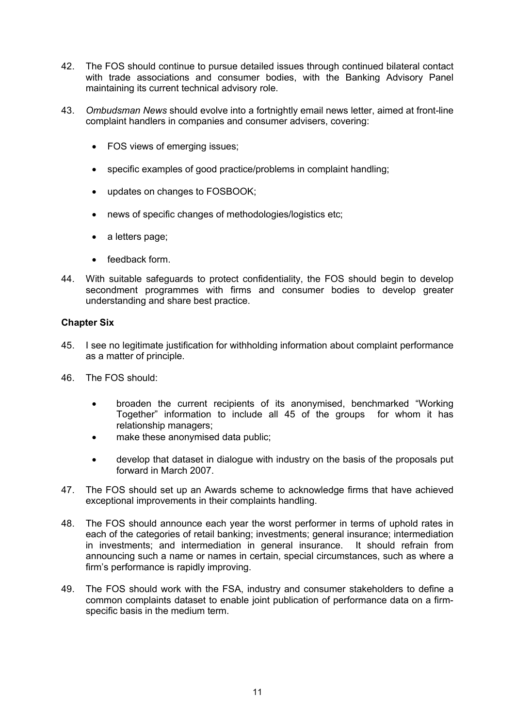42. The FOS should continue to pursue detailed issues through continued bilateral contact with trade associations and consumer bodies, with the Banking Advisory Panel maintaining its current technical advisory role.

43. *Ombudsman News* should evolve into a fortnightly email news letter, aimed at front-line complaint handlers in companies and consumer advisers, covering:

    - FOS views of emerging issues;
    - specific examples of good practice/problems in complaint handling;
    - updates on changes to FOSBOOK;
    - news of specific changes of methodologies/logistics etc;
    - a letters page;
    - feedback form.

44. With suitable safeguards to protect confidentiality, the FOS should begin to develop secondment programmes with firms and consumer bodies to develop greater understanding and share best practice.

**Chapter Six**

45. I see no legitimate justification for withholding information about complaint performance as a matter of principle.

46. The FOS should:

    - broaden the current recipients of its anonymised, benchmarked "Working Together" information to include all 45 of the groups for whom it has relationship managers;
    - make these anonymised data public;
    - develop that dataset in dialogue with industry on the basis of the proposals put forward in March 2007.

47. The FOS should set up an Awards scheme to acknowledge firms that have achieved exceptional improvements in their complaints handling.

48. The FOS should announce each year the worst performer in terms of uphold rates in each of the categories of retail banking; investments; general insurance; intermediation in investments; and intermediation in general insurance. It should refrain from announcing such a name or names in certain, special circumstances, such as where a firm's performance is rapidly improving.

49. The FOS should work with the FSA, industry and consumer stakeholders to define a common complaints dataset to enable joint publication of performance data on a firm-specific basis in the medium term.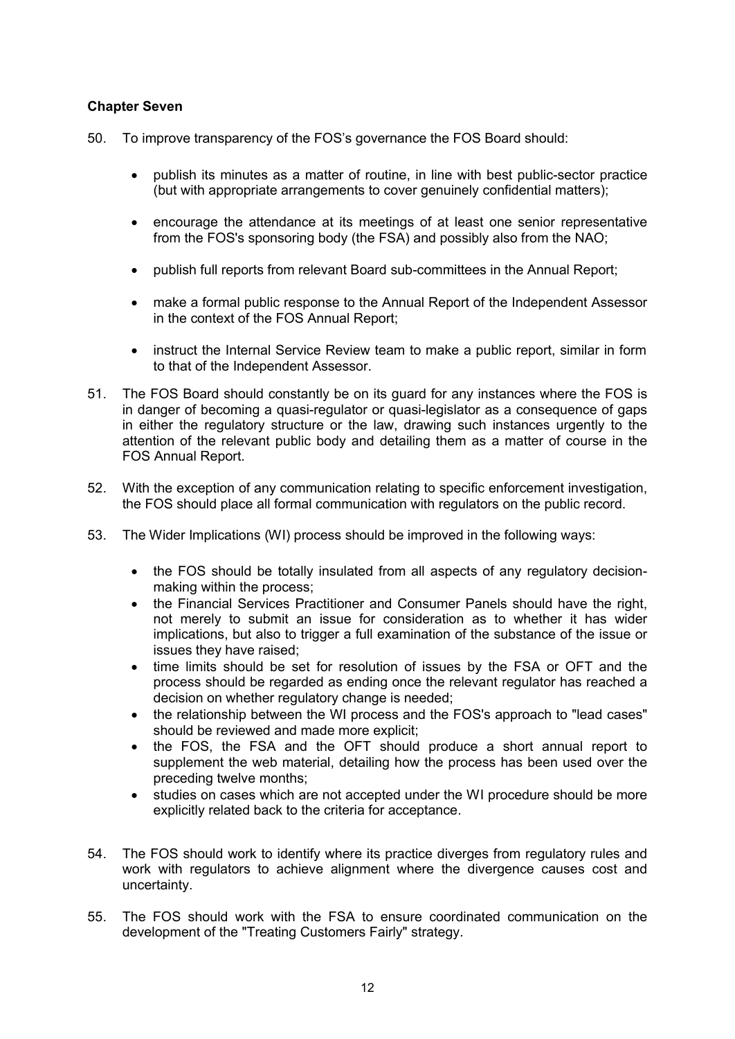**Chapter Seven**

50. To improve transparency of the FOS's governance the FOS Board should:

    - publish its minutes as a matter of routine, in line with best public-sector practice (but with appropriate arrangements to cover genuinely confidential matters);
    - encourage the attendance at its meetings of at least one senior representative from the FOS's sponsoring body (the FSA) and possibly also from the NAO;
    - publish full reports from relevant Board sub-committees in the Annual Report;
    - make a formal public response to the Annual Report of the Independent Assessor in the context of the FOS Annual Report;
    - instruct the Internal Service Review team to make a public report, similar in form to that of the Independent Assessor.

51. The FOS Board should constantly be on its guard for any instances where the FOS is in danger of becoming a quasi-regulator or quasi-legislator as a consequence of gaps in either the regulatory structure or the law, drawing such instances urgently to the attention of the relevant public body and detailing them as a matter of course in the FOS Annual Report.

52. With the exception of any communication relating to specific enforcement investigation, the FOS should place all formal communication with regulators on the public record.

53. The Wider Implications (WI) process should be improved in the following ways:

    - the FOS should be totally insulated from all aspects of any regulatory decision-making within the process;
    - the Financial Services Practitioner and Consumer Panels should have the right, not merely to submit an issue for consideration as to whether it has wider implications, but also to trigger a full examination of the substance of the issue or issues they have raised;
    - time limits should be set for resolution of issues by the FSA or OFT and the process should be regarded as ending once the relevant regulator has reached a decision on whether regulatory change is needed;
    - the relationship between the WI process and the FOS's approach to "lead cases" should be reviewed and made more explicit;
    - the FOS, the FSA and the OFT should produce a short annual report to supplement the web material, detailing how the process has been used over the preceding twelve months;
    - studies on cases which are not accepted under the WI procedure should be more explicitly related back to the criteria for acceptance.

54. The FOS should work to identify where its practice diverges from regulatory rules and work with regulators to achieve alignment where the divergence causes cost and uncertainty.

55. The FOS should work with the FSA to ensure coordinated communication on the development of the "Treating Customers Fairly" strategy.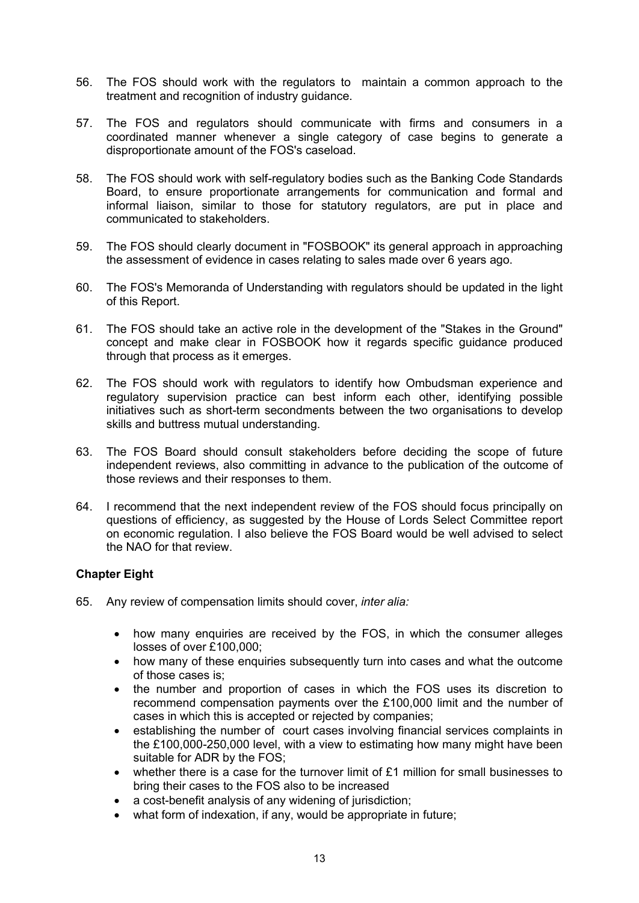56. The FOS should work with the regulators to maintain a common approach to the treatment and recognition of industry guidance.

57. The FOS and regulators should communicate with firms and consumers in a coordinated manner whenever a single category of case begins to generate a disproportionate amount of the FOS's caseload.

58. The FOS should work with self-regulatory bodies such as the Banking Code Standards Board, to ensure proportionate arrangements for communication and formal and informal liaison, similar to those for statutory regulators, are put in place and communicated to stakeholders.

59. The FOS should clearly document in "FOSBOOK" its general approach in approaching the assessment of evidence in cases relating to sales made over 6 years ago.

60. The FOS's Memoranda of Understanding with regulators should be updated in the light of this Report.

61. The FOS should take an active role in the development of the "Stakes in the Ground" concept and make clear in FOSBOOK how it regards specific guidance produced through that process as it emerges.

62. The FOS should work with regulators to identify how Ombudsman experience and regulatory supervision practice can best inform each other, identifying possible initiatives such as short-term secondments between the two organisations to develop skills and buttress mutual understanding.

63. The FOS Board should consult stakeholders before deciding the scope of future independent reviews, also committing in advance to the publication of the outcome of those reviews and their responses to them.

64. I recommend that the next independent review of the FOS should focus principally on questions of efficiency, as suggested by the House of Lords Select Committee report on economic regulation. I also believe the FOS Board would be well advised to select the NAO for that review.

**Chapter Eight**

65. Any review of compensation limits should cover, *inter alia:*

    - how many enquiries are received by the FOS, in which the consumer alleges losses of over £100,000;
    - how many of these enquiries subsequently turn into cases and what the outcome of those cases is;
    - the number and proportion of cases in which the FOS uses its discretion to recommend compensation payments over the £100,000 limit and the number of cases in which this is accepted or rejected by companies;
    - establishing the number of court cases involving financial services complaints in the £100,000-250,000 level, with a view to estimating how many might have been suitable for ADR by the FOS;
    - whether there is a case for the turnover limit of £1 million for small businesses to bring their cases to the FOS also to be increased
    - a cost-benefit analysis of any widening of jurisdiction;
    - what form of indexation, if any, would be appropriate in future;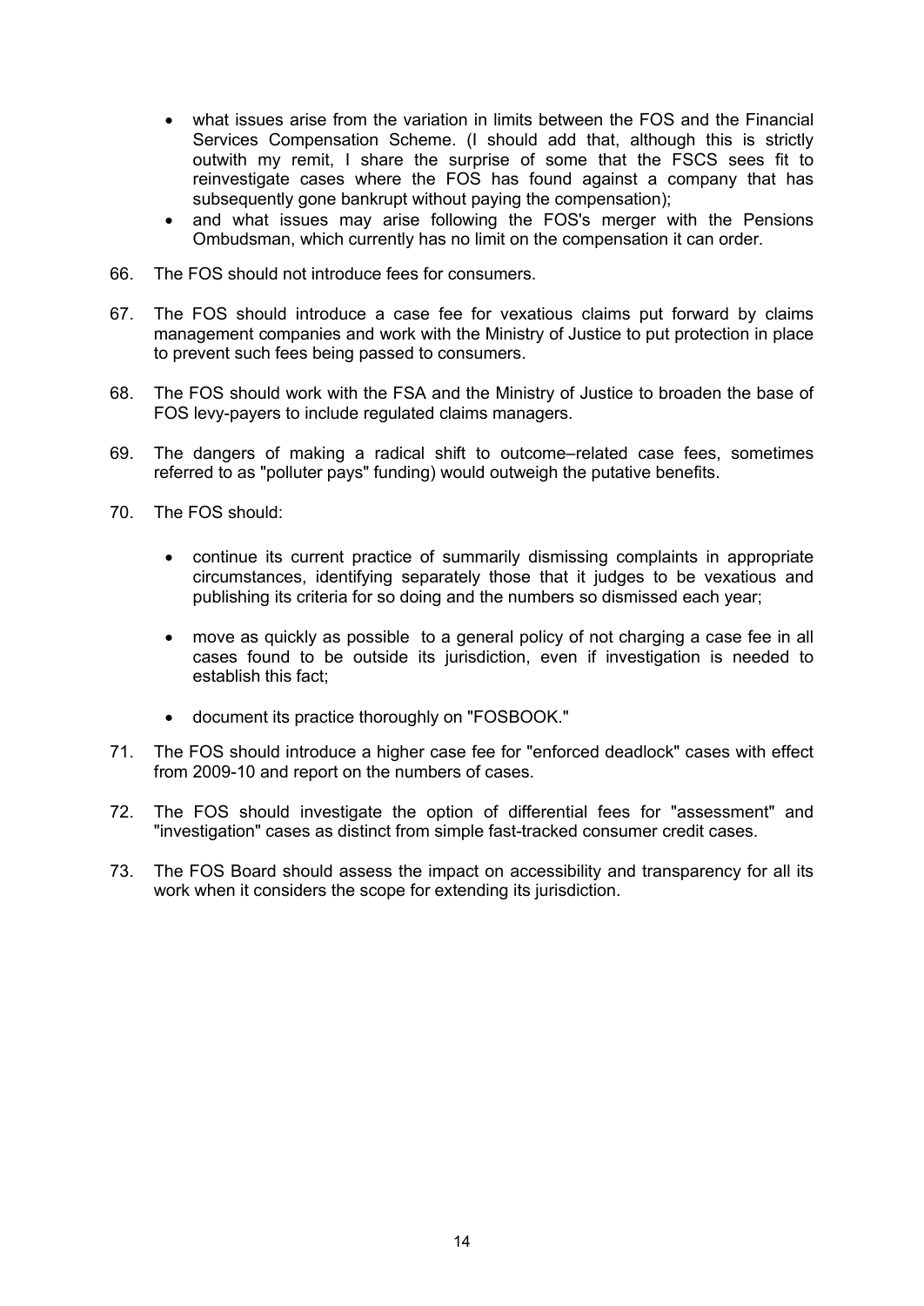- what issues arise from the variation in limits between the FOS and the Financial Services Compensation Scheme. (I should add that, although this is strictly outwith my remit, I share the surprise of some that the FSCS sees fit to reinvestigate cases where the FOS has found against a company that has subsequently gone bankrupt without paying the compensation);
- and what issues may arise following the FOS's merger with the Pensions Ombudsman, which currently has no limit on the compensation it can order.

66. The FOS should not introduce fees for consumers.

67. The FOS should introduce a case fee for vexatious claims put forward by claims management companies and work with the Ministry of Justice to put protection in place to prevent such fees being passed to consumers.

68. The FOS should work with the FSA and the Ministry of Justice to broaden the base of FOS levy-payers to include regulated claims managers.

69. The dangers of making a radical shift to outcome–related case fees, sometimes referred to as "polluter pays" funding) would outweigh the putative benefits.

70. The FOS should:

    - continue its current practice of summarily dismissing complaints in appropriate circumstances, identifying separately those that it judges to be vexatious and publishing its criteria for so doing and the numbers so dismissed each year;

    - move as quickly as possible to a general policy of not charging a case fee in all cases found to be outside its jurisdiction, even if investigation is needed to establish this fact;

    - document its practice thoroughly on "FOSBOOK."

71. The FOS should introduce a higher case fee for "enforced deadlock" cases with effect from 2009-10 and report on the numbers of cases.

72. The FOS should investigate the option of differential fees for "assessment" and "investigation" cases as distinct from simple fast-tracked consumer credit cases.

73. The FOS Board should assess the impact on accessibility and transparency for all its work when it considers the scope for extending its jurisdiction.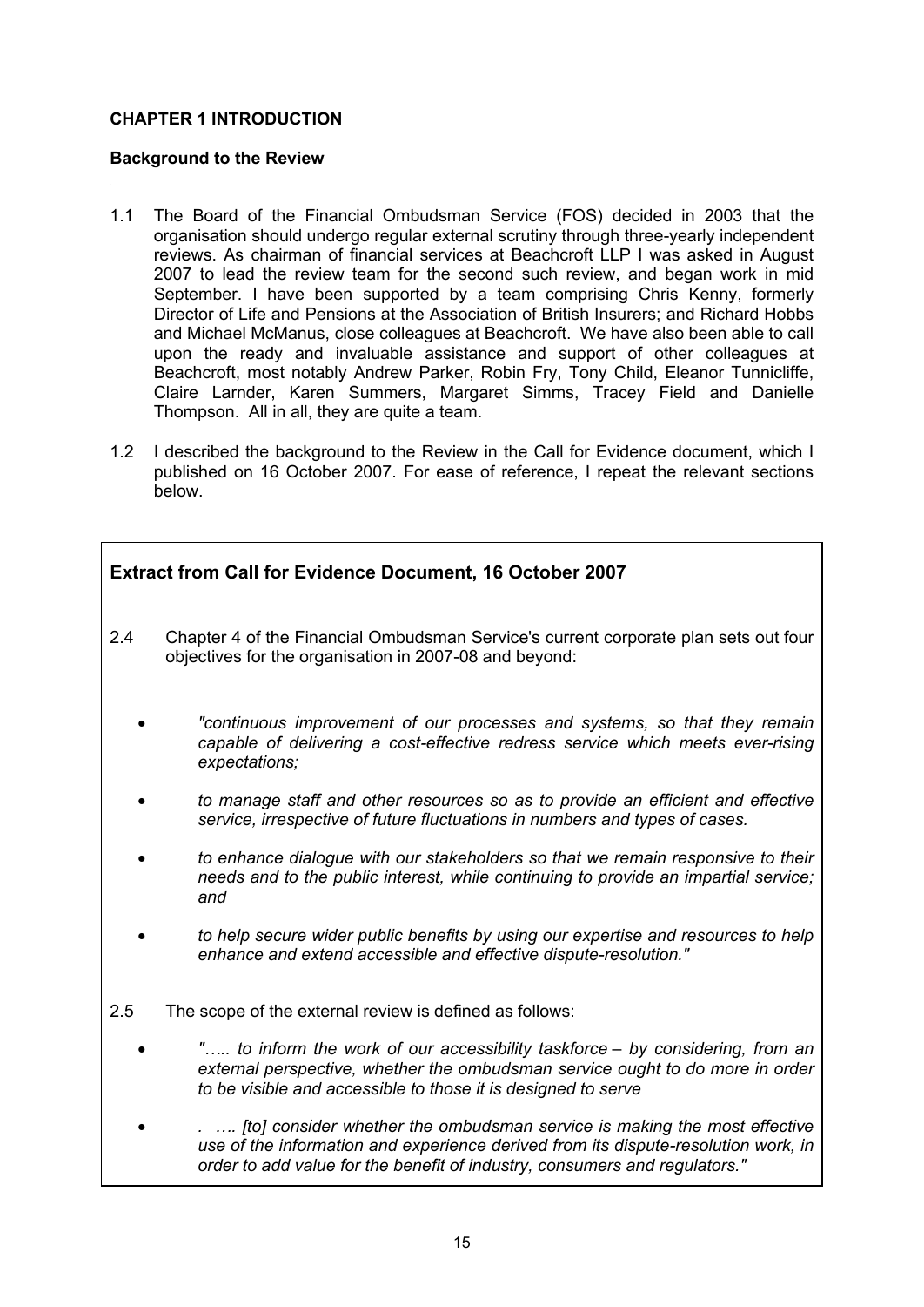## CHAPTER 1 INTRODUCTION

### Background to the Review

1.1 The Board of the Financial Ombudsman Service (FOS) decided in 2003 that the organisation should undergo regular external scrutiny through three-yearly independent reviews. As chairman of financial services at Beachcroft LLP I was asked in August 2007 to lead the review team for the second such review, and began work in mid September. I have been supported by a team comprising Chris Kenny, formerly Director of Life and Pensions at the Association of British Insurers; and Richard Hobbs and Michael McManus, close colleagues at Beachcroft. We have also been able to call upon the ready and invaluable assistance and support of other colleagues at Beachcroft, most notably Andrew Parker, Robin Fry, Tony Child, Eleanor Tunnicliffe, Claire Larnder, Karen Summers, Margaret Simms, Tracey Field and Danielle Thompson. All in all, they are quite a team.

1.2 I described the background to the Review in the Call for Evidence document, which I published on 16 October 2007. For ease of reference, I repeat the relevant sections below.

> **Extract from Call for Evidence Document, 16 October 2007**
>
> 2.4 Chapter 4 of the Financial Ombudsman Service's current corporate plan sets out four objectives for the organisation in 2007-08 and beyond:
>
> - *"continuous improvement of our processes and systems, so that they remain capable of delivering a cost-effective redress service which meets ever-rising expectations;*
> - *to manage staff and other resources so as to provide an efficient and effective service, irrespective of future fluctuations in numbers and types of cases.*
> - *to enhance dialogue with our stakeholders so that we remain responsive to their needs and to the public interest, while continuing to provide an impartial service; and*
> - *to help secure wider public benefits by using our expertise and resources to help enhance and extend accessible and effective dispute-resolution."*
>
> 2.5 The scope of the external review is defined as follows:
>
> - *"….. to inform the work of our accessibility taskforce – by considering, from an external perspective, whether the ombudsman service ought to do more in order to be visible and accessible to those it is designed to serve*
> - *. …. [to] consider whether the ombudsman service is making the most effective use of the information and experience derived from its dispute-resolution work, in order to add value for the benefit of industry, consumers and regulators."*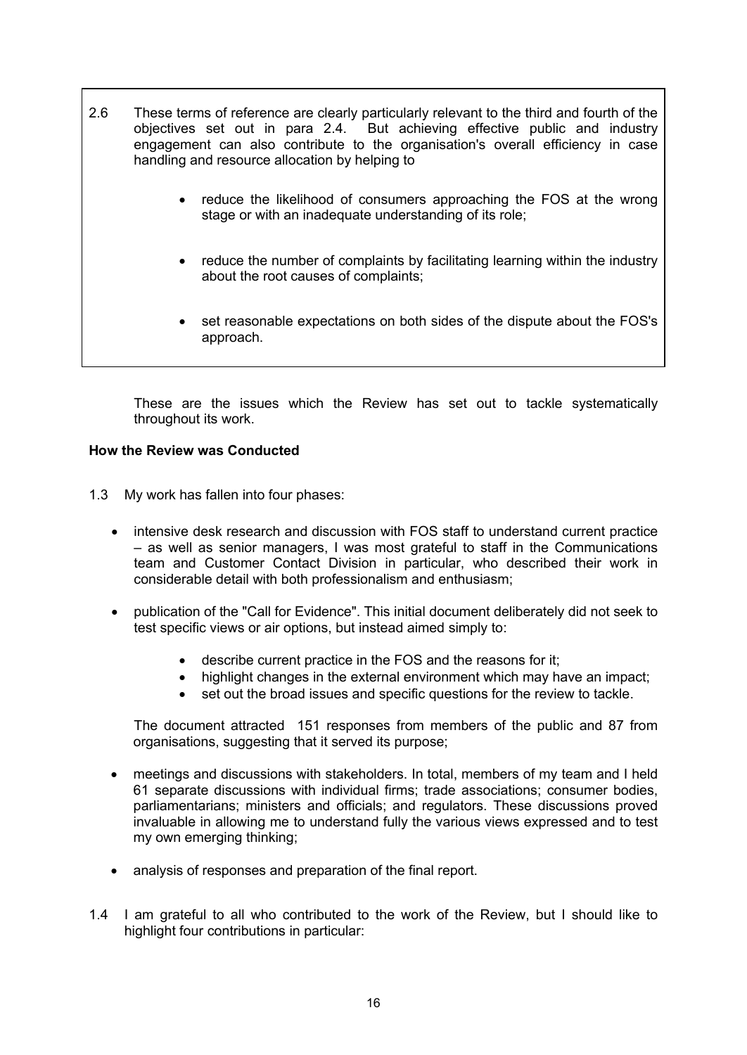2.6 These terms of reference are clearly particularly relevant to the third and fourth of the objectives set out in para 2.4. But achieving effective public and industry engagement can also contribute to the organisation's overall efficiency in case handling and resource allocation by helping to

- reduce the likelihood of consumers approaching the FOS at the wrong stage or with an inadequate understanding of its role;
- reduce the number of complaints by facilitating learning within the industry about the root causes of complaints;
- set reasonable expectations on both sides of the dispute about the FOS's approach.

These are the issues which the Review has set out to tackle systematically throughout its work.

**How the Review was Conducted**

1.3 My work has fallen into four phases:

- intensive desk research and discussion with FOS staff to understand current practice – as well as senior managers, I was most grateful to staff in the Communications team and Customer Contact Division in particular, who described their work in considerable detail with both professionalism and enthusiasm;
- publication of the "Call for Evidence". This initial document deliberately did not seek to test specific views or air options, but instead aimed simply to:
    - describe current practice in the FOS and the reasons for it;
    - highlight changes in the external environment which may have an impact;
    - set out the broad issues and specific questions for the review to tackle.

  The document attracted 151 responses from members of the public and 87 from organisations, suggesting that it served its purpose;
- meetings and discussions with stakeholders. In total, members of my team and I held 61 separate discussions with individual firms; trade associations; consumer bodies, parliamentarians; ministers and officials; and regulators. These discussions proved invaluable in allowing me to understand fully the various views expressed and to test my own emerging thinking;
- analysis of responses and preparation of the final report.

1.4 I am grateful to all who contributed to the work of the Review, but I should like to highlight four contributions in particular: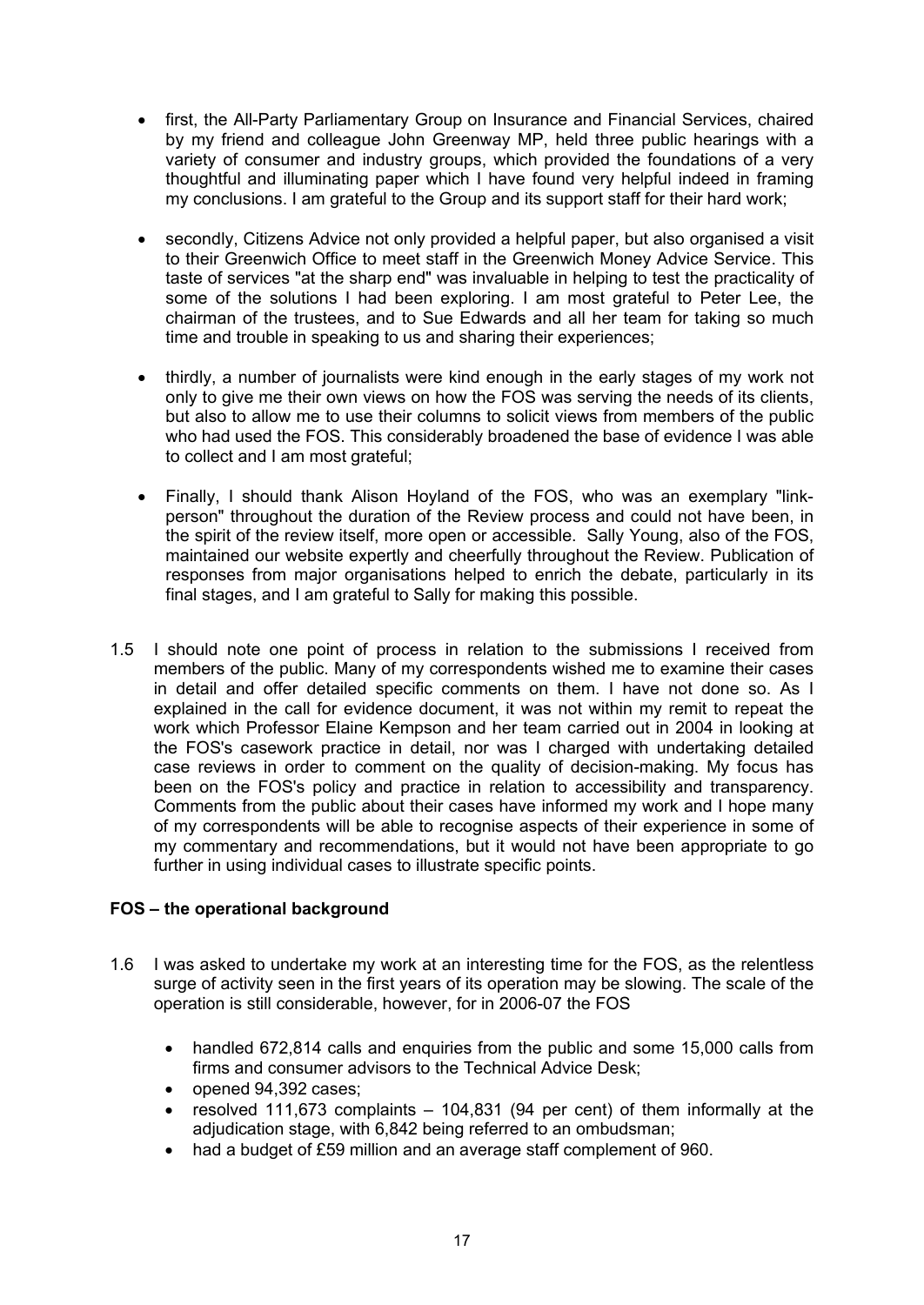- first, the All-Party Parliamentary Group on Insurance and Financial Services, chaired by my friend and colleague John Greenway MP, held three public hearings with a variety of consumer and industry groups, which provided the foundations of a very thoughtful and illuminating paper which I have found very helpful indeed in framing my conclusions. I am grateful to the Group and its support staff for their hard work;

- secondly, Citizens Advice not only provided a helpful paper, but also organised a visit to their Greenwich Office to meet staff in the Greenwich Money Advice Service. This taste of services "at the sharp end" was invaluable in helping to test the practicality of some of the solutions I had been exploring. I am most grateful to Peter Lee, the chairman of the trustees, and to Sue Edwards and all her team for taking so much time and trouble in speaking to us and sharing their experiences;

- thirdly, a number of journalists were kind enough in the early stages of my work not only to give me their own views on how the FOS was serving the needs of its clients, but also to allow me to use their columns to solicit views from members of the public who had used the FOS. This considerably broadened the base of evidence I was able to collect and I am most grateful;

- Finally, I should thank Alison Hoyland of the FOS, who was an exemplary "link-person" throughout the duration of the Review process and could not have been, in the spirit of the review itself, more open or accessible. Sally Young, also of the FOS, maintained our website expertly and cheerfully throughout the Review. Publication of responses from major organisations helped to enrich the debate, particularly in its final stages, and I am grateful to Sally for making this possible.

1.5 I should note one point of process in relation to the submissions I received from members of the public. Many of my correspondents wished me to examine their cases in detail and offer detailed specific comments on them. I have not done so. As I explained in the call for evidence document, it was not within my remit to repeat the work which Professor Elaine Kempson and her team carried out in 2004 in looking at the FOS's casework practice in detail, nor was I charged with undertaking detailed case reviews in order to comment on the quality of decision-making. My focus has been on the FOS's policy and practice in relation to accessibility and transparency. Comments from the public about their cases have informed my work and I hope many of my correspondents will be able to recognise aspects of their experience in some of my commentary and recommendations, but it would not have been appropriate to go further in using individual cases to illustrate specific points.

**FOS – the operational background**

1.6 I was asked to undertake my work at an interesting time for the FOS, as the relentless surge of activity seen in the first years of its operation may be slowing. The scale of the operation is still considerable, however, for in 2006-07 the FOS

- handled 672,814 calls and enquiries from the public and some 15,000 calls from firms and consumer advisors to the Technical Advice Desk;
- opened 94,392 cases;
- resolved 111,673 complaints – 104,831 (94 per cent) of them informally at the adjudication stage, with 6,842 being referred to an ombudsman;
- had a budget of £59 million and an average staff complement of 960.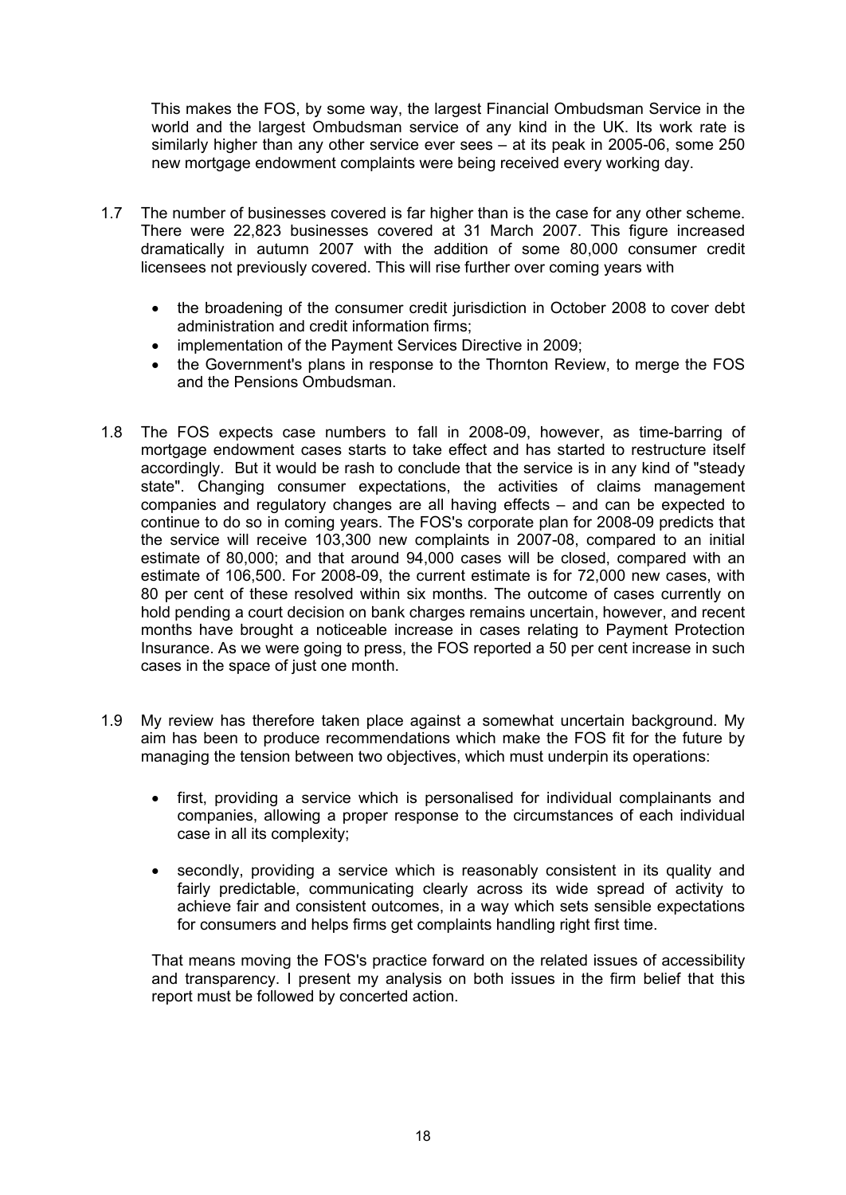This makes the FOS, by some way, the largest Financial Ombudsman Service in the world and the largest Ombudsman service of any kind in the UK. Its work rate is similarly higher than any other service ever sees – at its peak in 2005-06, some 250 new mortgage endowment complaints were being received every working day.

1.7 The number of businesses covered is far higher than is the case for any other scheme. There were 22,823 businesses covered at 31 March 2007. This figure increased dramatically in autumn 2007 with the addition of some 80,000 consumer credit licensees not previously covered. This will rise further over coming years with

- the broadening of the consumer credit jurisdiction in October 2008 to cover debt administration and credit information firms;
- implementation of the Payment Services Directive in 2009;
- the Government's plans in response to the Thornton Review, to merge the FOS and the Pensions Ombudsman.

1.8 The FOS expects case numbers to fall in 2008-09, however, as time-barring of mortgage endowment cases starts to take effect and has started to restructure itself accordingly. But it would be rash to conclude that the service is in any kind of "steady state". Changing consumer expectations, the activities of claims management companies and regulatory changes are all having effects – and can be expected to continue to do so in coming years. The FOS's corporate plan for 2008-09 predicts that the service will receive 103,300 new complaints in 2007-08, compared to an initial estimate of 80,000; and that around 94,000 cases will be closed, compared with an estimate of 106,500. For 2008-09, the current estimate is for 72,000 new cases, with 80 per cent of these resolved within six months. The outcome of cases currently on hold pending a court decision on bank charges remains uncertain, however, and recent months have brought a noticeable increase in cases relating to Payment Protection Insurance. As we were going to press, the FOS reported a 50 per cent increase in such cases in the space of just one month.

1.9 My review has therefore taken place against a somewhat uncertain background. My aim has been to produce recommendations which make the FOS fit for the future by managing the tension between two objectives, which must underpin its operations:

- first, providing a service which is personalised for individual complainants and companies, allowing a proper response to the circumstances of each individual case in all its complexity;

- secondly, providing a service which is reasonably consistent in its quality and fairly predictable, communicating clearly across its wide spread of activity to achieve fair and consistent outcomes, in a way which sets sensible expectations for consumers and helps firms get complaints handling right first time.

That means moving the FOS's practice forward on the related issues of accessibility and transparency. I present my analysis on both issues in the firm belief that this report must be followed by concerted action.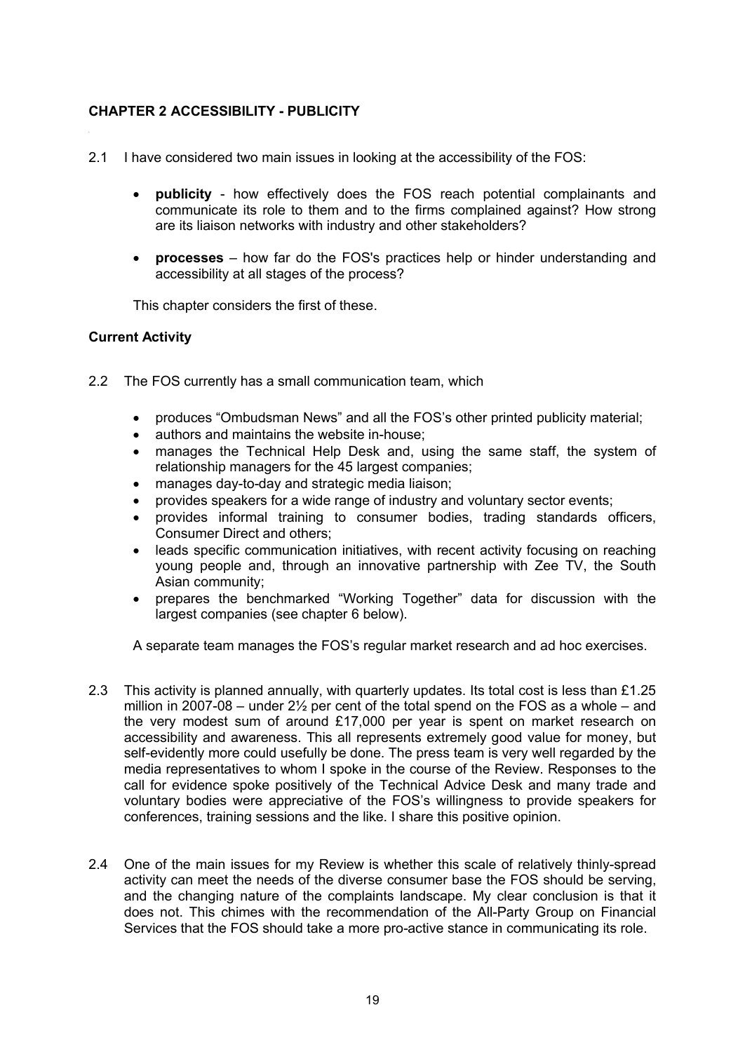## CHAPTER 2 ACCESSIBILITY - PUBLICITY

2.1 I have considered two main issues in looking at the accessibility of the FOS:

- **publicity** - how effectively does the FOS reach potential complainants and communicate its role to them and to the firms complained against? How strong are its liaison networks with industry and other stakeholders?
- **processes** – how far do the FOS's practices help or hinder understanding and accessibility at all stages of the process?

This chapter considers the first of these.

### Current Activity

2.2 The FOS currently has a small communication team, which

- produces "Ombudsman News" and all the FOS's other printed publicity material;
- authors and maintains the website in-house;
- manages the Technical Help Desk and, using the same staff, the system of relationship managers for the 45 largest companies;
- manages day-to-day and strategic media liaison;
- provides speakers for a wide range of industry and voluntary sector events;
- provides informal training to consumer bodies, trading standards officers, Consumer Direct and others;
- leads specific communication initiatives, with recent activity focusing on reaching young people and, through an innovative partnership with Zee TV, the South Asian community;
- prepares the benchmarked "Working Together" data for discussion with the largest companies (see chapter 6 below).

A separate team manages the FOS's regular market research and ad hoc exercises.

2.3 This activity is planned annually, with quarterly updates. Its total cost is less than £1.25 million in 2007-08 – under 2½ per cent of the total spend on the FOS as a whole – and the very modest sum of around £17,000 per year is spent on market research on accessibility and awareness. This all represents extremely good value for money, but self-evidently more could usefully be done. The press team is very well regarded by the media representatives to whom I spoke in the course of the Review. Responses to the call for evidence spoke positively of the Technical Advice Desk and many trade and voluntary bodies were appreciative of the FOS's willingness to provide speakers for conferences, training sessions and the like. I share this positive opinion.

2.4 One of the main issues for my Review is whether this scale of relatively thinly-spread activity can meet the needs of the diverse consumer base the FOS should be serving, and the changing nature of the complaints landscape. My clear conclusion is that it does not. This chimes with the recommendation of the All-Party Group on Financial Services that the FOS should take a more pro-active stance in communicating its role.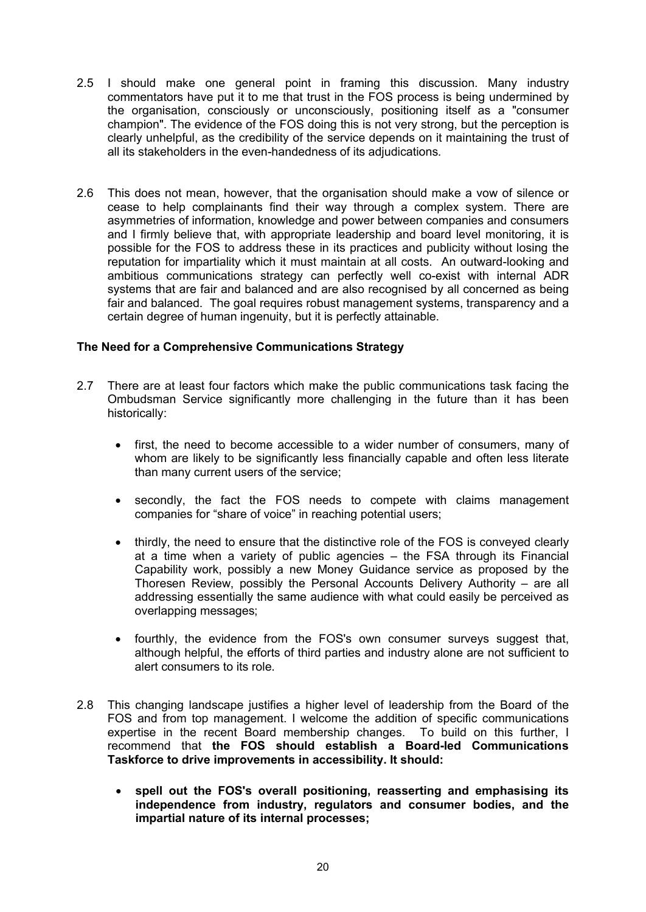2.5 I should make one general point in framing this discussion. Many industry commentators have put it to me that trust in the FOS process is being undermined by the organisation, consciously or unconsciously, positioning itself as a "consumer champion". The evidence of the FOS doing this is not very strong, but the perception is clearly unhelpful, as the credibility of the service depends on it maintaining the trust of all its stakeholders in the even-handedness of its adjudications.

2.6 This does not mean, however, that the organisation should make a vow of silence or cease to help complainants find their way through a complex system. There are asymmetries of information, knowledge and power between companies and consumers and I firmly believe that, with appropriate leadership and board level monitoring, it is possible for the FOS to address these in its practices and publicity without losing the reputation for impartiality which it must maintain at all costs. An outward-looking and ambitious communications strategy can perfectly well co-exist with internal ADR systems that are fair and balanced and are also recognised by all concerned as being fair and balanced. The goal requires robust management systems, transparency and a certain degree of human ingenuity, but it is perfectly attainable.

### The Need for a Comprehensive Communications Strategy

2.7 There are at least four factors which make the public communications task facing the Ombudsman Service significantly more challenging in the future than it has been historically:

- first, the need to become accessible to a wider number of consumers, many of whom are likely to be significantly less financially capable and often less literate than many current users of the service;
- secondly, the fact the FOS needs to compete with claims management companies for "share of voice" in reaching potential users;
- thirdly, the need to ensure that the distinctive role of the FOS is conveyed clearly at a time when a variety of public agencies – the FSA through its Financial Capability work, possibly a new Money Guidance service as proposed by the Thoresen Review, possibly the Personal Accounts Delivery Authority – are all addressing essentially the same audience with what could easily be perceived as overlapping messages;
- fourthly, the evidence from the FOS's own consumer surveys suggest that, although helpful, the efforts of third parties and industry alone are not sufficient to alert consumers to its role.

2.8 This changing landscape justifies a higher level of leadership from the Board of the FOS and from top management. I welcome the addition of specific communications expertise in the recent Board membership changes. To build on this further, I recommend that **the FOS should establish a Board-led Communications Taskforce to drive improvements in accessibility. It should:**

- **spell out the FOS's overall positioning, reasserting and emphasising its independence from industry, regulators and consumer bodies, and the impartial nature of its internal processes;**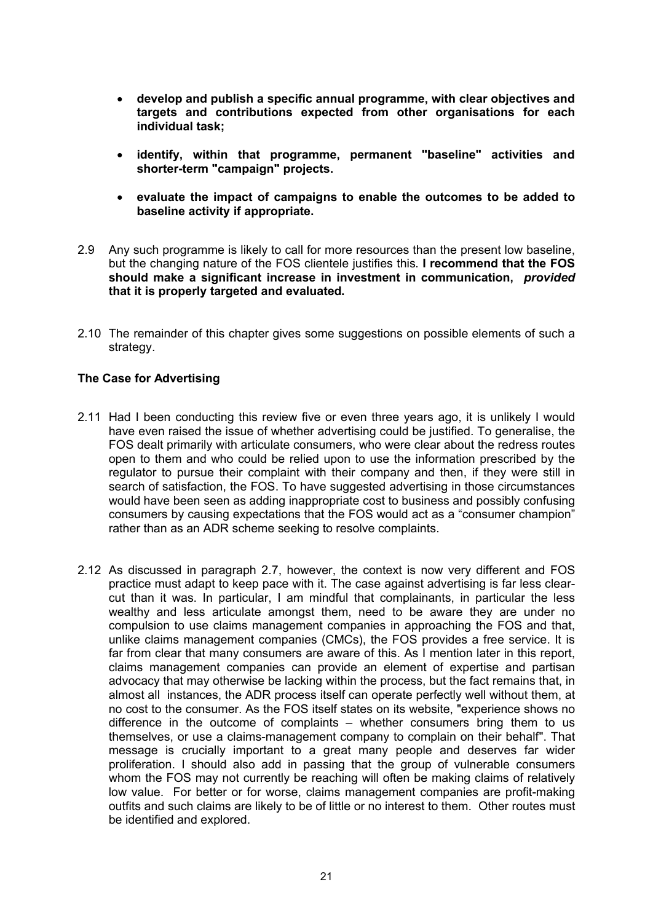- **develop and publish a specific annual programme, with clear objectives and targets and contributions expected from other organisations for each individual task;**

- **identify, within that programme, permanent "baseline" activities and shorter-term "campaign" projects.**

- **evaluate the impact of campaigns to enable the outcomes to be added to baseline activity if appropriate.**

2.9 Any such programme is likely to call for more resources than the present low baseline, but the changing nature of the FOS clientele justifies this. **I recommend that the FOS should make a significant increase in investment in communication, *provided* that it is properly targeted and evaluated.**

2.10 The remainder of this chapter gives some suggestions on possible elements of such a strategy.

**The Case for Advertising**

2.11 Had I been conducting this review five or even three years ago, it is unlikely I would have even raised the issue of whether advertising could be justified. To generalise, the FOS dealt primarily with articulate consumers, who were clear about the redress routes open to them and who could be relied upon to use the information prescribed by the regulator to pursue their complaint with their company and then, if they were still in search of satisfaction, the FOS. To have suggested advertising in those circumstances would have been seen as adding inappropriate cost to business and possibly confusing consumers by causing expectations that the FOS would act as a "consumer champion" rather than as an ADR scheme seeking to resolve complaints.

2.12 As discussed in paragraph 2.7, however, the context is now very different and FOS practice must adapt to keep pace with it. The case against advertising is far less clear-cut than it was. In particular, I am mindful that complainants, in particular the less wealthy and less articulate amongst them, need to be aware they are under no compulsion to use claims management companies in approaching the FOS and that, unlike claims management companies (CMCs), the FOS provides a free service. It is far from clear that many consumers are aware of this. As I mention later in this report, claims management companies can provide an element of expertise and partisan advocacy that may otherwise be lacking within the process, but the fact remains that, in almost all instances, the ADR process itself can operate perfectly well without them, at no cost to the consumer. As the FOS itself states on its website, "experience shows no difference in the outcome of complaints – whether consumers bring them to us themselves, or use a claims-management company to complain on their behalf". That message is crucially important to a great many people and deserves far wider proliferation. I should also add in passing that the group of vulnerable consumers whom the FOS may not currently be reaching will often be making claims of relatively low value. For better or for worse, claims management companies are profit-making outfits and such claims are likely to be of little or no interest to them. Other routes must be identified and explored.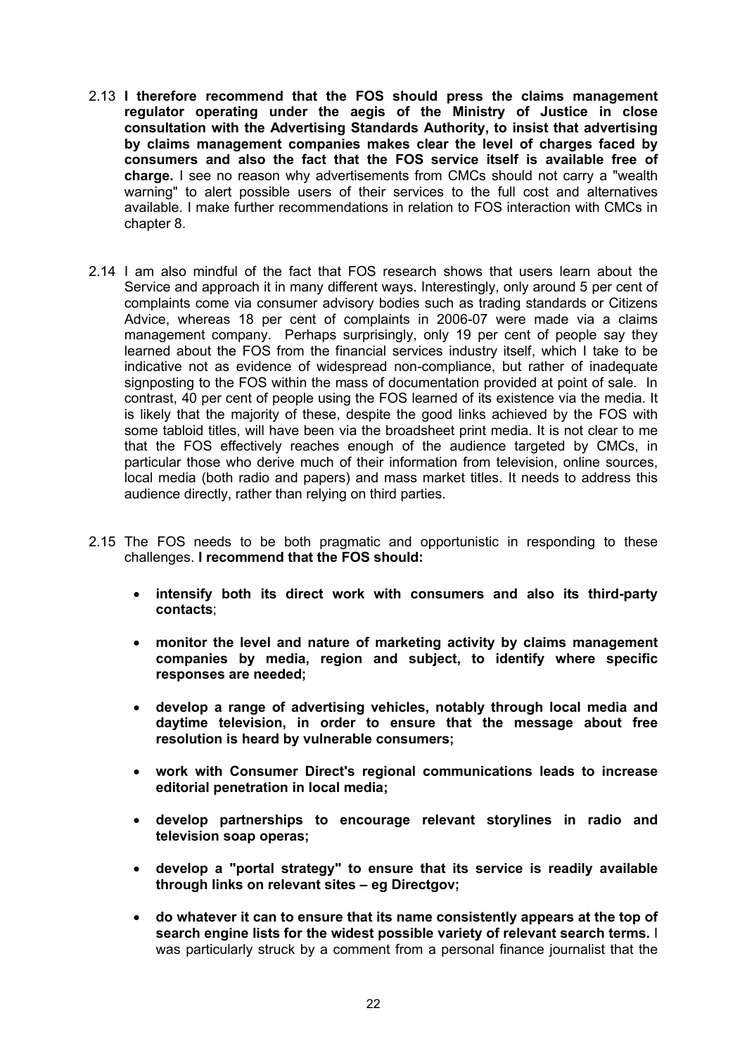2.13 **I therefore recommend that the FOS should press the claims management regulator operating under the aegis of the Ministry of Justice in close consultation with the Advertising Standards Authority, to insist that advertising by claims management companies makes clear the level of charges faced by consumers and also the fact that the FOS service itself is available free of charge.** I see no reason why advertisements from CMCs should not carry a "wealth warning" to alert possible users of their services to the full cost and alternatives available. I make further recommendations in relation to FOS interaction with CMCs in chapter 8.

2.14 I am also mindful of the fact that FOS research shows that users learn about the Service and approach it in many different ways. Interestingly, only around 5 per cent of complaints come via consumer advisory bodies such as trading standards or Citizens Advice, whereas 18 per cent of complaints in 2006-07 were made via a claims management company. Perhaps surprisingly, only 19 per cent of people say they learned about the FOS from the financial services industry itself, which I take to be indicative not as evidence of widespread non-compliance, but rather of inadequate signposting to the FOS within the mass of documentation provided at point of sale. In contrast, 40 per cent of people using the FOS learned of its existence via the media. It is likely that the majority of these, despite the good links achieved by the FOS with some tabloid titles, will have been via the broadsheet print media. It is not clear to me that the FOS effectively reaches enough of the audience targeted by CMCs, in particular those who derive much of their information from television, online sources, local media (both radio and papers) and mass market titles. It needs to address this audience directly, rather than relying on third parties.

2.15 The FOS needs to be both pragmatic and opportunistic in responding to these challenges. **I recommend that the FOS should:**

- **intensify both its direct work with consumers and also its third-party contacts**;
- **monitor the level and nature of marketing activity by claims management companies by media, region and subject, to identify where specific responses are needed;**
- **develop a range of advertising vehicles, notably through local media and daytime television, in order to ensure that the message about free resolution is heard by vulnerable consumers;**
- **work with Consumer Direct's regional communications leads to increase editorial penetration in local media;**
- **develop partnerships to encourage relevant storylines in radio and television soap operas;**
- **develop a "portal strategy" to ensure that its service is readily available through links on relevant sites – eg Directgov;**
- **do whatever it can to ensure that its name consistently appears at the top of search engine lists for the widest possible variety of relevant search terms.** I was particularly struck by a comment from a personal finance journalist that the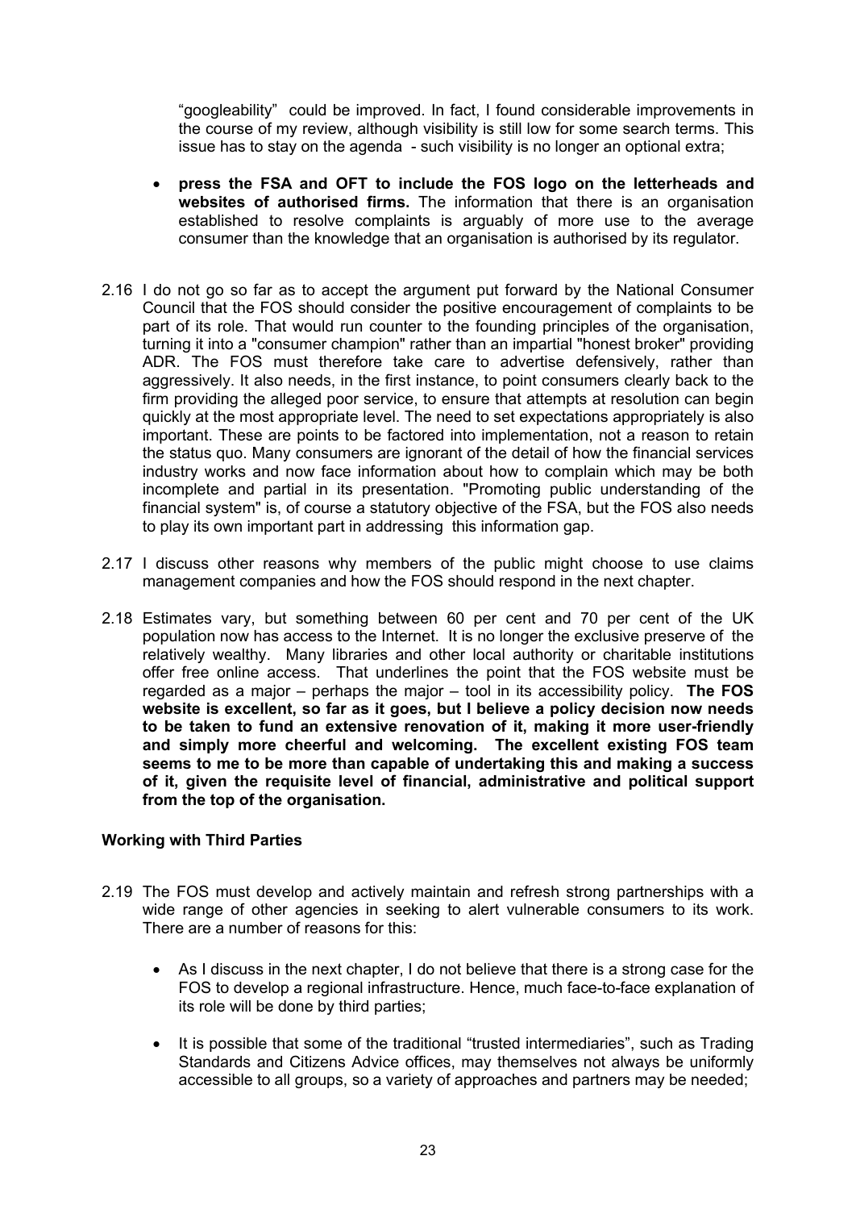"googleability" could be improved. In fact, I found considerable improvements in the course of my review, although visibility is still low for some search terms. This issue has to stay on the agenda - such visibility is no longer an optional extra;

- **press the FSA and OFT to include the FOS logo on the letterheads and websites of authorised firms.** The information that there is an organisation established to resolve complaints is arguably of more use to the average consumer than the knowledge that an organisation is authorised by its regulator.

2.16 I do not go so far as to accept the argument put forward by the National Consumer Council that the FOS should consider the positive encouragement of complaints to be part of its role. That would run counter to the founding principles of the organisation, turning it into a "consumer champion" rather than an impartial "honest broker" providing ADR. The FOS must therefore take care to advertise defensively, rather than aggressively. It also needs, in the first instance, to point consumers clearly back to the firm providing the alleged poor service, to ensure that attempts at resolution can begin quickly at the most appropriate level. The need to set expectations appropriately is also important. These are points to be factored into implementation, not a reason to retain the status quo. Many consumers are ignorant of the detail of how the financial services industry works and now face information about how to complain which may be both incomplete and partial in its presentation. "Promoting public understanding of the financial system" is, of course a statutory objective of the FSA, but the FOS also needs to play its own important part in addressing this information gap.

2.17 I discuss other reasons why members of the public might choose to use claims management companies and how the FOS should respond in the next chapter.

2.18 Estimates vary, but something between 60 per cent and 70 per cent of the UK population now has access to the Internet. It is no longer the exclusive preserve of the relatively wealthy. Many libraries and other local authority or charitable institutions offer free online access. That underlines the point that the FOS website must be regarded as a major – perhaps the major – tool in its accessibility policy. **The FOS website is excellent, so far as it goes, but I believe a policy decision now needs to be taken to fund an extensive renovation of it, making it more user-friendly and simply more cheerful and welcoming. The excellent existing FOS team seems to me to be more than capable of undertaking this and making a success of it, given the requisite level of financial, administrative and political support from the top of the organisation.**

**Working with Third Parties**

2.19 The FOS must develop and actively maintain and refresh strong partnerships with a wide range of other agencies in seeking to alert vulnerable consumers to its work. There are a number of reasons for this:

- As I discuss in the next chapter, I do not believe that there is a strong case for the FOS to develop a regional infrastructure. Hence, much face-to-face explanation of its role will be done by third parties;
- It is possible that some of the traditional "trusted intermediaries", such as Trading Standards and Citizens Advice offices, may themselves not always be uniformly accessible to all groups, so a variety of approaches and partners may be needed;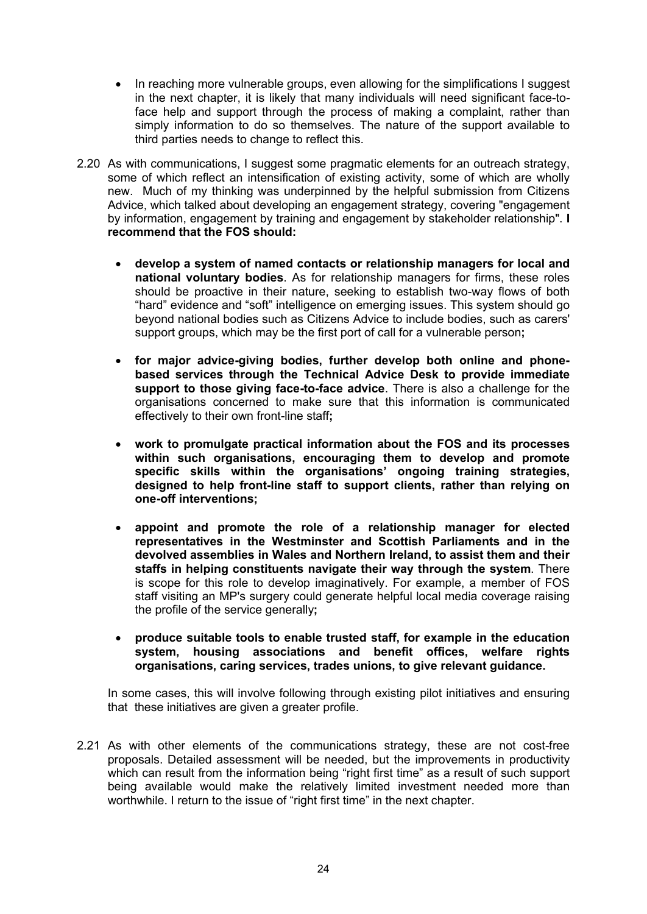- In reaching more vulnerable groups, even allowing for the simplifications I suggest in the next chapter, it is likely that many individuals will need significant face-to-face help and support through the process of making a complaint, rather than simply information to do so themselves. The nature of the support available to third parties needs to change to reflect this.

2.20 As with communications, I suggest some pragmatic elements for an outreach strategy, some of which reflect an intensification of existing activity, some of which are wholly new. Much of my thinking was underpinned by the helpful submission from Citizens Advice, which talked about developing an engagement strategy, covering "engagement by information, engagement by training and engagement by stakeholder relationship". **I recommend that the FOS should:**

- **develop a system of named contacts or relationship managers for local and national voluntary bodies**. As for relationship managers for firms, these roles should be proactive in their nature, seeking to establish two-way flows of both "hard" evidence and "soft" intelligence on emerging issues. This system should go beyond national bodies such as Citizens Advice to include bodies, such as carers' support groups, which may be the first port of call for a vulnerable person**;**

- **for major advice-giving bodies, further develop both online and phone-based services through the Technical Advice Desk to provide immediate support to those giving face-to-face advice**. There is also a challenge for the organisations concerned to make sure that this information is communicated effectively to their own front-line staff**;**

- **work to promulgate practical information about the FOS and its processes within such organisations, encouraging them to develop and promote specific skills within the organisations' ongoing training strategies, designed to help front-line staff to support clients, rather than relying on one-off interventions;**

- **appoint and promote the role of a relationship manager for elected representatives in the Westminster and Scottish Parliaments and in the devolved assemblies in Wales and Northern Ireland, to assist them and their staffs in helping constituents navigate their way through the system**. There is scope for this role to develop imaginatively. For example, a member of FOS staff visiting an MP's surgery could generate helpful local media coverage raising the profile of the service generally**;**

- **produce suitable tools to enable trusted staff, for example in the education system, housing associations and benefit offices, welfare rights organisations, caring services, trades unions, to give relevant guidance.**

In some cases, this will involve following through existing pilot initiatives and ensuring that these initiatives are given a greater profile.

2.21 As with other elements of the communications strategy, these are not cost-free proposals. Detailed assessment will be needed, but the improvements in productivity which can result from the information being "right first time" as a result of such support being available would make the relatively limited investment needed more than worthwhile. I return to the issue of "right first time" in the next chapter.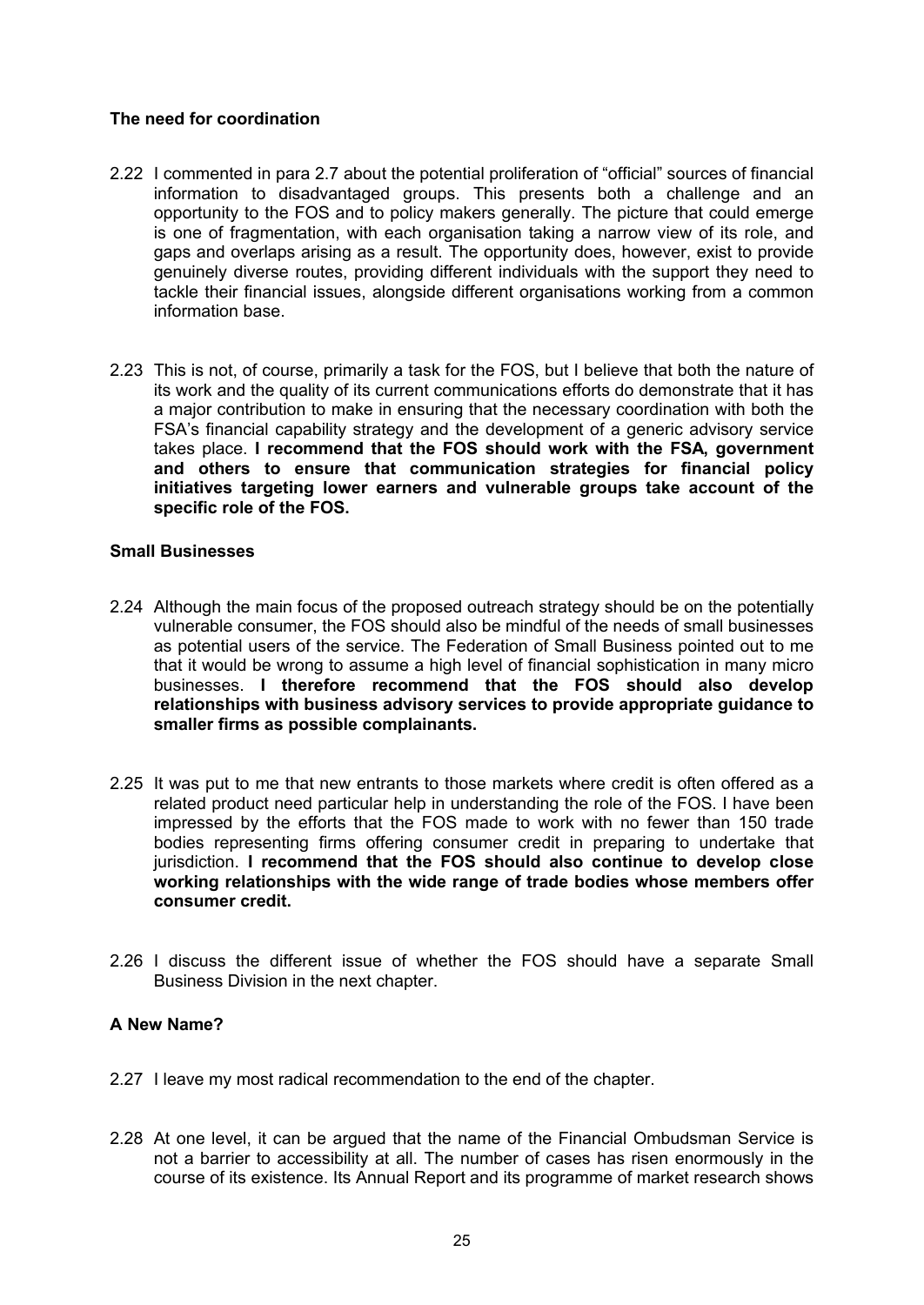### The need for coordination

2.22 I commented in para 2.7 about the potential proliferation of "official" sources of financial information to disadvantaged groups. This presents both a challenge and an opportunity to the FOS and to policy makers generally. The picture that could emerge is one of fragmentation, with each organisation taking a narrow view of its role, and gaps and overlaps arising as a result. The opportunity does, however, exist to provide genuinely diverse routes, providing different individuals with the support they need to tackle their financial issues, alongside different organisations working from a common information base.

2.23 This is not, of course, primarily a task for the FOS, but I believe that both the nature of its work and the quality of its current communications efforts do demonstrate that it has a major contribution to make in ensuring that the necessary coordination with both the FSA's financial capability strategy and the development of a generic advisory service takes place. **I recommend that the FOS should work with the FSA, government and others to ensure that communication strategies for financial policy initiatives targeting lower earners and vulnerable groups take account of the specific role of the FOS.**

### Small Businesses

2.24 Although the main focus of the proposed outreach strategy should be on the potentially vulnerable consumer, the FOS should also be mindful of the needs of small businesses as potential users of the service. The Federation of Small Business pointed out to me that it would be wrong to assume a high level of financial sophistication in many micro businesses. **I therefore recommend that the FOS should also develop relationships with business advisory services to provide appropriate guidance to smaller firms as possible complainants.**

2.25 It was put to me that new entrants to those markets where credit is often offered as a related product need particular help in understanding the role of the FOS. I have been impressed by the efforts that the FOS made to work with no fewer than 150 trade bodies representing firms offering consumer credit in preparing to undertake that jurisdiction. **I recommend that the FOS should also continue to develop close working relationships with the wide range of trade bodies whose members offer consumer credit.**

2.26 I discuss the different issue of whether the FOS should have a separate Small Business Division in the next chapter.

### A New Name?

2.27 I leave my most radical recommendation to the end of the chapter.

2.28 At one level, it can be argued that the name of the Financial Ombudsman Service is not a barrier to accessibility at all. The number of cases has risen enormously in the course of its existence. Its Annual Report and its programme of market research shows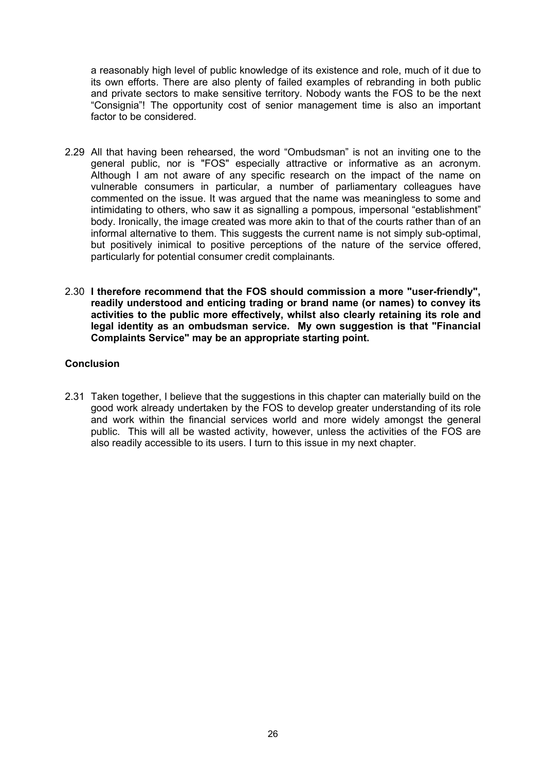a reasonably high level of public knowledge of its existence and role, much of it due to its own efforts. There are also plenty of failed examples of rebranding in both public and private sectors to make sensitive territory. Nobody wants the FOS to be the next "Consignia"! The opportunity cost of senior management time is also an important factor to be considered.

2.29 All that having been rehearsed, the word "Ombudsman" is not an inviting one to the general public, nor is "FOS" especially attractive or informative as an acronym. Although I am not aware of any specific research on the impact of the name on vulnerable consumers in particular, a number of parliamentary colleagues have commented on the issue. It was argued that the name was meaningless to some and intimidating to others, who saw it as signalling a pompous, impersonal "establishment" body. Ironically, the image created was more akin to that of the courts rather than of an informal alternative to them. This suggests the current name is not simply sub-optimal, but positively inimical to positive perceptions of the nature of the service offered, particularly for potential consumer credit complainants.

2.30 **I therefore recommend that the FOS should commission a more "user-friendly", readily understood and enticing trading or brand name (or names) to convey its activities to the public more effectively, whilst also clearly retaining its role and legal identity as an ombudsman service. My own suggestion is that "Financial Complaints Service" may be an appropriate starting point.**

**Conclusion**

2.31 Taken together, I believe that the suggestions in this chapter can materially build on the good work already undertaken by the FOS to develop greater understanding of its role and work within the financial services world and more widely amongst the general public. This will all be wasted activity, however, unless the activities of the FOS are also readily accessible to its users. I turn to this issue in my next chapter.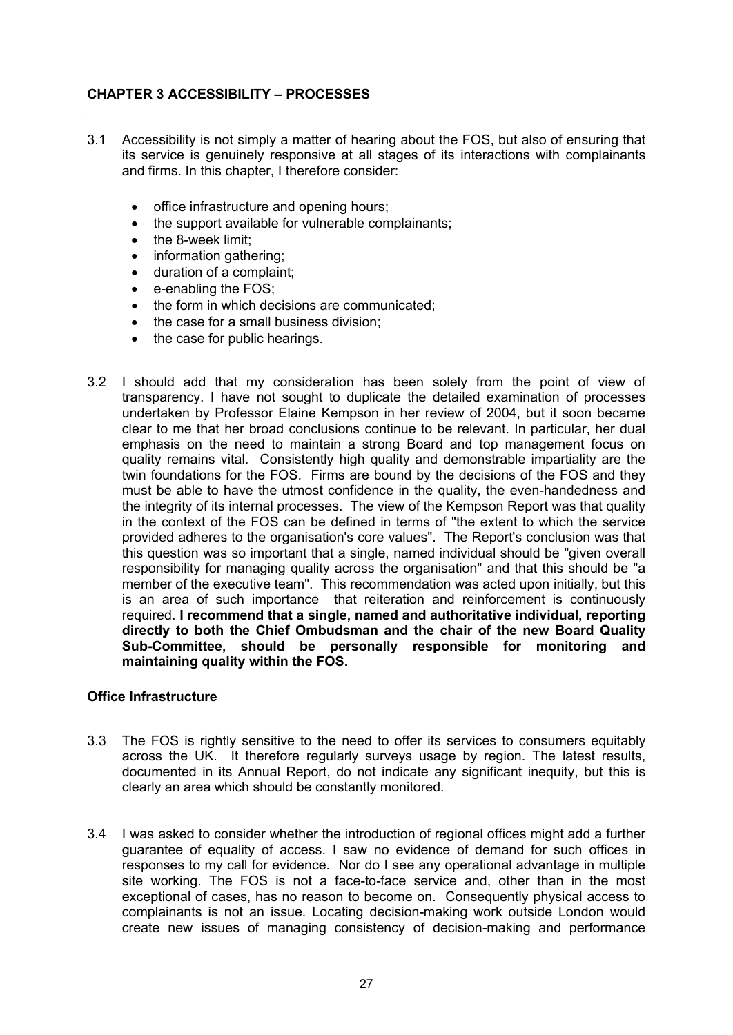## CHAPTER 3 ACCESSIBILITY – PROCESSES

3.1 Accessibility is not simply a matter of hearing about the FOS, but also of ensuring that its service is genuinely responsive at all stages of its interactions with complainants and firms. In this chapter, I therefore consider:

- office infrastructure and opening hours;
- the support available for vulnerable complainants;
- the 8-week limit;
- information gathering;
- duration of a complaint;
- e-enabling the FOS;
- the form in which decisions are communicated;
- the case for a small business division;
- the case for public hearings.

3.2 I should add that my consideration has been solely from the point of view of transparency. I have not sought to duplicate the detailed examination of processes undertaken by Professor Elaine Kempson in her review of 2004, but it soon became clear to me that her broad conclusions continue to be relevant. In particular, her dual emphasis on the need to maintain a strong Board and top management focus on quality remains vital. Consistently high quality and demonstrable impartiality are the twin foundations for the FOS. Firms are bound by the decisions of the FOS and they must be able to have the utmost confidence in the quality, the even-handedness and the integrity of its internal processes. The view of the Kempson Report was that quality in the context of the FOS can be defined in terms of "the extent to which the service provided adheres to the organisation's core values". The Report's conclusion was that this question was so important that a single, named individual should be "given overall responsibility for managing quality across the organisation" and that this should be "a member of the executive team". This recommendation was acted upon initially, but this is an area of such importance that reiteration and reinforcement is continuously required. **I recommend that a single, named and authoritative individual, reporting directly to both the Chief Ombudsman and the chair of the new Board Quality Sub-Committee, should be personally responsible for monitoring and maintaining quality within the FOS.**

### Office Infrastructure

3.3 The FOS is rightly sensitive to the need to offer its services to consumers equitably across the UK. It therefore regularly surveys usage by region. The latest results, documented in its Annual Report, do not indicate any significant inequity, but this is clearly an area which should be constantly monitored.

3.4 I was asked to consider whether the introduction of regional offices might add a further guarantee of equality of access. I saw no evidence of demand for such offices in responses to my call for evidence. Nor do I see any operational advantage in multiple site working. The FOS is not a face-to-face service and, other than in the most exceptional of cases, has no reason to become on. Consequently physical access to complainants is not an issue. Locating decision-making work outside London would create new issues of managing consistency of decision-making and performance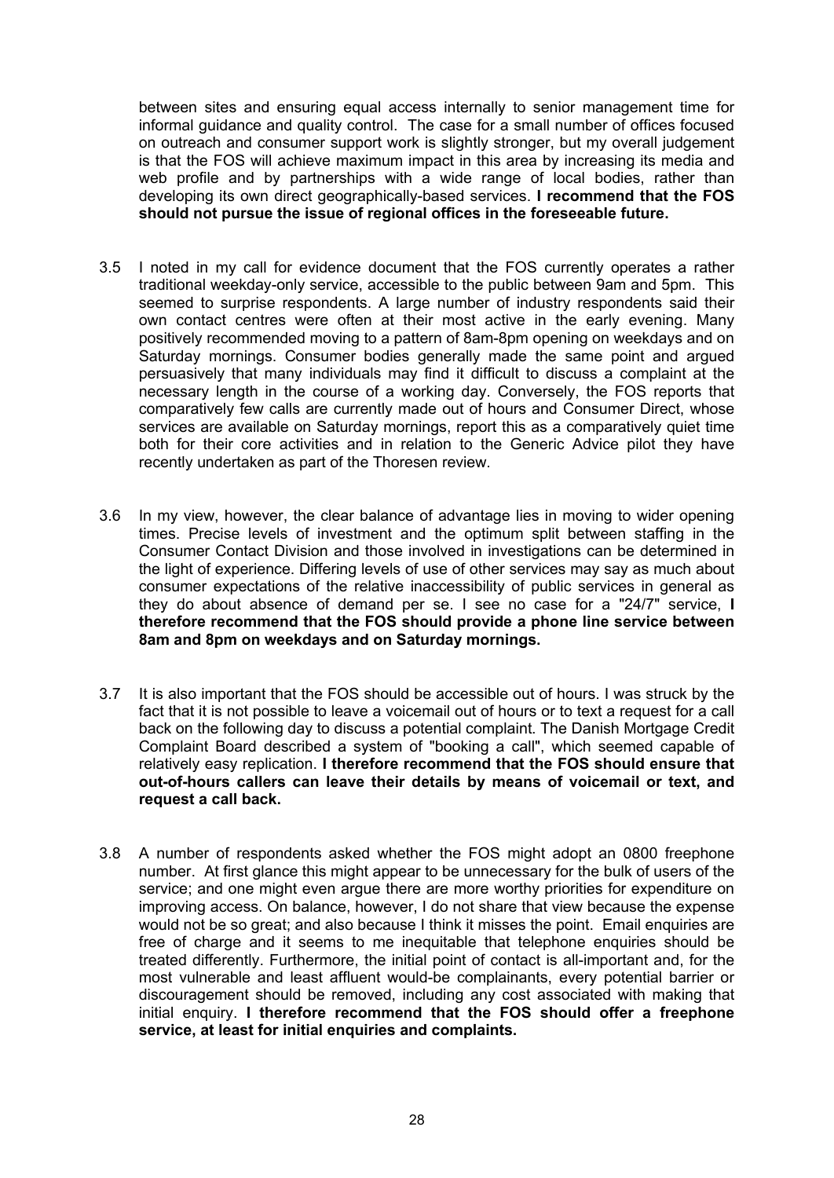between sites and ensuring equal access internally to senior management time for informal guidance and quality control. The case for a small number of offices focused on outreach and consumer support work is slightly stronger, but my overall judgement is that the FOS will achieve maximum impact in this area by increasing its media and web profile and by partnerships with a wide range of local bodies, rather than developing its own direct geographically-based services. **I recommend that the FOS should not pursue the issue of regional offices in the foreseeable future.**

3.5 I noted in my call for evidence document that the FOS currently operates a rather traditional weekday-only service, accessible to the public between 9am and 5pm. This seemed to surprise respondents. A large number of industry respondents said their own contact centres were often at their most active in the early evening. Many positively recommended moving to a pattern of 8am-8pm opening on weekdays and on Saturday mornings. Consumer bodies generally made the same point and argued persuasively that many individuals may find it difficult to discuss a complaint at the necessary length in the course of a working day. Conversely, the FOS reports that comparatively few calls are currently made out of hours and Consumer Direct, whose services are available on Saturday mornings, report this as a comparatively quiet time both for their core activities and in relation to the Generic Advice pilot they have recently undertaken as part of the Thoresen review.

3.6 In my view, however, the clear balance of advantage lies in moving to wider opening times. Precise levels of investment and the optimum split between staffing in the Consumer Contact Division and those involved in investigations can be determined in the light of experience. Differing levels of use of other services may say as much about consumer expectations of the relative inaccessibility of public services in general as they do about absence of demand per se. I see no case for a "24/7" service, **I therefore recommend that the FOS should provide a phone line service between 8am and 8pm on weekdays and on Saturday mornings.**

3.7 It is also important that the FOS should be accessible out of hours. I was struck by the fact that it is not possible to leave a voicemail out of hours or to text a request for a call back on the following day to discuss a potential complaint. The Danish Mortgage Credit Complaint Board described a system of "booking a call", which seemed capable of relatively easy replication. **I therefore recommend that the FOS should ensure that out-of-hours callers can leave their details by means of voicemail or text, and request a call back.**

3.8 A number of respondents asked whether the FOS might adopt an 0800 freephone number. At first glance this might appear to be unnecessary for the bulk of users of the service; and one might even argue there are more worthy priorities for expenditure on improving access. On balance, however, I do not share that view because the expense would not be so great; and also because I think it misses the point. Email enquiries are free of charge and it seems to me inequitable that telephone enquiries should be treated differently. Furthermore, the initial point of contact is all-important and, for the most vulnerable and least affluent would-be complainants, every potential barrier or discouragement should be removed, including any cost associated with making that initial enquiry. **I therefore recommend that the FOS should offer a freephone service, at least for initial enquiries and complaints.**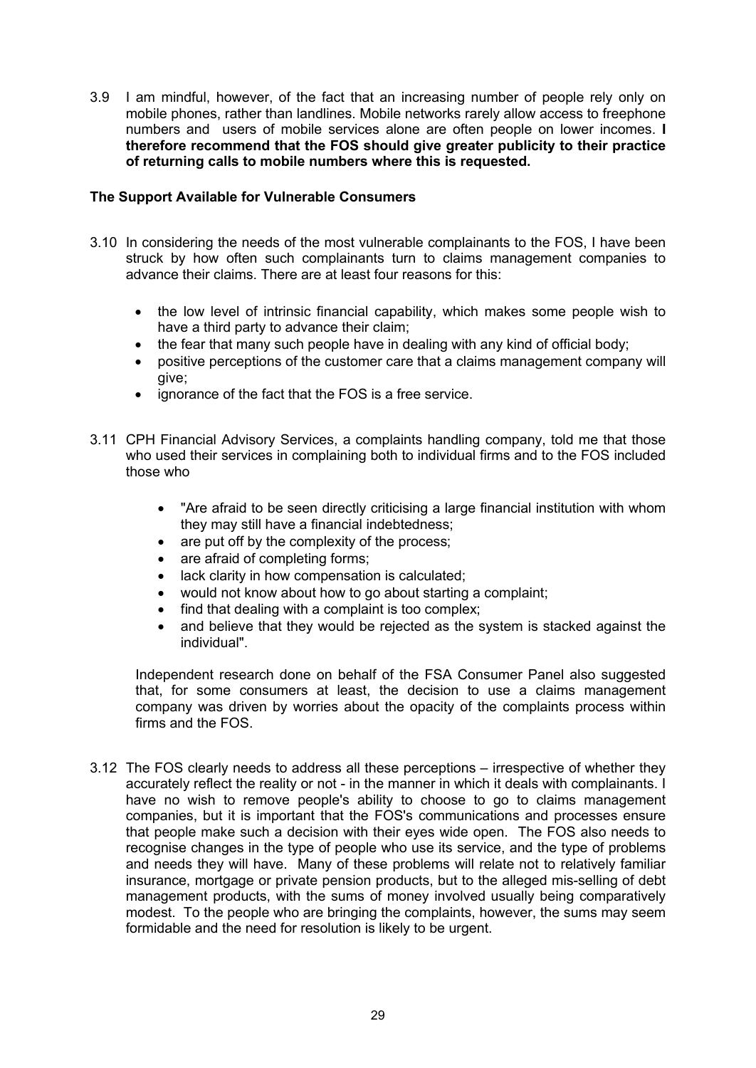3.9 I am mindful, however, of the fact that an increasing number of people rely only on mobile phones, rather than landlines. Mobile networks rarely allow access to freephone numbers and users of mobile services alone are often people on lower incomes. **I therefore recommend that the FOS should give greater publicity to their practice of returning calls to mobile numbers where this is requested.**

**The Support Available for Vulnerable Consumers**

3.10 In considering the needs of the most vulnerable complainants to the FOS, I have been struck by how often such complainants turn to claims management companies to advance their claims. There are at least four reasons for this:

- the low level of intrinsic financial capability, which makes some people wish to have a third party to advance their claim;
- the fear that many such people have in dealing with any kind of official body;
- positive perceptions of the customer care that a claims management company will give;
- ignorance of the fact that the FOS is a free service.

3.11 CPH Financial Advisory Services, a complaints handling company, told me that those who used their services in complaining both to individual firms and to the FOS included those who

- "Are afraid to be seen directly criticising a large financial institution with whom they may still have a financial indebtedness;
- are put off by the complexity of the process;
- are afraid of completing forms;
- lack clarity in how compensation is calculated;
- would not know about how to go about starting a complaint;
- find that dealing with a complaint is too complex;
- and believe that they would be rejected as the system is stacked against the individual".

Independent research done on behalf of the FSA Consumer Panel also suggested that, for some consumers at least, the decision to use a claims management company was driven by worries about the opacity of the complaints process within firms and the FOS.

3.12 The FOS clearly needs to address all these perceptions – irrespective of whether they accurately reflect the reality or not - in the manner in which it deals with complainants. I have no wish to remove people's ability to choose to go to claims management companies, but it is important that the FOS's communications and processes ensure that people make such a decision with their eyes wide open. The FOS also needs to recognise changes in the type of people who use its service, and the type of problems and needs they will have. Many of these problems will relate not to relatively familiar insurance, mortgage or private pension products, but to the alleged mis-selling of debt management products, with the sums of money involved usually being comparatively modest. To the people who are bringing the complaints, however, the sums may seem formidable and the need for resolution is likely to be urgent.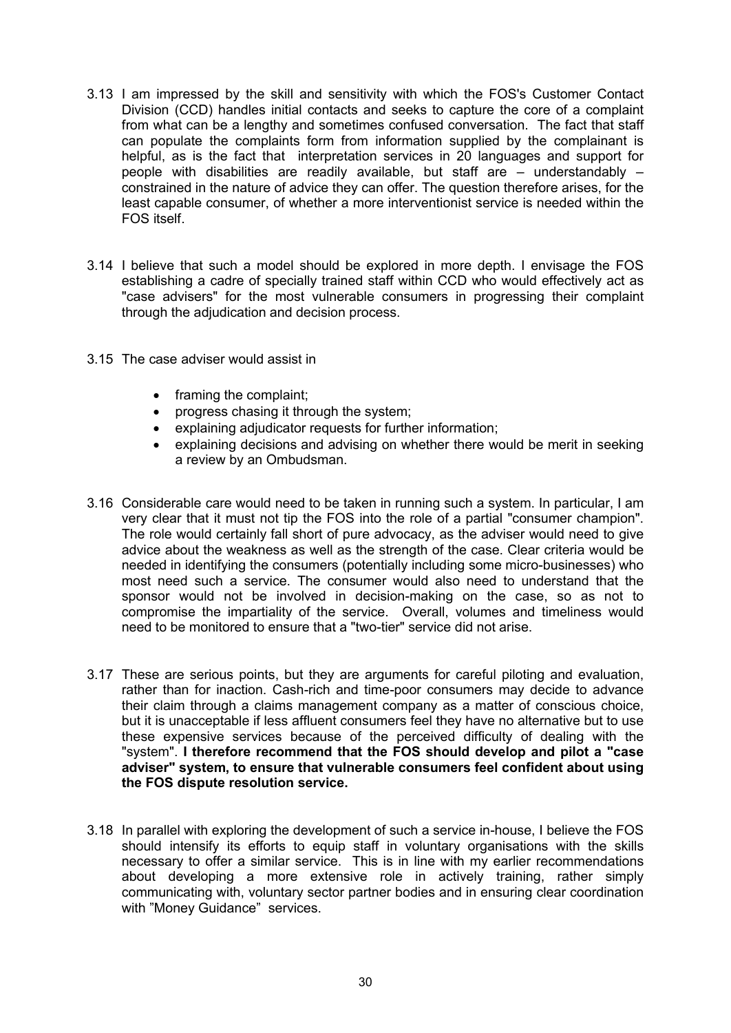3.13 I am impressed by the skill and sensitivity with which the FOS's Customer Contact Division (CCD) handles initial contacts and seeks to capture the core of a complaint from what can be a lengthy and sometimes confused conversation. The fact that staff can populate the complaints form from information supplied by the complainant is helpful, as is the fact that interpretation services in 20 languages and support for people with disabilities are readily available, but staff are – understandably – constrained in the nature of advice they can offer. The question therefore arises, for the least capable consumer, of whether a more interventionist service is needed within the FOS itself.

3.14 I believe that such a model should be explored in more depth. I envisage the FOS establishing a cadre of specially trained staff within CCD who would effectively act as "case advisers" for the most vulnerable consumers in progressing their complaint through the adjudication and decision process.

3.15 The case adviser would assist in

- framing the complaint;
- progress chasing it through the system;
- explaining adjudicator requests for further information;
- explaining decisions and advising on whether there would be merit in seeking a review by an Ombudsman.

3.16 Considerable care would need to be taken in running such a system. In particular, I am very clear that it must not tip the FOS into the role of a partial "consumer champion". The role would certainly fall short of pure advocacy, as the adviser would need to give advice about the weakness as well as the strength of the case. Clear criteria would be needed in identifying the consumers (potentially including some micro-businesses) who most need such a service. The consumer would also need to understand that the sponsor would not be involved in decision-making on the case, so as not to compromise the impartiality of the service. Overall, volumes and timeliness would need to be monitored to ensure that a "two-tier" service did not arise.

3.17 These are serious points, but they are arguments for careful piloting and evaluation, rather than for inaction. Cash-rich and time-poor consumers may decide to advance their claim through a claims management company as a matter of conscious choice, but it is unacceptable if less affluent consumers feel they have no alternative but to use these expensive services because of the perceived difficulty of dealing with the "system". **I therefore recommend that the FOS should develop and pilot a "case adviser" system, to ensure that vulnerable consumers feel confident about using the FOS dispute resolution service.**

3.18 In parallel with exploring the development of such a service in-house, I believe the FOS should intensify its efforts to equip staff in voluntary organisations with the skills necessary to offer a similar service. This is in line with my earlier recommendations about developing a more extensive role in actively training, rather simply communicating with, voluntary sector partner bodies and in ensuring clear coordination with "Money Guidance" services.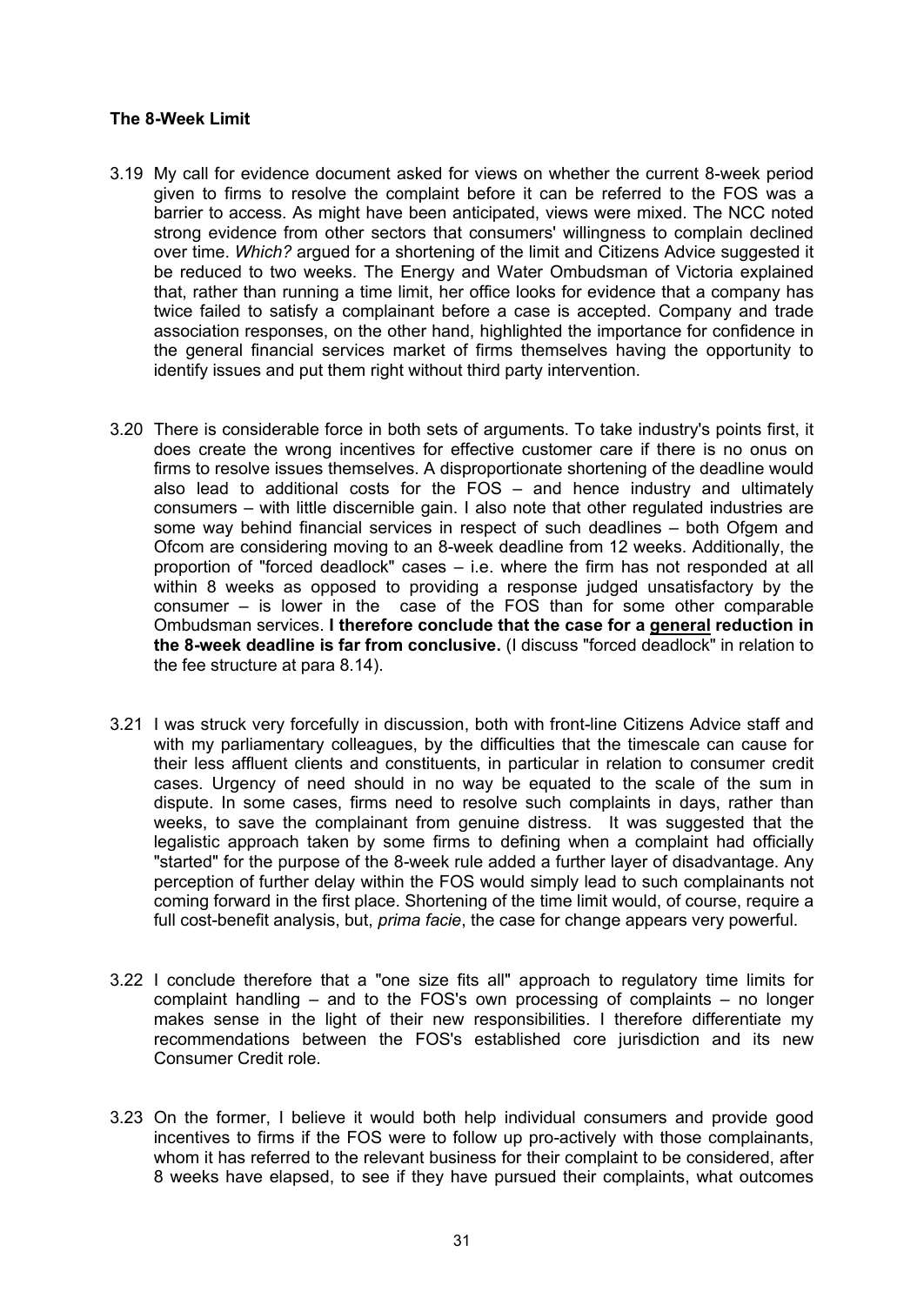**The 8-Week Limit**

3.19 My call for evidence document asked for views on whether the current 8-week period given to firms to resolve the complaint before it can be referred to the FOS was a barrier to access. As might have been anticipated, views were mixed. The NCC noted strong evidence from other sectors that consumers' willingness to complain declined over time. *Which?* argued for a shortening of the limit and Citizens Advice suggested it be reduced to two weeks. The Energy and Water Ombudsman of Victoria explained that, rather than running a time limit, her office looks for evidence that a company has twice failed to satisfy a complainant before a case is accepted. Company and trade association responses, on the other hand, highlighted the importance for confidence in the general financial services market of firms themselves having the opportunity to identify issues and put them right without third party intervention.

3.20 There is considerable force in both sets of arguments. To take industry's points first, it does create the wrong incentives for effective customer care if there is no onus on firms to resolve issues themselves. A disproportionate shortening of the deadline would also lead to additional costs for the FOS – and hence industry and ultimately consumers – with little discernible gain. I also note that other regulated industries are some way behind financial services in respect of such deadlines – both Ofgem and Ofcom are considering moving to an 8-week deadline from 12 weeks. Additionally, the proportion of "forced deadlock" cases – i.e. where the firm has not responded at all within 8 weeks as opposed to providing a response judged unsatisfactory by the consumer – is lower in the case of the FOS than for some other comparable Ombudsman services. **I therefore conclude that the case for a <u>general</u> reduction in the 8-week deadline is far from conclusive.** (I discuss "forced deadlock" in relation to the fee structure at para 8.14).

3.21 I was struck very forcefully in discussion, both with front-line Citizens Advice staff and with my parliamentary colleagues, by the difficulties that the timescale can cause for their less affluent clients and constituents, in particular in relation to consumer credit cases. Urgency of need should in no way be equated to the scale of the sum in dispute. In some cases, firms need to resolve such complaints in days, rather than weeks, to save the complainant from genuine distress. It was suggested that the legalistic approach taken by some firms to defining when a complaint had officially "started" for the purpose of the 8-week rule added a further layer of disadvantage. Any perception of further delay within the FOS would simply lead to such complainants not coming forward in the first place. Shortening of the time limit would, of course, require a full cost-benefit analysis, but, *prima facie*, the case for change appears very powerful.

3.22 I conclude therefore that a "one size fits all" approach to regulatory time limits for complaint handling – and to the FOS's own processing of complaints – no longer makes sense in the light of their new responsibilities. I therefore differentiate my recommendations between the FOS's established core jurisdiction and its new Consumer Credit role.

3.23 On the former, I believe it would both help individual consumers and provide good incentives to firms if the FOS were to follow up pro-actively with those complainants, whom it has referred to the relevant business for their complaint to be considered, after 8 weeks have elapsed, to see if they have pursued their complaints, what outcomes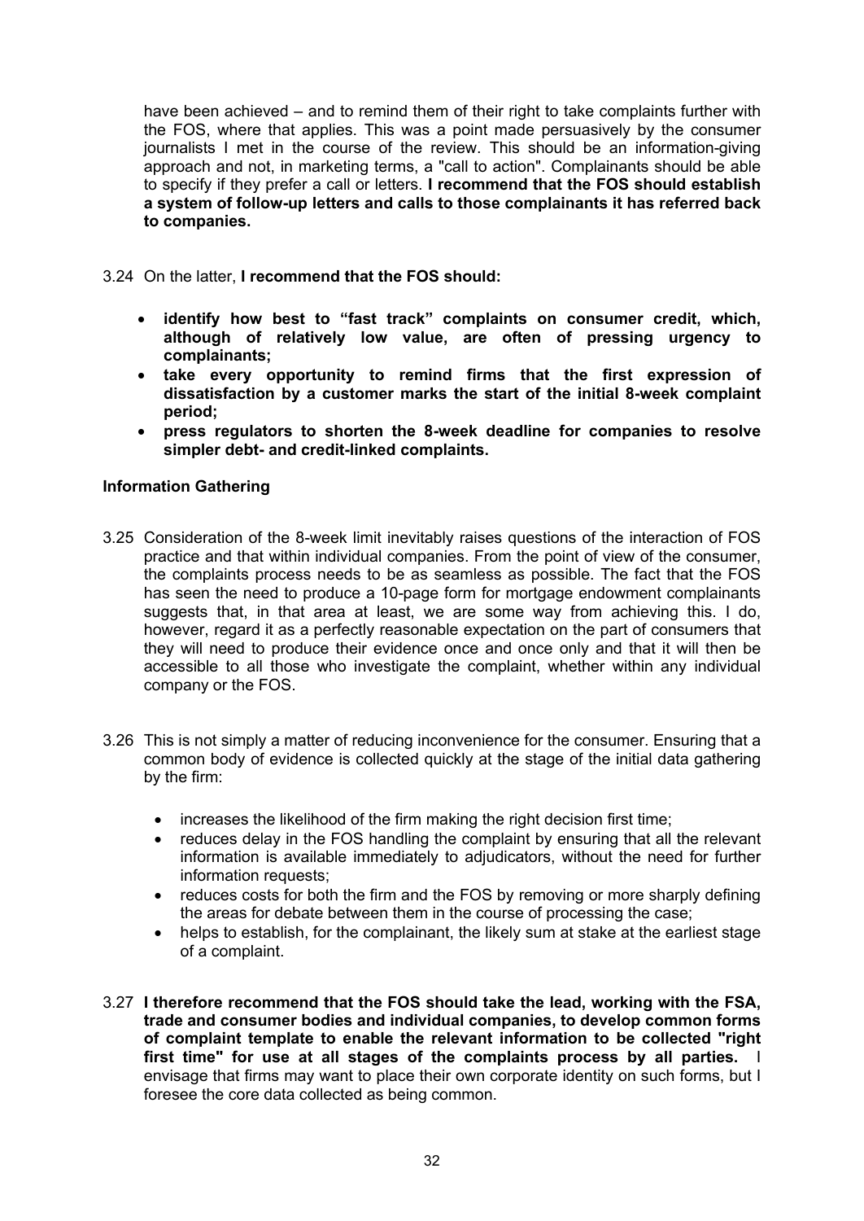have been achieved – and to remind them of their right to take complaints further with the FOS, where that applies. This was a point made persuasively by the consumer journalists I met in the course of the review. This should be an information-giving approach and not, in marketing terms, a "call to action". Complainants should be able to specify if they prefer a call or letters. **I recommend that the FOS should establish a system of follow-up letters and calls to those complainants it has referred back to companies.**

3.24 On the latter, **I recommend that the FOS should:**

- **identify how best to "fast track" complaints on consumer credit, which, although of relatively low value, are often of pressing urgency to complainants;**
- **take every opportunity to remind firms that the first expression of dissatisfaction by a customer marks the start of the initial 8-week complaint period;**
- **press regulators to shorten the 8-week deadline for companies to resolve simpler debt- and credit-linked complaints.**

### Information Gathering

3.25 Consideration of the 8-week limit inevitably raises questions of the interaction of FOS practice and that within individual companies. From the point of view of the consumer, the complaints process needs to be as seamless as possible. The fact that the FOS has seen the need to produce a 10-page form for mortgage endowment complainants suggests that, in that area at least, we are some way from achieving this. I do, however, regard it as a perfectly reasonable expectation on the part of consumers that they will need to produce their evidence once and once only and that it will then be accessible to all those who investigate the complaint, whether within any individual company or the FOS.

3.26 This is not simply a matter of reducing inconvenience for the consumer. Ensuring that a common body of evidence is collected quickly at the stage of the initial data gathering by the firm:

- increases the likelihood of the firm making the right decision first time;
- reduces delay in the FOS handling the complaint by ensuring that all the relevant information is available immediately to adjudicators, without the need for further information requests;
- reduces costs for both the firm and the FOS by removing or more sharply defining the areas for debate between them in the course of processing the case;
- helps to establish, for the complainant, the likely sum at stake at the earliest stage of a complaint.

3.27 **I therefore recommend that the FOS should take the lead, working with the FSA, trade and consumer bodies and individual companies, to develop common forms of complaint template to enable the relevant information to be collected "right first time" for use at all stages of the complaints process by all parties.** I envisage that firms may want to place their own corporate identity on such forms, but I foresee the core data collected as being common.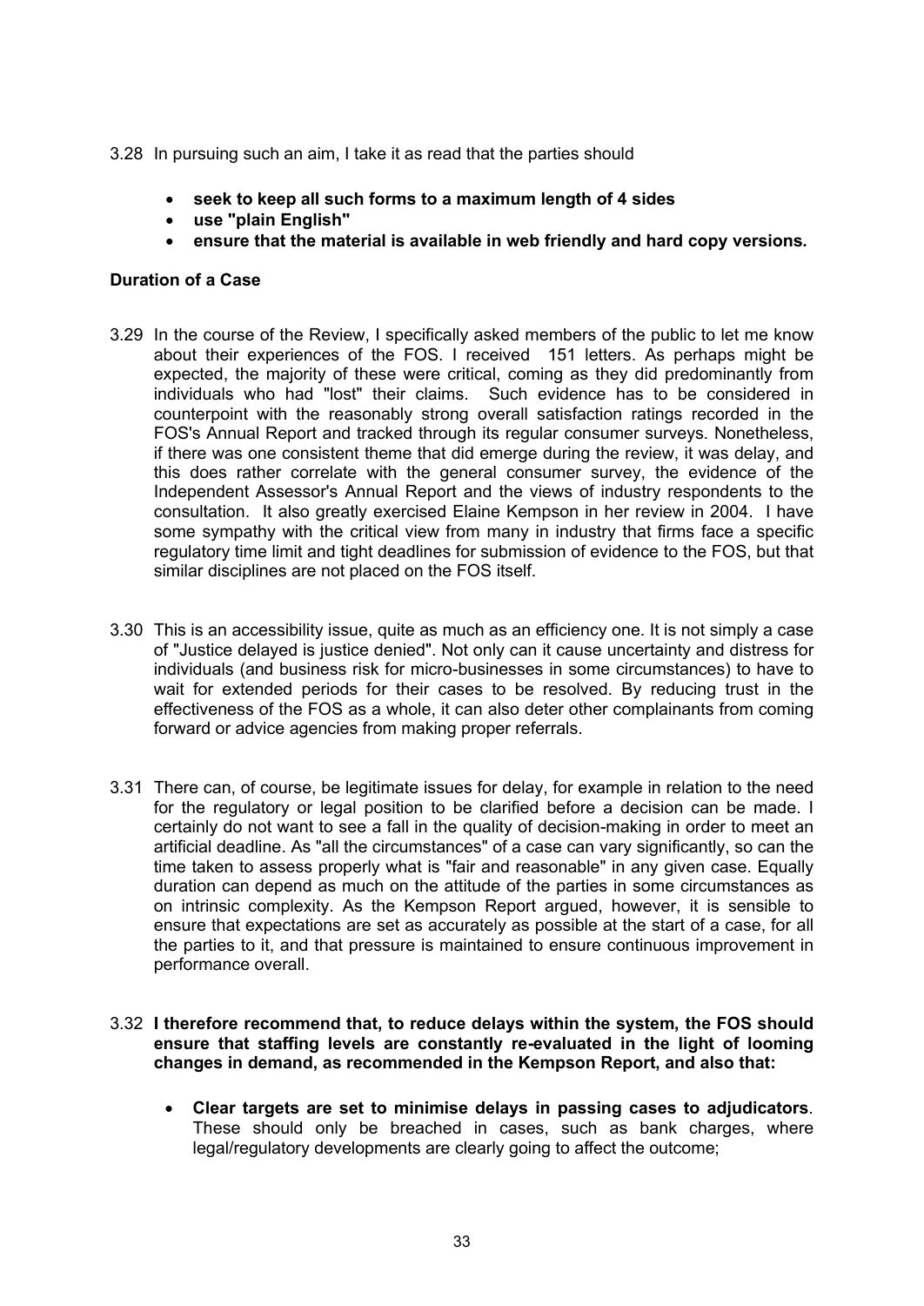3.28 In pursuing such an aim, I take it as read that the parties should

- **seek to keep all such forms to a maximum length of 4 sides**
- **use "plain English"**
- **ensure that the material is available in web friendly and hard copy versions.**

**Duration of a Case**

3.29 In the course of the Review, I specifically asked members of the public to let me know about their experiences of the FOS. I received 151 letters. As perhaps might be expected, the majority of these were critical, coming as they did predominantly from individuals who had "lost" their claims. Such evidence has to be considered in counterpoint with the reasonably strong overall satisfaction ratings recorded in the FOS's Annual Report and tracked through its regular consumer surveys. Nonetheless, if there was one consistent theme that did emerge during the review, it was delay, and this does rather correlate with the general consumer survey, the evidence of the Independent Assessor's Annual Report and the views of industry respondents to the consultation. It also greatly exercised Elaine Kempson in her review in 2004. I have some sympathy with the critical view from many in industry that firms face a specific regulatory time limit and tight deadlines for submission of evidence to the FOS, but that similar disciplines are not placed on the FOS itself.

3.30 This is an accessibility issue, quite as much as an efficiency one. It is not simply a case of "Justice delayed is justice denied". Not only can it cause uncertainty and distress for individuals (and business risk for micro-businesses in some circumstances) to have to wait for extended periods for their cases to be resolved. By reducing trust in the effectiveness of the FOS as a whole, it can also deter other complainants from coming forward or advice agencies from making proper referrals.

3.31 There can, of course, be legitimate issues for delay, for example in relation to the need for the regulatory or legal position to be clarified before a decision can be made. I certainly do not want to see a fall in the quality of decision-making in order to meet an artificial deadline. As "all the circumstances" of a case can vary significantly, so can the time taken to assess properly what is "fair and reasonable" in any given case. Equally duration can depend as much on the attitude of the parties in some circumstances as on intrinsic complexity. As the Kempson Report argued, however, it is sensible to ensure that expectations are set as accurately as possible at the start of a case, for all the parties to it, and that pressure is maintained to ensure continuous improvement in performance overall.

3.32 **I therefore recommend that, to reduce delays within the system, the FOS should ensure that staffing levels are constantly re-evaluated in the light of looming changes in demand, as recommended in the Kempson Report, and also that:**

- **Clear targets are set to minimise delays in passing cases to adjudicators**. These should only be breached in cases, such as bank charges, where legal/regulatory developments are clearly going to affect the outcome;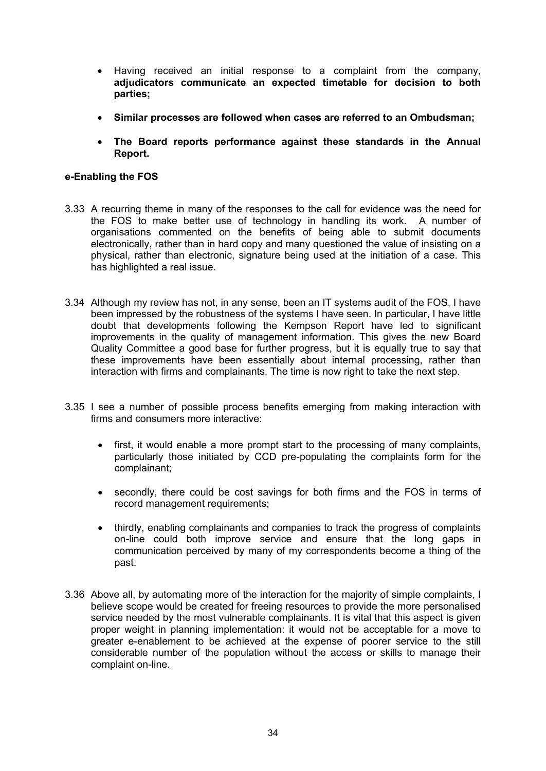- Having received an initial response to a complaint from the company, **adjudicators communicate an expected timetable for decision to both parties;**

- **Similar processes are followed when cases are referred to an Ombudsman;**

- **The Board reports performance against these standards in the Annual Report.**

**e-Enabling the FOS**

3.33 A recurring theme in many of the responses to the call for evidence was the need for the FOS to make better use of technology in handling its work. A number of organisations commented on the benefits of being able to submit documents electronically, rather than in hard copy and many questioned the value of insisting on a physical, rather than electronic, signature being used at the initiation of a case. This has highlighted a real issue.

3.34 Although my review has not, in any sense, been an IT systems audit of the FOS, I have been impressed by the robustness of the systems I have seen. In particular, I have little doubt that developments following the Kempson Report have led to significant improvements in the quality of management information. This gives the new Board Quality Committee a good base for further progress, but it is equally true to say that these improvements have been essentially about internal processing, rather than interaction with firms and complainants. The time is now right to take the next step.

3.35 I see a number of possible process benefits emerging from making interaction with firms and consumers more interactive:

- first, it would enable a more prompt start to the processing of many complaints, particularly those initiated by CCD pre-populating the complaints form for the complainant;

- secondly, there could be cost savings for both firms and the FOS in terms of record management requirements;

- thirdly, enabling complainants and companies to track the progress of complaints on-line could both improve service and ensure that the long gaps in communication perceived by many of my correspondents become a thing of the past.

3.36 Above all, by automating more of the interaction for the majority of simple complaints, I believe scope would be created for freeing resources to provide the more personalised service needed by the most vulnerable complainants. It is vital that this aspect is given proper weight in planning implementation: it would not be acceptable for a move to greater e-enablement to be achieved at the expense of poorer service to the still considerable number of the population without the access or skills to manage their complaint on-line.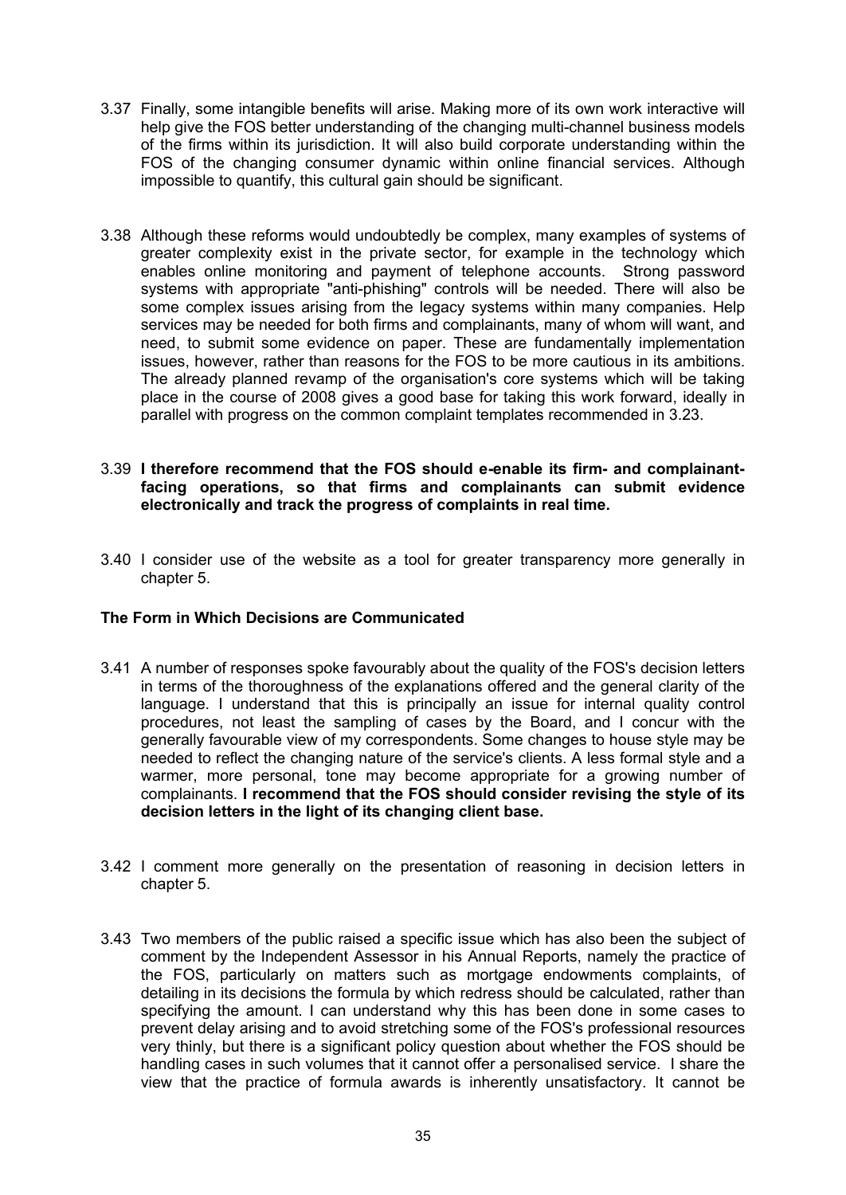3.37 Finally, some intangible benefits will arise. Making more of its own work interactive will help give the FOS better understanding of the changing multi-channel business models of the firms within its jurisdiction. It will also build corporate understanding within the FOS of the changing consumer dynamic within online financial services. Although impossible to quantify, this cultural gain should be significant.

3.38 Although these reforms would undoubtedly be complex, many examples of systems of greater complexity exist in the private sector, for example in the technology which enables online monitoring and payment of telephone accounts. Strong password systems with appropriate "anti-phishing" controls will be needed. There will also be some complex issues arising from the legacy systems within many companies. Help services may be needed for both firms and complainants, many of whom will want, and need, to submit some evidence on paper. These are fundamentally implementation issues, however, rather than reasons for the FOS to be more cautious in its ambitions. The already planned revamp of the organisation's core systems which will be taking place in the course of 2008 gives a good base for taking this work forward, ideally in parallel with progress on the common complaint templates recommended in 3.23.

3.39 **I therefore recommend that the FOS should e-enable its firm- and complainant-facing operations, so that firms and complainants can submit evidence electronically and track the progress of complaints in real time.**

3.40 I consider use of the website as a tool for greater transparency more generally in chapter 5.

**The Form in Which Decisions are Communicated**

3.41 A number of responses spoke favourably about the quality of the FOS's decision letters in terms of the thoroughness of the explanations offered and the general clarity of the language. I understand that this is principally an issue for internal quality control procedures, not least the sampling of cases by the Board, and I concur with the generally favourable view of my correspondents. Some changes to house style may be needed to reflect the changing nature of the service's clients. A less formal style and a warmer, more personal, tone may become appropriate for a growing number of complainants. **I recommend that the FOS should consider revising the style of its decision letters in the light of its changing client base.**

3.42 I comment more generally on the presentation of reasoning in decision letters in chapter 5.

3.43 Two members of the public raised a specific issue which has also been the subject of comment by the Independent Assessor in his Annual Reports, namely the practice of the FOS, particularly on matters such as mortgage endowments complaints, of detailing in its decisions the formula by which redress should be calculated, rather than specifying the amount. I can understand why this has been done in some cases to prevent delay arising and to avoid stretching some of the FOS's professional resources very thinly, but there is a significant policy question about whether the FOS should be handling cases in such volumes that it cannot offer a personalised service. I share the view that the practice of formula awards is inherently unsatisfactory. It cannot be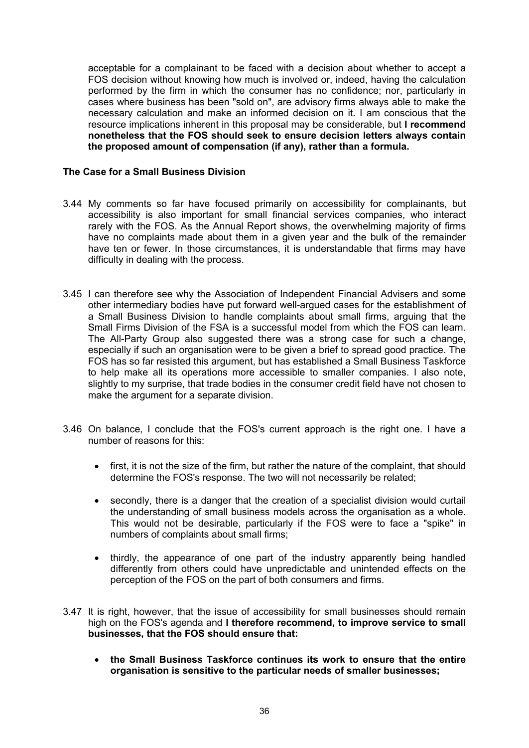acceptable for a complainant to be faced with a decision about whether to accept a FOS decision without knowing how much is involved or, indeed, having the calculation performed by the firm in which the consumer has no confidence; nor, particularly in cases where business has been "sold on", are advisory firms always able to make the necessary calculation and make an informed decision on it. I am conscious that the resource implications inherent in this proposal may be considerable, but **I recommend nonetheless that the FOS should seek to ensure decision letters always contain the proposed amount of compensation (if any), rather than a formula.**

### The Case for a Small Business Division

3.44 My comments so far have focused primarily on accessibility for complainants, but accessibility is also important for small financial services companies, who interact rarely with the FOS. As the Annual Report shows, the overwhelming majority of firms have no complaints made about them in a given year and the bulk of the remainder have ten or fewer. In those circumstances, it is understandable that firms may have difficulty in dealing with the process.

3.45 I can therefore see why the Association of Independent Financial Advisers and some other intermediary bodies have put forward well-argued cases for the establishment of a Small Business Division to handle complaints about small firms, arguing that the Small Firms Division of the FSA is a successful model from which the FOS can learn. The All-Party Group also suggested there was a strong case for such a change, especially if such an organisation were to be given a brief to spread good practice. The FOS has so far resisted this argument, but has established a Small Business Taskforce to help make all its operations more accessible to smaller companies. I also note, slightly to my surprise, that trade bodies in the consumer credit field have not chosen to make the argument for a separate division.

3.46 On balance, I conclude that the FOS's current approach is the right one. I have a number of reasons for this:

- first, it is not the size of the firm, but rather the nature of the complaint, that should determine the FOS's response. The two will not necessarily be related;
- secondly, there is a danger that the creation of a specialist division would curtail the understanding of small business models across the organisation as a whole. This would not be desirable, particularly if the FOS were to face a "spike" in numbers of complaints about small firms;
- thirdly, the appearance of one part of the industry apparently being handled differently from others could have unpredictable and unintended effects on the perception of the FOS on the part of both consumers and firms.

3.47 It is right, however, that the issue of accessibility for small businesses should remain high on the FOS's agenda and **I therefore recommend, to improve service to small businesses, that the FOS should ensure that:**

- **the Small Business Taskforce continues its work to ensure that the entire organisation is sensitive to the particular needs of smaller businesses;**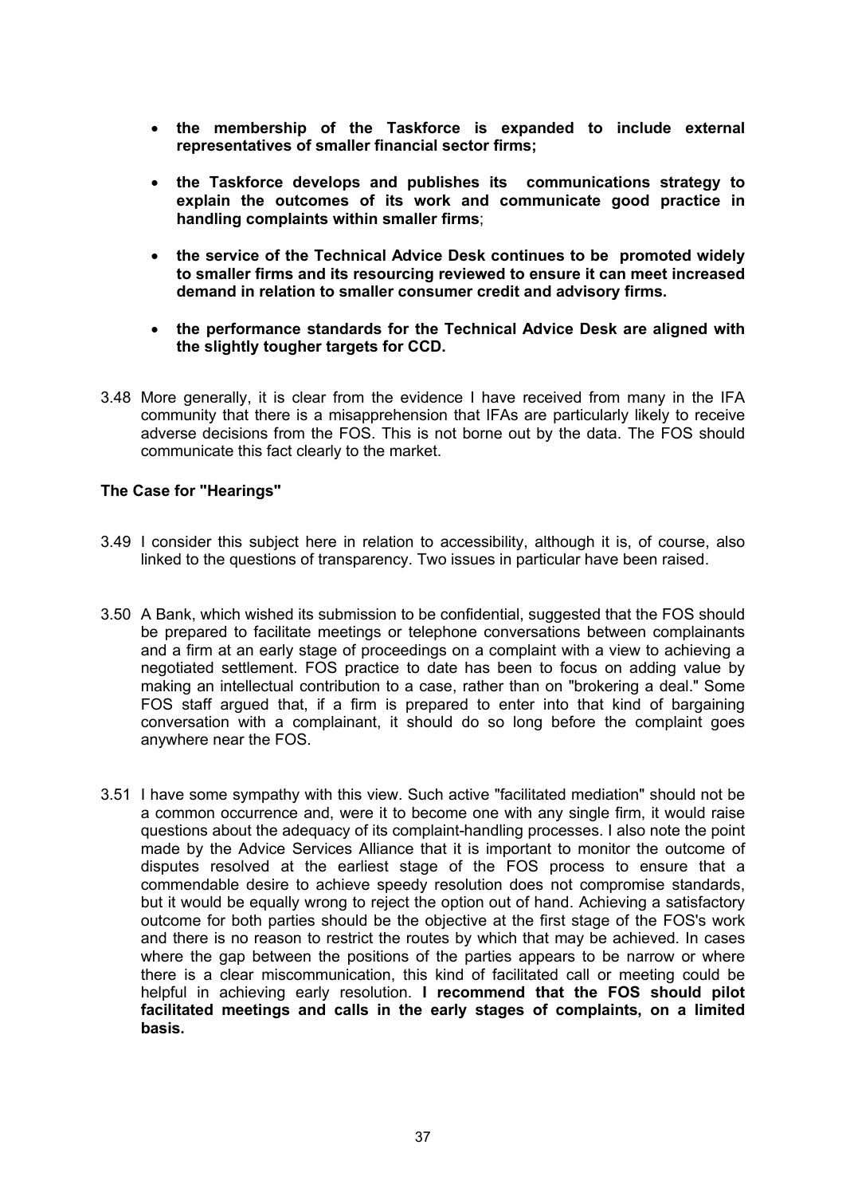- **the membership of the Taskforce is expanded to include external representatives of smaller financial sector firms;**

- **the Taskforce develops and publishes its communications strategy to explain the outcomes of its work and communicate good practice in handling complaints within smaller firms**;

- **the service of the Technical Advice Desk continues to be promoted widely to smaller firms and its resourcing reviewed to ensure it can meet increased demand in relation to smaller consumer credit and advisory firms.**

- **the performance standards for the Technical Advice Desk are aligned with the slightly tougher targets for CCD.**

3.48 More generally, it is clear from the evidence I have received from many in the IFA community that there is a misapprehension that IFAs are particularly likely to receive adverse decisions from the FOS. This is not borne out by the data. The FOS should communicate this fact clearly to the market.

**The Case for "Hearings"**

3.49 I consider this subject here in relation to accessibility, although it is, of course, also linked to the questions of transparency. Two issues in particular have been raised.

3.50 A Bank, which wished its submission to be confidential, suggested that the FOS should be prepared to facilitate meetings or telephone conversations between complainants and a firm at an early stage of proceedings on a complaint with a view to achieving a negotiated settlement. FOS practice to date has been to focus on adding value by making an intellectual contribution to a case, rather than on "brokering a deal." Some FOS staff argued that, if a firm is prepared to enter into that kind of bargaining conversation with a complainant, it should do so long before the complaint goes anywhere near the FOS.

3.51 I have some sympathy with this view. Such active "facilitated mediation" should not be a common occurrence and, were it to become one with any single firm, it would raise questions about the adequacy of its complaint-handling processes. I also note the point made by the Advice Services Alliance that it is important to monitor the outcome of disputes resolved at the earliest stage of the FOS process to ensure that a commendable desire to achieve speedy resolution does not compromise standards, but it would be equally wrong to reject the option out of hand. Achieving a satisfactory outcome for both parties should be the objective at the first stage of the FOS's work and there is no reason to restrict the routes by which that may be achieved. In cases where the gap between the positions of the parties appears to be narrow or where there is a clear miscommunication, this kind of facilitated call or meeting could be helpful in achieving early resolution. **I recommend that the FOS should pilot facilitated meetings and calls in the early stages of complaints, on a limited basis.**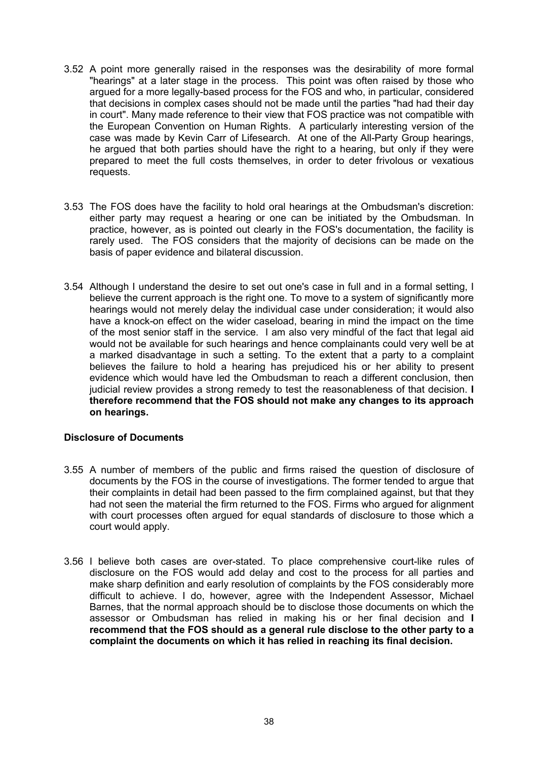3.52 A point more generally raised in the responses was the desirability of more formal "hearings" at a later stage in the process. This point was often raised by those who argued for a more legally-based process for the FOS and who, in particular, considered that decisions in complex cases should not be made until the parties "had had their day in court". Many made reference to their view that FOS practice was not compatible with the European Convention on Human Rights. A particularly interesting version of the case was made by Kevin Carr of Lifesearch. At one of the All-Party Group hearings, he argued that both parties should have the right to a hearing, but only if they were prepared to meet the full costs themselves, in order to deter frivolous or vexatious requests.

3.53 The FOS does have the facility to hold oral hearings at the Ombudsman's discretion: either party may request a hearing or one can be initiated by the Ombudsman. In practice, however, as is pointed out clearly in the FOS's documentation, the facility is rarely used. The FOS considers that the majority of decisions can be made on the basis of paper evidence and bilateral discussion.

3.54 Although I understand the desire to set out one's case in full and in a formal setting, I believe the current approach is the right one. To move to a system of significantly more hearings would not merely delay the individual case under consideration; it would also have a knock-on effect on the wider caseload, bearing in mind the impact on the time of the most senior staff in the service. I am also very mindful of the fact that legal aid would not be available for such hearings and hence complainants could very well be at a marked disadvantage in such a setting. To the extent that a party to a complaint believes the failure to hold a hearing has prejudiced his or her ability to present evidence which would have led the Ombudsman to reach a different conclusion, then judicial review provides a strong remedy to test the reasonableness of that decision. **I therefore recommend that the FOS should not make any changes to its approach on hearings.**

### Disclosure of Documents

3.55 A number of members of the public and firms raised the question of disclosure of documents by the FOS in the course of investigations. The former tended to argue that their complaints in detail had been passed to the firm complained against, but that they had not seen the material the firm returned to the FOS. Firms who argued for alignment with court processes often argued for equal standards of disclosure to those which a court would apply.

3.56 I believe both cases are over-stated. To place comprehensive court-like rules of disclosure on the FOS would add delay and cost to the process for all parties and make sharp definition and early resolution of complaints by the FOS considerably more difficult to achieve. I do, however, agree with the Independent Assessor, Michael Barnes, that the normal approach should be to disclose those documents on which the assessor or Ombudsman has relied in making his or her final decision and **I recommend that the FOS should as a general rule disclose to the other party to a complaint the documents on which it has relied in reaching its final decision.**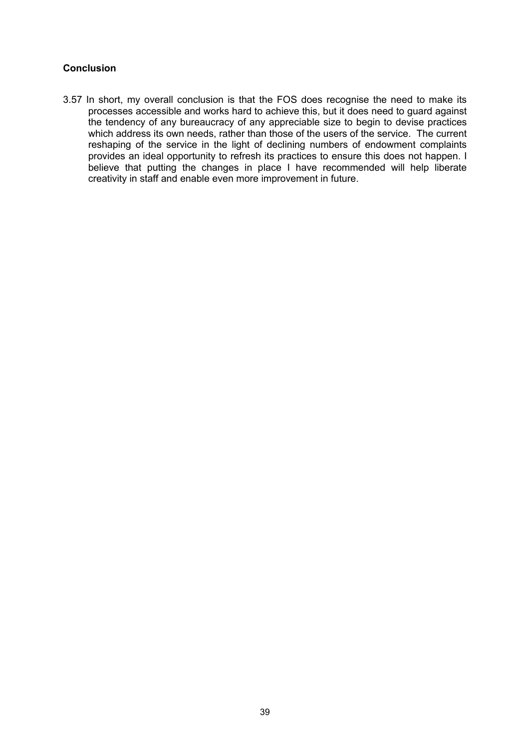### Conclusion

3.57 In short, my overall conclusion is that the FOS does recognise the need to make its processes accessible and works hard to achieve this, but it does need to guard against the tendency of any bureaucracy of any appreciable size to begin to devise practices which address its own needs, rather than those of the users of the service. The current reshaping of the service in the light of declining numbers of endowment complaints provides an ideal opportunity to refresh its practices to ensure this does not happen. I believe that putting the changes in place I have recommended will help liberate creativity in staff and enable even more improvement in future.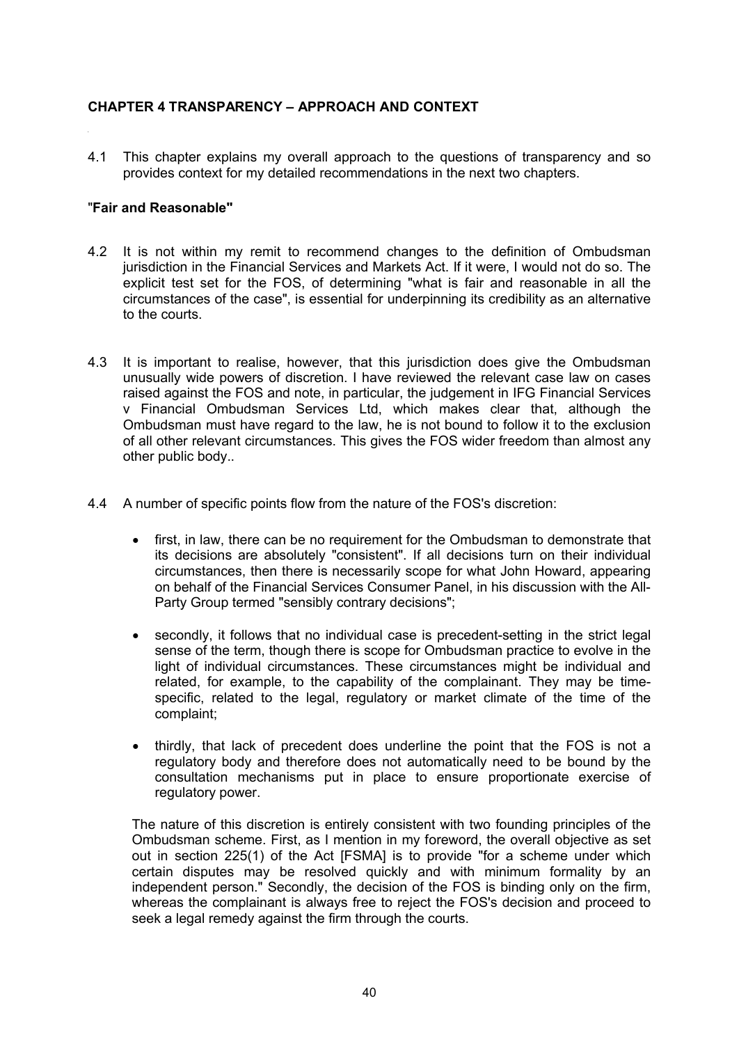## CHAPTER 4 TRANSPARENCY – APPROACH AND CONTEXT

4.1 This chapter explains my overall approach to the questions of transparency and so provides context for my detailed recommendations in the next two chapters.

### "Fair and Reasonable"

4.2 It is not within my remit to recommend changes to the definition of Ombudsman jurisdiction in the Financial Services and Markets Act. If it were, I would not do so. The explicit test set for the FOS, of determining "what is fair and reasonable in all the circumstances of the case", is essential for underpinning its credibility as an alternative to the courts.

4.3 It is important to realise, however, that this jurisdiction does give the Ombudsman unusually wide powers of discretion. I have reviewed the relevant case law on cases raised against the FOS and note, in particular, the judgement in IFG Financial Services v Financial Ombudsman Services Ltd, which makes clear that, although the Ombudsman must have regard to the law, he is not bound to follow it to the exclusion of all other relevant circumstances. This gives the FOS wider freedom than almost any other public body..

4.4 A number of specific points flow from the nature of the FOS's discretion:

- first, in law, there can be no requirement for the Ombudsman to demonstrate that its decisions are absolutely "consistent". If all decisions turn on their individual circumstances, then there is necessarily scope for what John Howard, appearing on behalf of the Financial Services Consumer Panel, in his discussion with the All-Party Group termed "sensibly contrary decisions";
- secondly, it follows that no individual case is precedent-setting in the strict legal sense of the term, though there is scope for Ombudsman practice to evolve in the light of individual circumstances. These circumstances might be individual and related, for example, to the capability of the complainant. They may be time-specific, related to the legal, regulatory or market climate of the time of the complaint;
- thirdly, that lack of precedent does underline the point that the FOS is not a regulatory body and therefore does not automatically need to be bound by the consultation mechanisms put in place to ensure proportionate exercise of regulatory power.

The nature of this discretion is entirely consistent with two founding principles of the Ombudsman scheme. First, as I mention in my foreword, the overall objective as set out in section 225(1) of the Act [FSMA] is to provide "for a scheme under which certain disputes may be resolved quickly and with minimum formality by an independent person." Secondly, the decision of the FOS is binding only on the firm, whereas the complainant is always free to reject the FOS's decision and proceed to seek a legal remedy against the firm through the courts.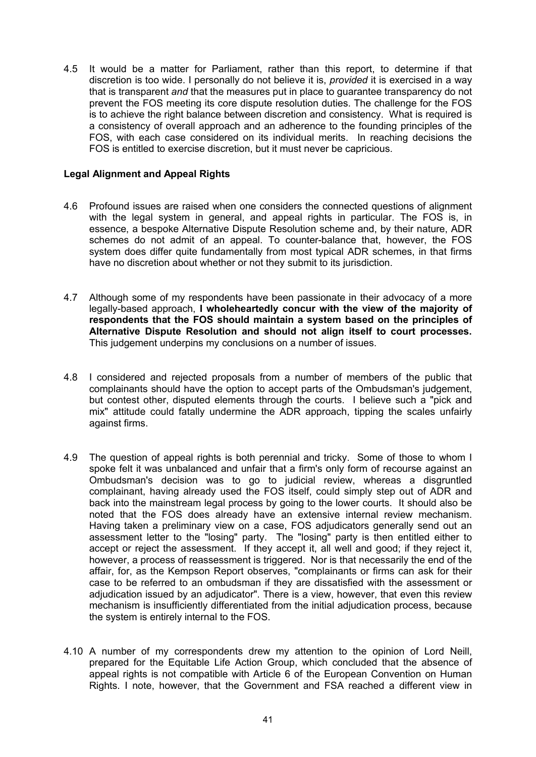4.5 It would be a matter for Parliament, rather than this report, to determine if that discretion is too wide. I personally do not believe it is, *provided* it is exercised in a way that is transparent *and* that the measures put in place to guarantee transparency do not prevent the FOS meeting its core dispute resolution duties. The challenge for the FOS is to achieve the right balance between discretion and consistency. What is required is a consistency of overall approach and an adherence to the founding principles of the FOS, with each case considered on its individual merits. In reaching decisions the FOS is entitled to exercise discretion, but it must never be capricious.

**Legal Alignment and Appeal Rights**

4.6 Profound issues are raised when one considers the connected questions of alignment with the legal system in general, and appeal rights in particular. The FOS is, in essence, a bespoke Alternative Dispute Resolution scheme and, by their nature, ADR schemes do not admit of an appeal. To counter-balance that, however, the FOS system does differ quite fundamentally from most typical ADR schemes, in that firms have no discretion about whether or not they submit to its jurisdiction.

4.7 Although some of my respondents have been passionate in their advocacy of a more legally-based approach, **I wholeheartedly concur with the view of the majority of respondents that the FOS should maintain a system based on the principles of Alternative Dispute Resolution and should not align itself to court processes.** This judgement underpins my conclusions on a number of issues.

4.8 I considered and rejected proposals from a number of members of the public that complainants should have the option to accept parts of the Ombudsman's judgement, but contest other, disputed elements through the courts. I believe such a "pick and mix" attitude could fatally undermine the ADR approach, tipping the scales unfairly against firms.

4.9 The question of appeal rights is both perennial and tricky. Some of those to whom I spoke felt it was unbalanced and unfair that a firm's only form of recourse against an Ombudsman's decision was to go to judicial review, whereas a disgruntled complainant, having already used the FOS itself, could simply step out of ADR and back into the mainstream legal process by going to the lower courts. It should also be noted that the FOS does already have an extensive internal review mechanism. Having taken a preliminary view on a case, FOS adjudicators generally send out an assessment letter to the "losing" party. The "losing" party is then entitled either to accept or reject the assessment. If they accept it, all well and good; if they reject it, however, a process of reassessment is triggered. Nor is that necessarily the end of the affair, for, as the Kempson Report observes, "complainants or firms can ask for their case to be referred to an ombudsman if they are dissatisfied with the assessment or adjudication issued by an adjudicator". There is a view, however, that even this review mechanism is insufficiently differentiated from the initial adjudication process, because the system is entirely internal to the FOS.

4.10 A number of my correspondents drew my attention to the opinion of Lord Neill, prepared for the Equitable Life Action Group, which concluded that the absence of appeal rights is not compatible with Article 6 of the European Convention on Human Rights. I note, however, that the Government and FSA reached a different view in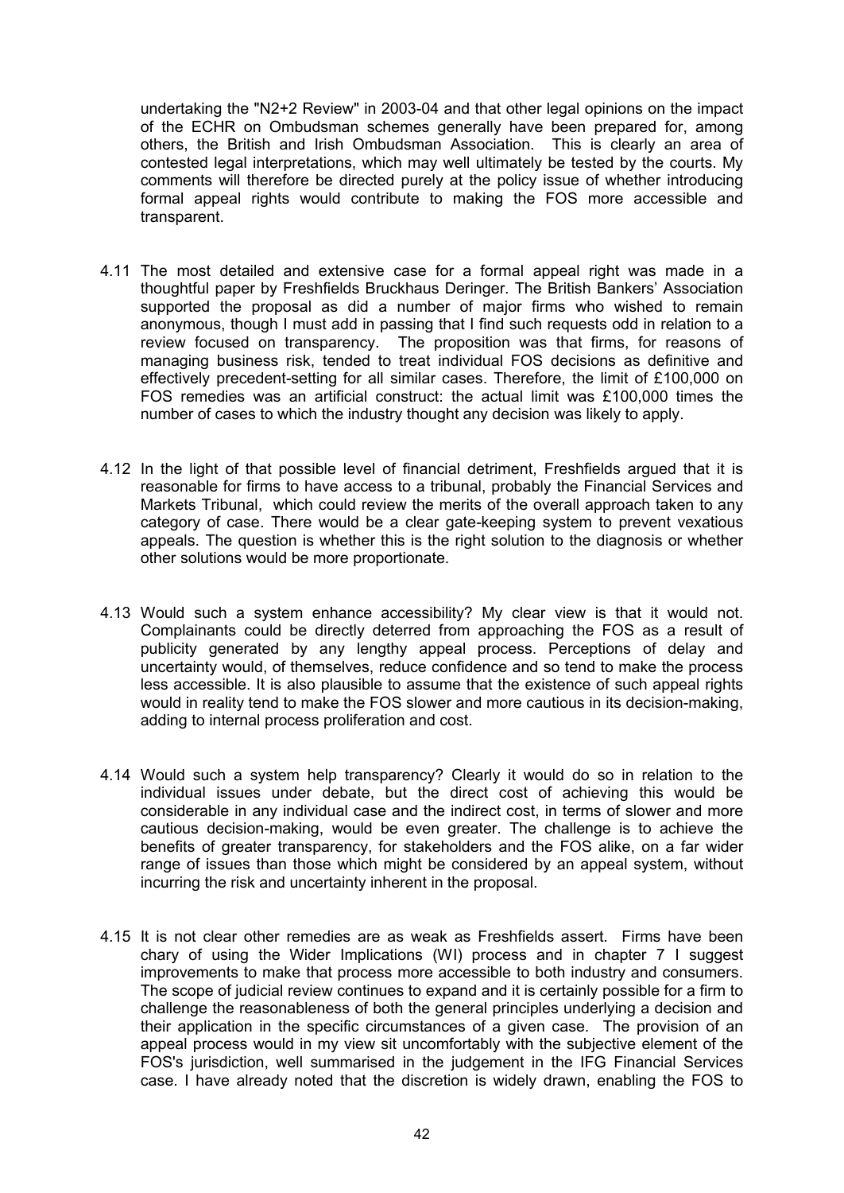undertaking the "N2+2 Review" in 2003-04 and that other legal opinions on the impact of the ECHR on Ombudsman schemes generally have been prepared for, among others, the British and Irish Ombudsman Association. This is clearly an area of contested legal interpretations, which may well ultimately be tested by the courts. My comments will therefore be directed purely at the policy issue of whether introducing formal appeal rights would contribute to making the FOS more accessible and transparent.

4.11 The most detailed and extensive case for a formal appeal right was made in a thoughtful paper by Freshfields Bruckhaus Deringer. The British Bankers' Association supported the proposal as did a number of major firms who wished to remain anonymous, though I must add in passing that I find such requests odd in relation to a review focused on transparency. The proposition was that firms, for reasons of managing business risk, tended to treat individual FOS decisions as definitive and effectively precedent-setting for all similar cases. Therefore, the limit of £100,000 on FOS remedies was an artificial construct: the actual limit was £100,000 times the number of cases to which the industry thought any decision was likely to apply.

4.12 In the light of that possible level of financial detriment, Freshfields argued that it is reasonable for firms to have access to a tribunal, probably the Financial Services and Markets Tribunal, which could review the merits of the overall approach taken to any category of case. There would be a clear gate-keeping system to prevent vexatious appeals. The question is whether this is the right solution to the diagnosis or whether other solutions would be more proportionate.

4.13 Would such a system enhance accessibility? My clear view is that it would not. Complainants could be directly deterred from approaching the FOS as a result of publicity generated by any lengthy appeal process. Perceptions of delay and uncertainty would, of themselves, reduce confidence and so tend to make the process less accessible. It is also plausible to assume that the existence of such appeal rights would in reality tend to make the FOS slower and more cautious in its decision-making, adding to internal process proliferation and cost.

4.14 Would such a system help transparency? Clearly it would do so in relation to the individual issues under debate, but the direct cost of achieving this would be considerable in any individual case and the indirect cost, in terms of slower and more cautious decision-making, would be even greater. The challenge is to achieve the benefits of greater transparency, for stakeholders and the FOS alike, on a far wider range of issues than those which might be considered by an appeal system, without incurring the risk and uncertainty inherent in the proposal.

4.15 It is not clear other remedies are as weak as Freshfields assert. Firms have been chary of using the Wider Implications (WI) process and in chapter 7 I suggest improvements to make that process more accessible to both industry and consumers. The scope of judicial review continues to expand and it is certainly possible for a firm to challenge the reasonableness of both the general principles underlying a decision and their application in the specific circumstances of a given case. The provision of an appeal process would in my view sit uncomfortably with the subjective element of the FOS's jurisdiction, well summarised in the judgement in the IFG Financial Services case. I have already noted that the discretion is widely drawn, enabling the FOS to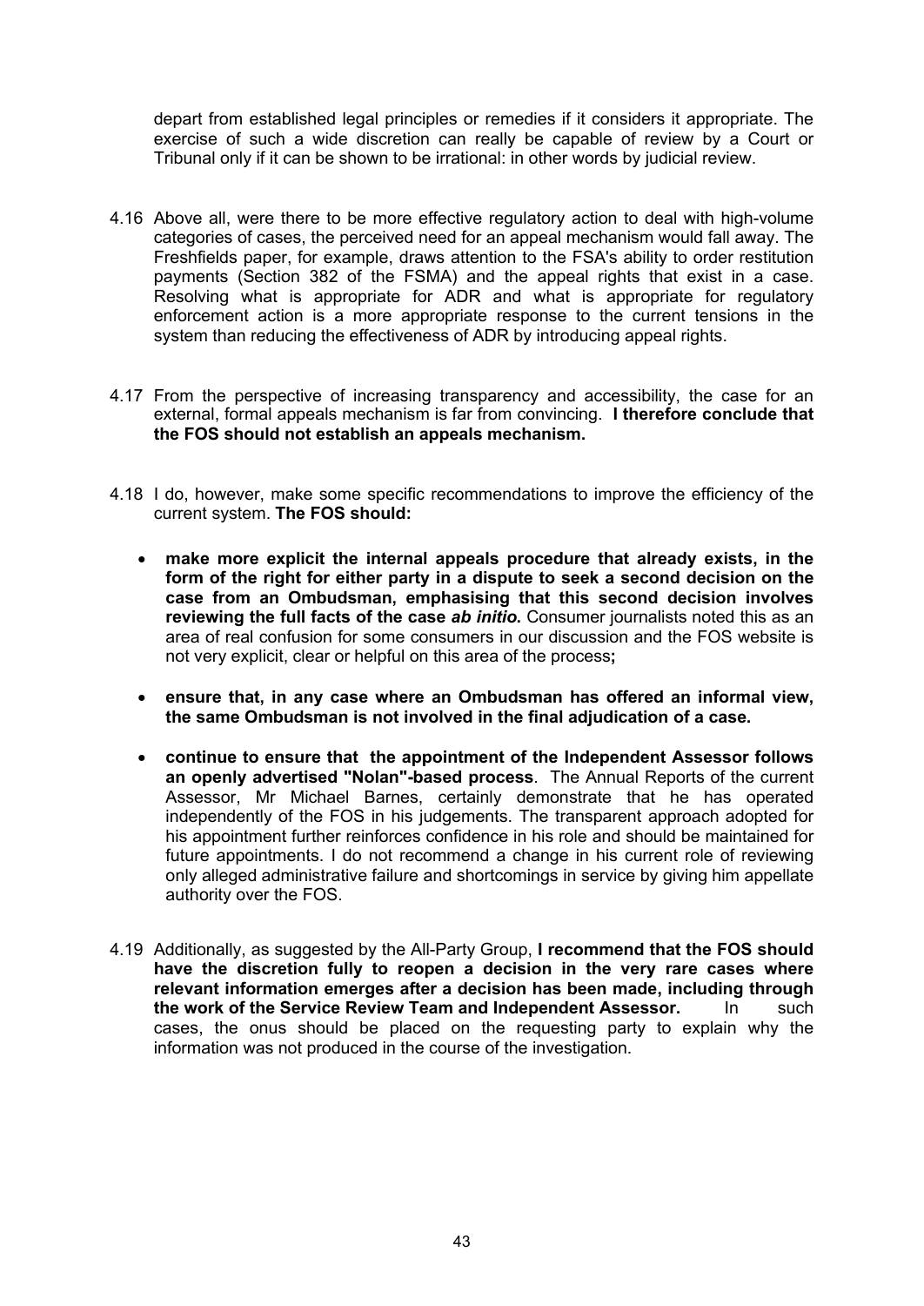depart from established legal principles or remedies if it considers it appropriate. The exercise of such a wide discretion can really be capable of review by a Court or Tribunal only if it can be shown to be irrational: in other words by judicial review.

4.16 Above all, were there to be more effective regulatory action to deal with high-volume categories of cases, the perceived need for an appeal mechanism would fall away. The Freshfields paper, for example, draws attention to the FSA's ability to order restitution payments (Section 382 of the FSMA) and the appeal rights that exist in a case. Resolving what is appropriate for ADR and what is appropriate for regulatory enforcement action is a more appropriate response to the current tensions in the system than reducing the effectiveness of ADR by introducing appeal rights.

4.17 From the perspective of increasing transparency and accessibility, the case for an external, formal appeals mechanism is far from convincing. **I therefore conclude that the FOS should not establish an appeals mechanism.**

4.18 I do, however, make some specific recommendations to improve the efficiency of the current system. **The FOS should:**

- **make more explicit the internal appeals procedure that already exists, in the form of the right for either party in a dispute to seek a second decision on the case from an Ombudsman, emphasising that this second decision involves reviewing the full facts of the case *ab initio*.** Consumer journalists noted this as an area of real confusion for some consumers in our discussion and the FOS website is not very explicit, clear or helpful on this area of the process**;**
- **ensure that, in any case where an Ombudsman has offered an informal view, the same Ombudsman is not involved in the final adjudication of a case.**
- **continue to ensure that the appointment of the Independent Assessor follows an openly advertised "Nolan"-based process**. The Annual Reports of the current Assessor, Mr Michael Barnes, certainly demonstrate that he has operated independently of the FOS in his judgements. The transparent approach adopted for his appointment further reinforces confidence in his role and should be maintained for future appointments. I do not recommend a change in his current role of reviewing only alleged administrative failure and shortcomings in service by giving him appellate authority over the FOS.

4.19 Additionally, as suggested by the All-Party Group, **I recommend that the FOS should have the discretion fully to reopen a decision in the very rare cases where relevant information emerges after a decision has been made, including through the work of the Service Review Team and Independent Assessor.** In such cases, the onus should be placed on the requesting party to explain why the information was not produced in the course of the investigation.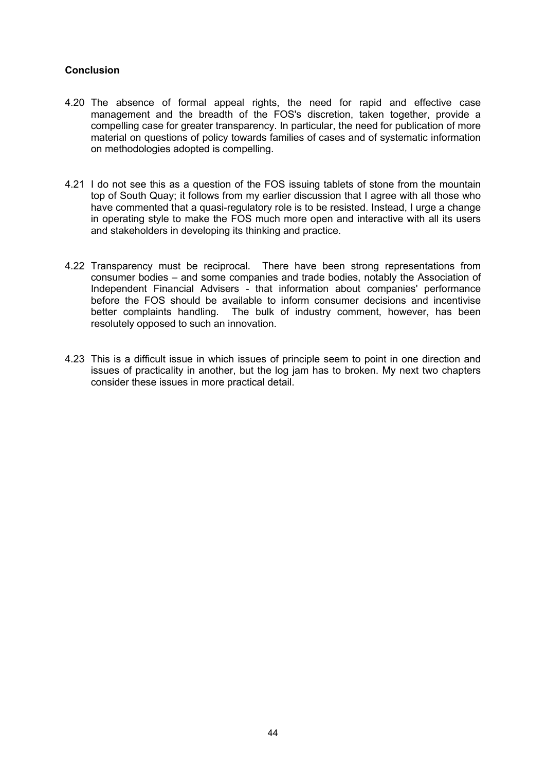**Conclusion**

4.20 The absence of formal appeal rights, the need for rapid and effective case management and the breadth of the FOS's discretion, taken together, provide a compelling case for greater transparency. In particular, the need for publication of more material on questions of policy towards families of cases and of systematic information on methodologies adopted is compelling.

4.21 I do not see this as a question of the FOS issuing tablets of stone from the mountain top of South Quay; it follows from my earlier discussion that I agree with all those who have commented that a quasi-regulatory role is to be resisted. Instead, I urge a change in operating style to make the FOS much more open and interactive with all its users and stakeholders in developing its thinking and practice.

4.22 Transparency must be reciprocal. There have been strong representations from consumer bodies – and some companies and trade bodies, notably the Association of Independent Financial Advisers - that information about companies' performance before the FOS should be available to inform consumer decisions and incentivise better complaints handling. The bulk of industry comment, however, has been resolutely opposed to such an innovation.

4.23 This is a difficult issue in which issues of principle seem to point in one direction and issues of practicality in another, but the log jam has to broken. My next two chapters consider these issues in more practical detail.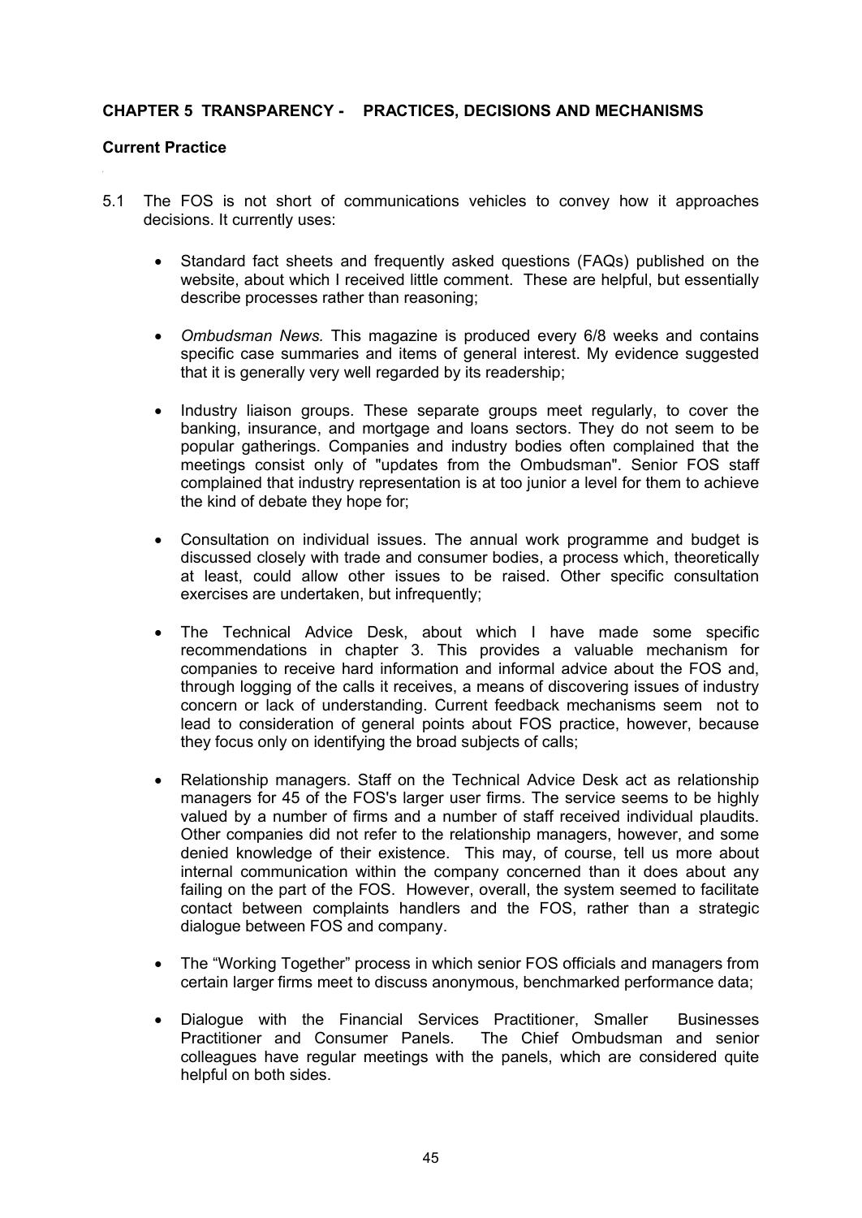## CHAPTER 5 TRANSPARENCY - PRACTICES, DECISIONS AND MECHANISMS

### Current Practice

5.1 The FOS is not short of communications vehicles to convey how it approaches decisions. It currently uses:

- Standard fact sheets and frequently asked questions (FAQs) published on the website, about which I received little comment. These are helpful, but essentially describe processes rather than reasoning;
- *Ombudsman News.* This magazine is produced every 6/8 weeks and contains specific case summaries and items of general interest. My evidence suggested that it is generally very well regarded by its readership;
- Industry liaison groups. These separate groups meet regularly, to cover the banking, insurance, and mortgage and loans sectors. They do not seem to be popular gatherings. Companies and industry bodies often complained that the meetings consist only of "updates from the Ombudsman". Senior FOS staff complained that industry representation is at too junior a level for them to achieve the kind of debate they hope for;
- Consultation on individual issues. The annual work programme and budget is discussed closely with trade and consumer bodies, a process which, theoretically at least, could allow other issues to be raised. Other specific consultation exercises are undertaken, but infrequently;
- The Technical Advice Desk, about which I have made some specific recommendations in chapter 3. This provides a valuable mechanism for companies to receive hard information and informal advice about the FOS and, through logging of the calls it receives, a means of discovering issues of industry concern or lack of understanding. Current feedback mechanisms seem not to lead to consideration of general points about FOS practice, however, because they focus only on identifying the broad subjects of calls;
- Relationship managers. Staff on the Technical Advice Desk act as relationship managers for 45 of the FOS's larger user firms. The service seems to be highly valued by a number of firms and a number of staff received individual plaudits. Other companies did not refer to the relationship managers, however, and some denied knowledge of their existence. This may, of course, tell us more about internal communication within the company concerned than it does about any failing on the part of the FOS. However, overall, the system seemed to facilitate contact between complaints handlers and the FOS, rather than a strategic dialogue between FOS and company.
- The "Working Together" process in which senior FOS officials and managers from certain larger firms meet to discuss anonymous, benchmarked performance data;
- Dialogue with the Financial Services Practitioner, Smaller Businesses Practitioner and Consumer Panels. The Chief Ombudsman and senior colleagues have regular meetings with the panels, which are considered quite helpful on both sides.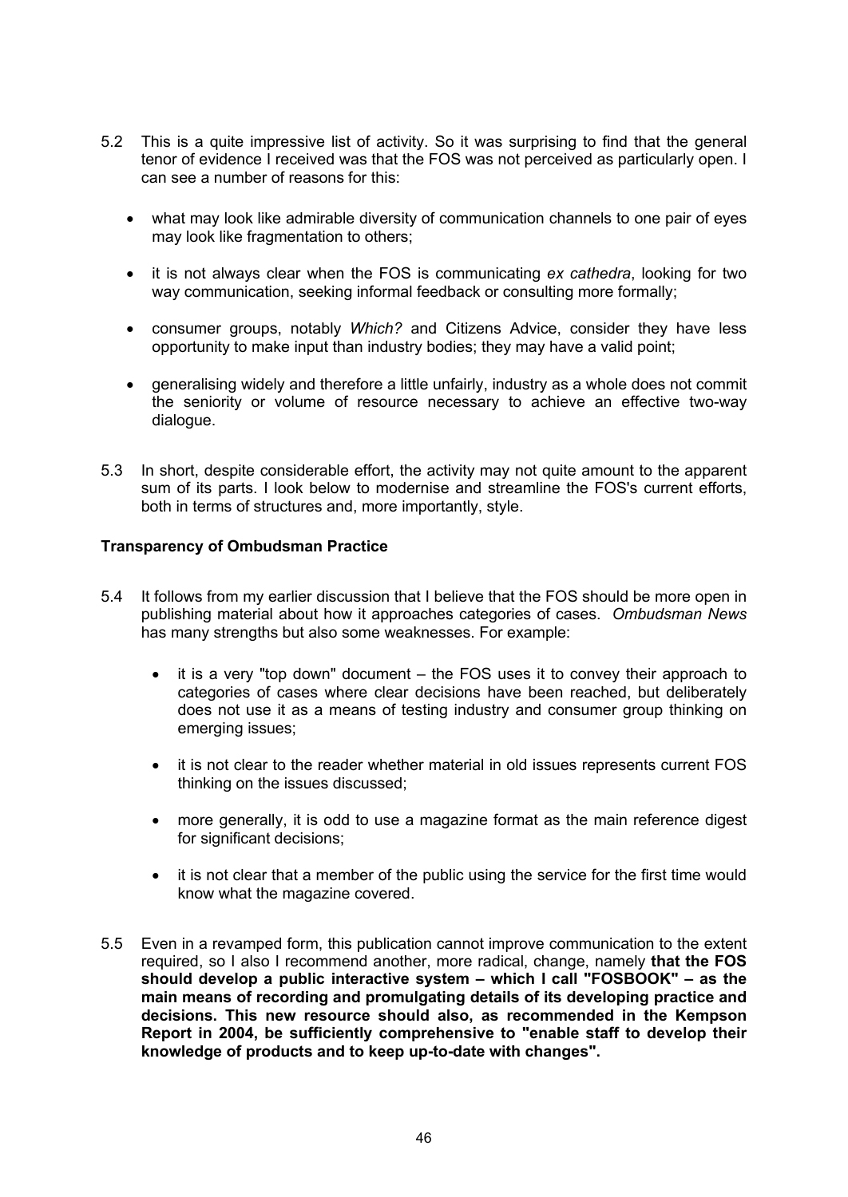5.2 This is a quite impressive list of activity. So it was surprising to find that the general tenor of evidence I received was that the FOS was not perceived as particularly open. I can see a number of reasons for this:

- what may look like admirable diversity of communication channels to one pair of eyes may look like fragmentation to others;
- it is not always clear when the FOS is communicating *ex cathedra*, looking for two way communication, seeking informal feedback or consulting more formally;
- consumer groups, notably *Which?* and Citizens Advice, consider they have less opportunity to make input than industry bodies; they may have a valid point;
- generalising widely and therefore a little unfairly, industry as a whole does not commit the seniority or volume of resource necessary to achieve an effective two-way dialogue.

5.3 In short, despite considerable effort, the activity may not quite amount to the apparent sum of its parts. I look below to modernise and streamline the FOS's current efforts, both in terms of structures and, more importantly, style.

**Transparency of Ombudsman Practice**

5.4 It follows from my earlier discussion that I believe that the FOS should be more open in publishing material about how it approaches categories of cases. *Ombudsman News* has many strengths but also some weaknesses. For example:

- it is a very "top down" document – the FOS uses it to convey their approach to categories of cases where clear decisions have been reached, but deliberately does not use it as a means of testing industry and consumer group thinking on emerging issues;
- it is not clear to the reader whether material in old issues represents current FOS thinking on the issues discussed;
- more generally, it is odd to use a magazine format as the main reference digest for significant decisions;
- it is not clear that a member of the public using the service for the first time would know what the magazine covered.

5.5 Even in a revamped form, this publication cannot improve communication to the extent required, so I also I recommend another, more radical, change, namely **that the FOS should develop a public interactive system – which I call "FOSBOOK" – as the main means of recording and promulgating details of its developing practice and decisions. This new resource should also, as recommended in the Kempson Report in 2004, be sufficiently comprehensive to "enable staff to develop their knowledge of products and to keep up-to-date with changes".**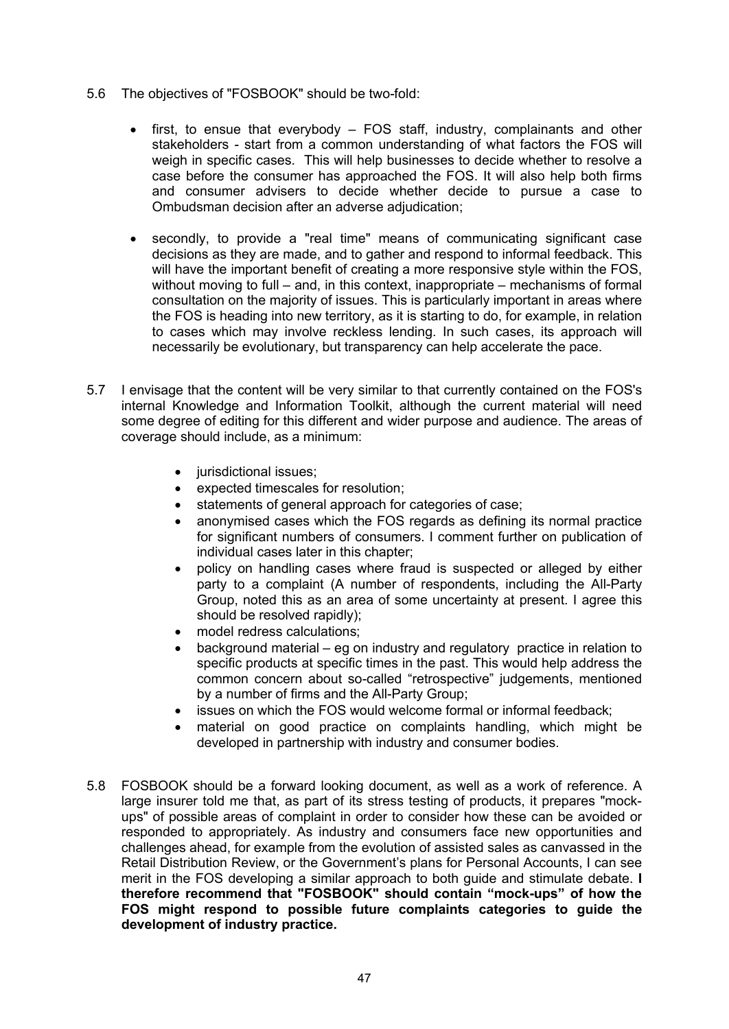5.6 The objectives of "FOSBOOK" should be two-fold:

- first, to ensue that everybody – FOS staff, industry, complainants and other stakeholders - start from a common understanding of what factors the FOS will weigh in specific cases. This will help businesses to decide whether to resolve a case before the consumer has approached the FOS. It will also help both firms and consumer advisers to decide whether decide to pursue a case to Ombudsman decision after an adverse adjudication;
- secondly, to provide a "real time" means of communicating significant case decisions as they are made, and to gather and respond to informal feedback. This will have the important benefit of creating a more responsive style within the FOS, without moving to full – and, in this context, inappropriate – mechanisms of formal consultation on the majority of issues. This is particularly important in areas where the FOS is heading into new territory, as it is starting to do, for example, in relation to cases which may involve reckless lending. In such cases, its approach will necessarily be evolutionary, but transparency can help accelerate the pace.

5.7 I envisage that the content will be very similar to that currently contained on the FOS's internal Knowledge and Information Toolkit, although the current material will need some degree of editing for this different and wider purpose and audience. The areas of coverage should include, as a minimum:

- jurisdictional issues;
- expected timescales for resolution;
- statements of general approach for categories of case;
- anonymised cases which the FOS regards as defining its normal practice for significant numbers of consumers. I comment further on publication of individual cases later in this chapter;
- policy on handling cases where fraud is suspected or alleged by either party to a complaint (A number of respondents, including the All-Party Group, noted this as an area of some uncertainty at present. I agree this should be resolved rapidly);
- model redress calculations;
- background material – eg on industry and regulatory practice in relation to specific products at specific times in the past. This would help address the common concern about so-called "retrospective" judgements, mentioned by a number of firms and the All-Party Group;
- issues on which the FOS would welcome formal or informal feedback;
- material on good practice on complaints handling, which might be developed in partnership with industry and consumer bodies.

5.8 FOSBOOK should be a forward looking document, as well as a work of reference. A large insurer told me that, as part of its stress testing of products, it prepares "mock-ups" of possible areas of complaint in order to consider how these can be avoided or responded to appropriately. As industry and consumers face new opportunities and challenges ahead, for example from the evolution of assisted sales as canvassed in the Retail Distribution Review, or the Government's plans for Personal Accounts, I can see merit in the FOS developing a similar approach to both guide and stimulate debate. **I therefore recommend that "FOSBOOK" should contain "mock-ups" of how the FOS might respond to possible future complaints categories to guide the development of industry practice.**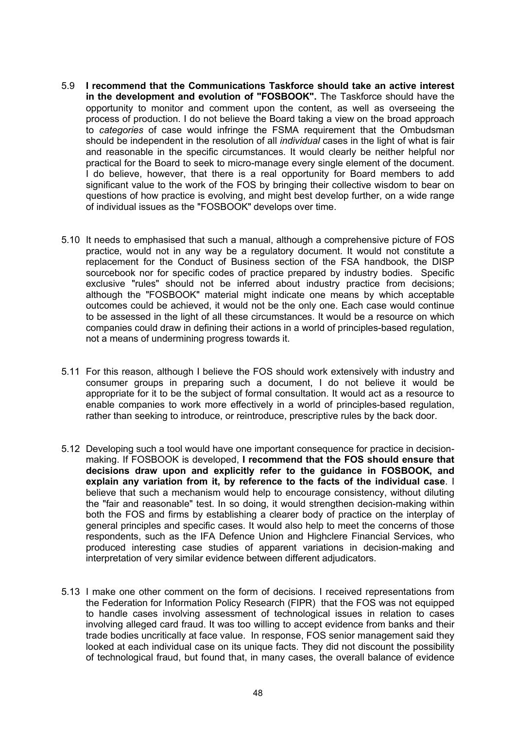5.9 **I recommend that the Communications Taskforce should take an active interest in the development and evolution of "FOSBOOK".** The Taskforce should have the opportunity to monitor and comment upon the content, as well as overseeing the process of production. I do not believe the Board taking a view on the broad approach to *categories* of case would infringe the FSMA requirement that the Ombudsman should be independent in the resolution of all *individual* cases in the light of what is fair and reasonable in the specific circumstances. It would clearly be neither helpful nor practical for the Board to seek to micro-manage every single element of the document. I do believe, however, that there is a real opportunity for Board members to add significant value to the work of the FOS by bringing their collective wisdom to bear on questions of how practice is evolving, and might best develop further, on a wide range of individual issues as the "FOSBOOK" develops over time.

5.10 It needs to emphasised that such a manual, although a comprehensive picture of FOS practice, would not in any way be a regulatory document. It would not constitute a replacement for the Conduct of Business section of the FSA handbook, the DISP sourcebook nor for specific codes of practice prepared by industry bodies. Specific exclusive "rules" should not be inferred about industry practice from decisions; although the "FOSBOOK" material might indicate one means by which acceptable outcomes could be achieved, it would not be the only one. Each case would continue to be assessed in the light of all these circumstances. It would be a resource on which companies could draw in defining their actions in a world of principles-based regulation, not a means of undermining progress towards it.

5.11 For this reason, although I believe the FOS should work extensively with industry and consumer groups in preparing such a document, I do not believe it would be appropriate for it to be the subject of formal consultation. It would act as a resource to enable companies to work more effectively in a world of principles-based regulation, rather than seeking to introduce, or reintroduce, prescriptive rules by the back door.

5.12 Developing such a tool would have one important consequence for practice in decision-making. If FOSBOOK is developed, **I recommend that the FOS should ensure that decisions draw upon and explicitly refer to the guidance in FOSBOOK, and explain any variation from it, by reference to the facts of the individual case**. I believe that such a mechanism would help to encourage consistency, without diluting the "fair and reasonable" test. In so doing, it would strengthen decision-making within both the FOS and firms by establishing a clearer body of practice on the interplay of general principles and specific cases. It would also help to meet the concerns of those respondents, such as the IFA Defence Union and Highclere Financial Services, who produced interesting case studies of apparent variations in decision-making and interpretation of very similar evidence between different adjudicators.

5.13 I make one other comment on the form of decisions. I received representations from the Federation for Information Policy Research (FIPR) that the FOS was not equipped to handle cases involving assessment of technological issues in relation to cases involving alleged card fraud. It was too willing to accept evidence from banks and their trade bodies uncritically at face value. In response, FOS senior management said they looked at each individual case on its unique facts. They did not discount the possibility of technological fraud, but found that, in many cases, the overall balance of evidence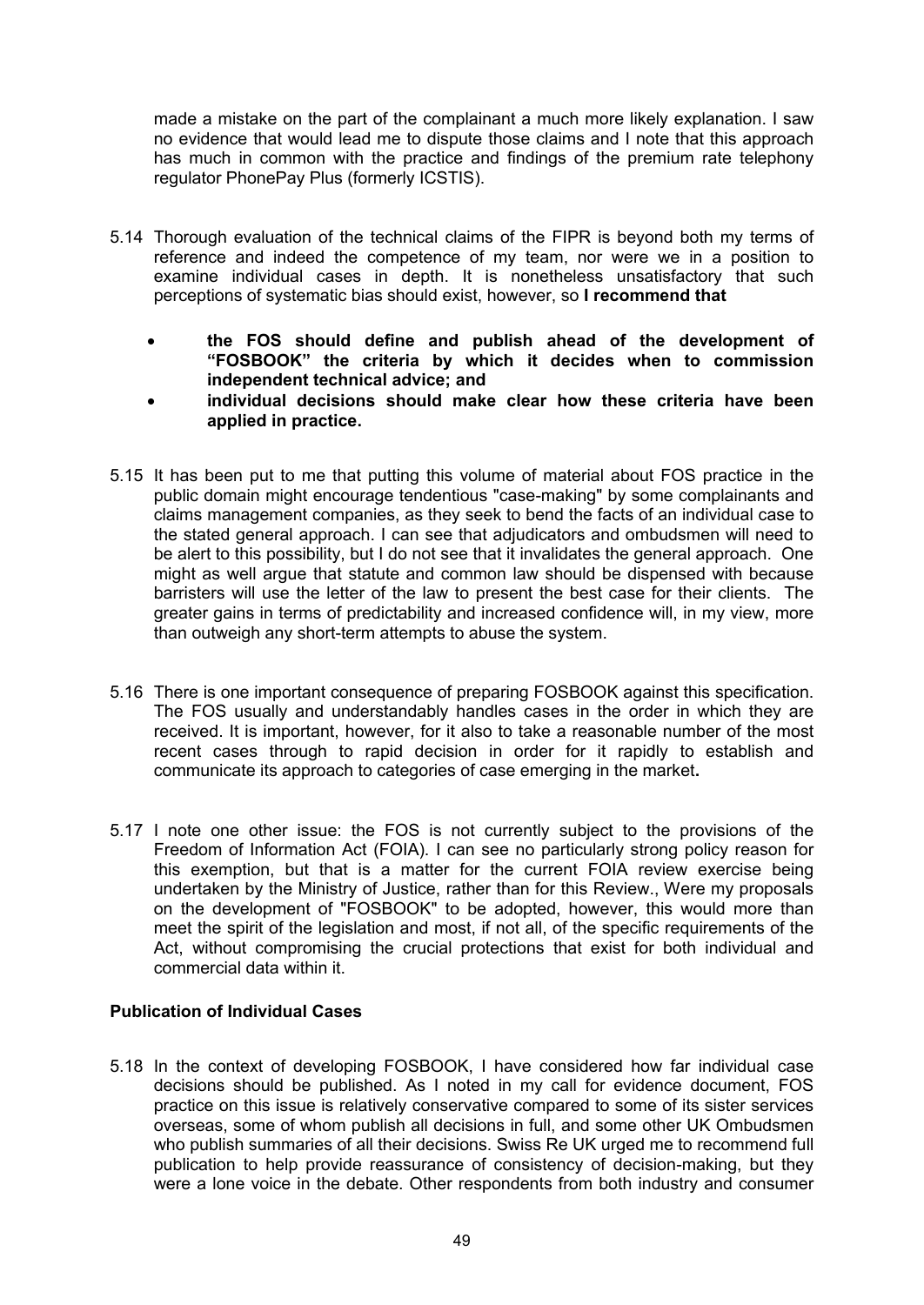made a mistake on the part of the complainant a much more likely explanation. I saw no evidence that would lead me to dispute those claims and I note that this approach has much in common with the practice and findings of the premium rate telephony regulator PhonePay Plus (formerly ICSTIS).

5.14 Thorough evaluation of the technical claims of the FIPR is beyond both my terms of reference and indeed the competence of my team, nor were we in a position to examine individual cases in depth. It is nonetheless unsatisfactory that such perceptions of systematic bias should exist, however, so **I recommend that**

- **the FOS should define and publish ahead of the development of "FOSBOOK" the criteria by which it decides when to commission independent technical advice; and**
- **individual decisions should make clear how these criteria have been applied in practice.**

5.15 It has been put to me that putting this volume of material about FOS practice in the public domain might encourage tendentious "case-making" by some complainants and claims management companies, as they seek to bend the facts of an individual case to the stated general approach. I can see that adjudicators and ombudsmen will need to be alert to this possibility, but I do not see that it invalidates the general approach. One might as well argue that statute and common law should be dispensed with because barristers will use the letter of the law to present the best case for their clients. The greater gains in terms of predictability and increased confidence will, in my view, more than outweigh any short-term attempts to abuse the system.

5.16 There is one important consequence of preparing FOSBOOK against this specification. The FOS usually and understandably handles cases in the order in which they are received. It is important, however, for it also to take a reasonable number of the most recent cases through to rapid decision in order for it rapidly to establish and communicate its approach to categories of case emerging in the market**.**

5.17 I note one other issue: the FOS is not currently subject to the provisions of the Freedom of Information Act (FOIA). I can see no particularly strong policy reason for this exemption, but that is a matter for the current FOIA review exercise being undertaken by the Ministry of Justice, rather than for this Review., Were my proposals on the development of "FOSBOOK" to be adopted, however, this would more than meet the spirit of the legislation and most, if not all, of the specific requirements of the Act, without compromising the crucial protections that exist for both individual and commercial data within it.

**Publication of Individual Cases**

5.18 In the context of developing FOSBOOK, I have considered how far individual case decisions should be published. As I noted in my call for evidence document, FOS practice on this issue is relatively conservative compared to some of its sister services overseas, some of whom publish all decisions in full, and some other UK Ombudsmen who publish summaries of all their decisions. Swiss Re UK urged me to recommend full publication to help provide reassurance of consistency of decision-making, but they were a lone voice in the debate. Other respondents from both industry and consumer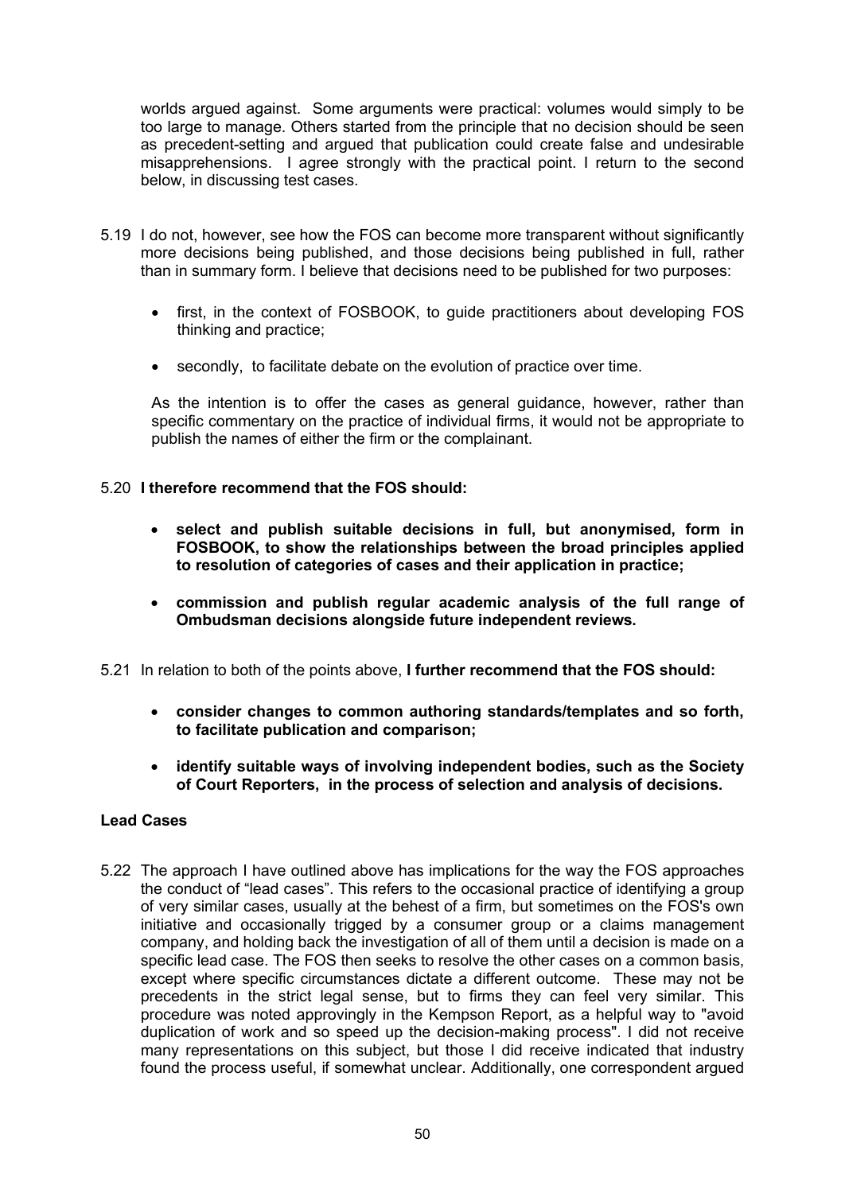worlds argued against. Some arguments were practical: volumes would simply to be too large to manage. Others started from the principle that no decision should be seen as precedent-setting and argued that publication could create false and undesirable misapprehensions. I agree strongly with the practical point. I return to the second below, in discussing test cases.

5.19 I do not, however, see how the FOS can become more transparent without significantly more decisions being published, and those decisions being published in full, rather than in summary form. I believe that decisions need to be published for two purposes:

- first, in the context of FOSBOOK, to guide practitioners about developing FOS thinking and practice;
- secondly, to facilitate debate on the evolution of practice over time.

As the intention is to offer the cases as general guidance, however, rather than specific commentary on the practice of individual firms, it would not be appropriate to publish the names of either the firm or the complainant.

5.20 **I therefore recommend that the FOS should:**

- **select and publish suitable decisions in full, but anonymised, form in FOSBOOK, to show the relationships between the broad principles applied to resolution of categories of cases and their application in practice;**
- **commission and publish regular academic analysis of the full range of Ombudsman decisions alongside future independent reviews.**

5.21 In relation to both of the points above, **I further recommend that the FOS should:**

- **consider changes to common authoring standards/templates and so forth, to facilitate publication and comparison;**
- **identify suitable ways of involving independent bodies, such as the Society of Court Reporters, in the process of selection and analysis of decisions.**

**Lead Cases**

5.22 The approach I have outlined above has implications for the way the FOS approaches the conduct of "lead cases". This refers to the occasional practice of identifying a group of very similar cases, usually at the behest of a firm, but sometimes on the FOS's own initiative and occasionally trigged by a consumer group or a claims management company, and holding back the investigation of all of them until a decision is made on a specific lead case. The FOS then seeks to resolve the other cases on a common basis, except where specific circumstances dictate a different outcome. These may not be precedents in the strict legal sense, but to firms they can feel very similar. This procedure was noted approvingly in the Kempson Report, as a helpful way to "avoid duplication of work and so speed up the decision-making process". I did not receive many representations on this subject, but those I did receive indicated that industry found the process useful, if somewhat unclear. Additionally, one correspondent argued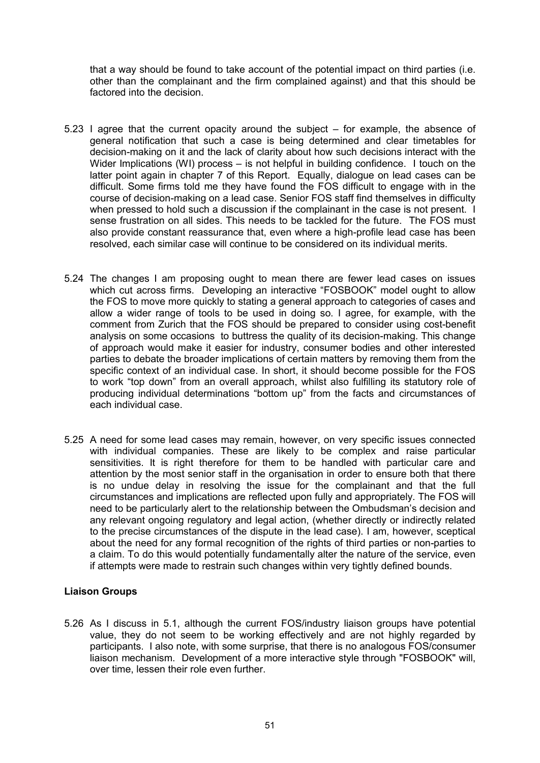that a way should be found to take account of the potential impact on third parties (i.e. other than the complainant and the firm complained against) and that this should be factored into the decision.

5.23 I agree that the current opacity around the subject – for example, the absence of general notification that such a case is being determined and clear timetables for decision-making on it and the lack of clarity about how such decisions interact with the Wider Implications (WI) process – is not helpful in building confidence. I touch on the latter point again in chapter 7 of this Report. Equally, dialogue on lead cases can be difficult. Some firms told me they have found the FOS difficult to engage with in the course of decision-making on a lead case. Senior FOS staff find themselves in difficulty when pressed to hold such a discussion if the complainant in the case is not present. I sense frustration on all sides. This needs to be tackled for the future. The FOS must also provide constant reassurance that, even where a high-profile lead case has been resolved, each similar case will continue to be considered on its individual merits.

5.24 The changes I am proposing ought to mean there are fewer lead cases on issues which cut across firms. Developing an interactive "FOSBOOK" model ought to allow the FOS to move more quickly to stating a general approach to categories of cases and allow a wider range of tools to be used in doing so. I agree, for example, with the comment from Zurich that the FOS should be prepared to consider using cost-benefit analysis on some occasions to buttress the quality of its decision-making. This change of approach would make it easier for industry, consumer bodies and other interested parties to debate the broader implications of certain matters by removing them from the specific context of an individual case. In short, it should become possible for the FOS to work "top down" from an overall approach, whilst also fulfilling its statutory role of producing individual determinations "bottom up" from the facts and circumstances of each individual case.

5.25 A need for some lead cases may remain, however, on very specific issues connected with individual companies. These are likely to be complex and raise particular sensitivities. It is right therefore for them to be handled with particular care and attention by the most senior staff in the organisation in order to ensure both that there is no undue delay in resolving the issue for the complainant and that the full circumstances and implications are reflected upon fully and appropriately. The FOS will need to be particularly alert to the relationship between the Ombudsman's decision and any relevant ongoing regulatory and legal action, (whether directly or indirectly related to the precise circumstances of the dispute in the lead case). I am, however, sceptical about the need for any formal recognition of the rights of third parties or non-parties to a claim. To do this would potentially fundamentally alter the nature of the service, even if attempts were made to restrain such changes within very tightly defined bounds.

**Liaison Groups**

5.26 As I discuss in 5.1, although the current FOS/industry liaison groups have potential value, they do not seem to be working effectively and are not highly regarded by participants. I also note, with some surprise, that there is no analogous FOS/consumer liaison mechanism. Development of a more interactive style through "FOSBOOK" will, over time, lessen their role even further.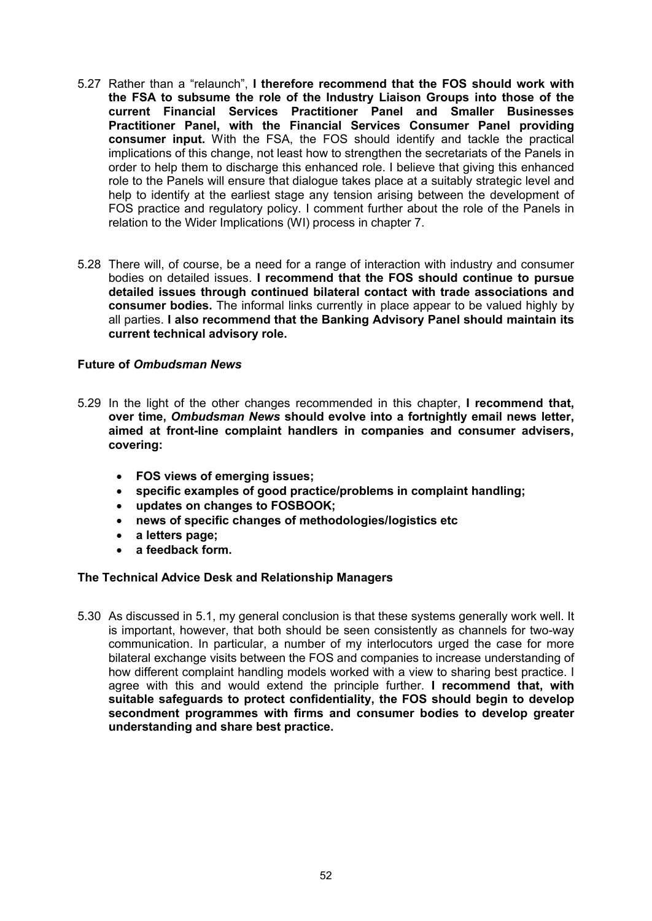5.27 Rather than a "relaunch", **I therefore recommend that the FOS should work with the FSA to subsume the role of the Industry Liaison Groups into those of the current Financial Services Practitioner Panel and Smaller Businesses Practitioner Panel, with the Financial Services Consumer Panel providing consumer input.** With the FSA, the FOS should identify and tackle the practical implications of this change, not least how to strengthen the secretariats of the Panels in order to help them to discharge this enhanced role. I believe that giving this enhanced role to the Panels will ensure that dialogue takes place at a suitably strategic level and help to identify at the earliest stage any tension arising between the development of FOS practice and regulatory policy. I comment further about the role of the Panels in relation to the Wider Implications (WI) process in chapter 7.

5.28 There will, of course, be a need for a range of interaction with industry and consumer bodies on detailed issues. **I recommend that the FOS should continue to pursue detailed issues through continued bilateral contact with trade associations and consumer bodies.** The informal links currently in place appear to be valued highly by all parties. **I also recommend that the Banking Advisory Panel should maintain its current technical advisory role.**

### Future of *Ombudsman News*

5.29 In the light of the other changes recommended in this chapter, **I recommend that, over time, *Ombudsman News* should evolve into a fortnightly email news letter, aimed at front-line complaint handlers in companies and consumer advisers, covering:**

- **FOS views of emerging issues;**
- **specific examples of good practice/problems in complaint handling;**
- **updates on changes to FOSBOOK;**
- **news of specific changes of methodologies/logistics etc**
- **a letters page;**
- **a feedback form.**

### The Technical Advice Desk and Relationship Managers

5.30 As discussed in 5.1, my general conclusion is that these systems generally work well. It is important, however, that both should be seen consistently as channels for two-way communication. In particular, a number of my interlocutors urged the case for more bilateral exchange visits between the FOS and companies to increase understanding of how different complaint handling models worked with a view to sharing best practice. I agree with this and would extend the principle further. **I recommend that, with suitable safeguards to protect confidentiality, the FOS should begin to develop secondment programmes with firms and consumer bodies to develop greater understanding and share best practice.**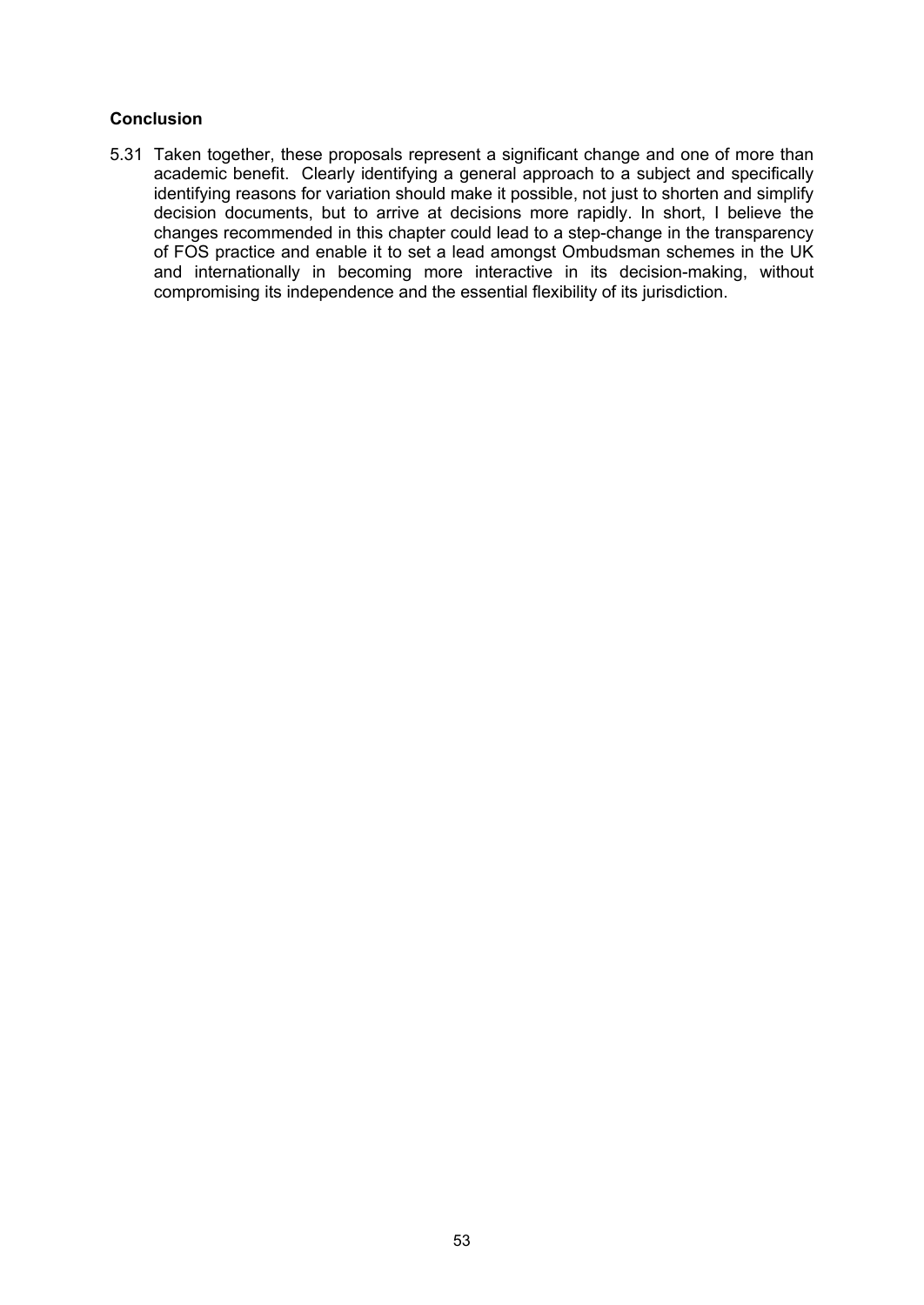### Conclusion

5.31 Taken together, these proposals represent a significant change and one of more than academic benefit. Clearly identifying a general approach to a subject and specifically identifying reasons for variation should make it possible, not just to shorten and simplify decision documents, but to arrive at decisions more rapidly. In short, I believe the changes recommended in this chapter could lead to a step-change in the transparency of FOS practice and enable it to set a lead amongst Ombudsman schemes in the UK and internationally in becoming more interactive in its decision-making, without compromising its independence and the essential flexibility of its jurisdiction.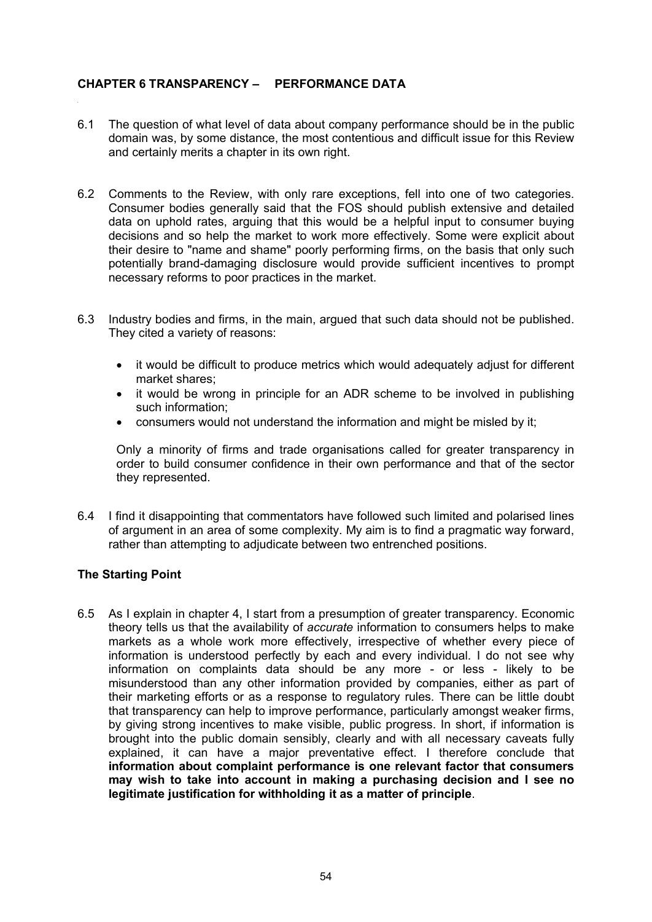## CHAPTER 6 TRANSPARENCY – PERFORMANCE DATA

6.1 The question of what level of data about company performance should be in the public domain was, by some distance, the most contentious and difficult issue for this Review and certainly merits a chapter in its own right.

6.2 Comments to the Review, with only rare exceptions, fell into one of two categories. Consumer bodies generally said that the FOS should publish extensive and detailed data on uphold rates, arguing that this would be a helpful input to consumer buying decisions and so help the market to work more effectively. Some were explicit about their desire to "name and shame" poorly performing firms, on the basis that only such potentially brand-damaging disclosure would provide sufficient incentives to prompt necessary reforms to poor practices in the market.

6.3 Industry bodies and firms, in the main, argued that such data should not be published. They cited a variety of reasons:

- it would be difficult to produce metrics which would adequately adjust for different market shares;
- it would be wrong in principle for an ADR scheme to be involved in publishing such information;
- consumers would not understand the information and might be misled by it;

Only a minority of firms and trade organisations called for greater transparency in order to build consumer confidence in their own performance and that of the sector they represented.

6.4 I find it disappointing that commentators have followed such limited and polarised lines of argument in an area of some complexity. My aim is to find a pragmatic way forward, rather than attempting to adjudicate between two entrenched positions.

### The Starting Point

6.5 As I explain in chapter 4, I start from a presumption of greater transparency. Economic theory tells us that the availability of *accurate* information to consumers helps to make markets as a whole work more effectively, irrespective of whether every piece of information is understood perfectly by each and every individual. I do not see why information on complaints data should be any more - or less - likely to be misunderstood than any other information provided by companies, either as part of their marketing efforts or as a response to regulatory rules. There can be little doubt that transparency can help to improve performance, particularly amongst weaker firms, by giving strong incentives to make visible, public progress. In short, if information is brought into the public domain sensibly, clearly and with all necessary caveats fully explained, it can have a major preventative effect. I therefore conclude that **information about complaint performance is one relevant factor that consumers may wish to take into account in making a purchasing decision and I see no legitimate justification for withholding it as a matter of principle**.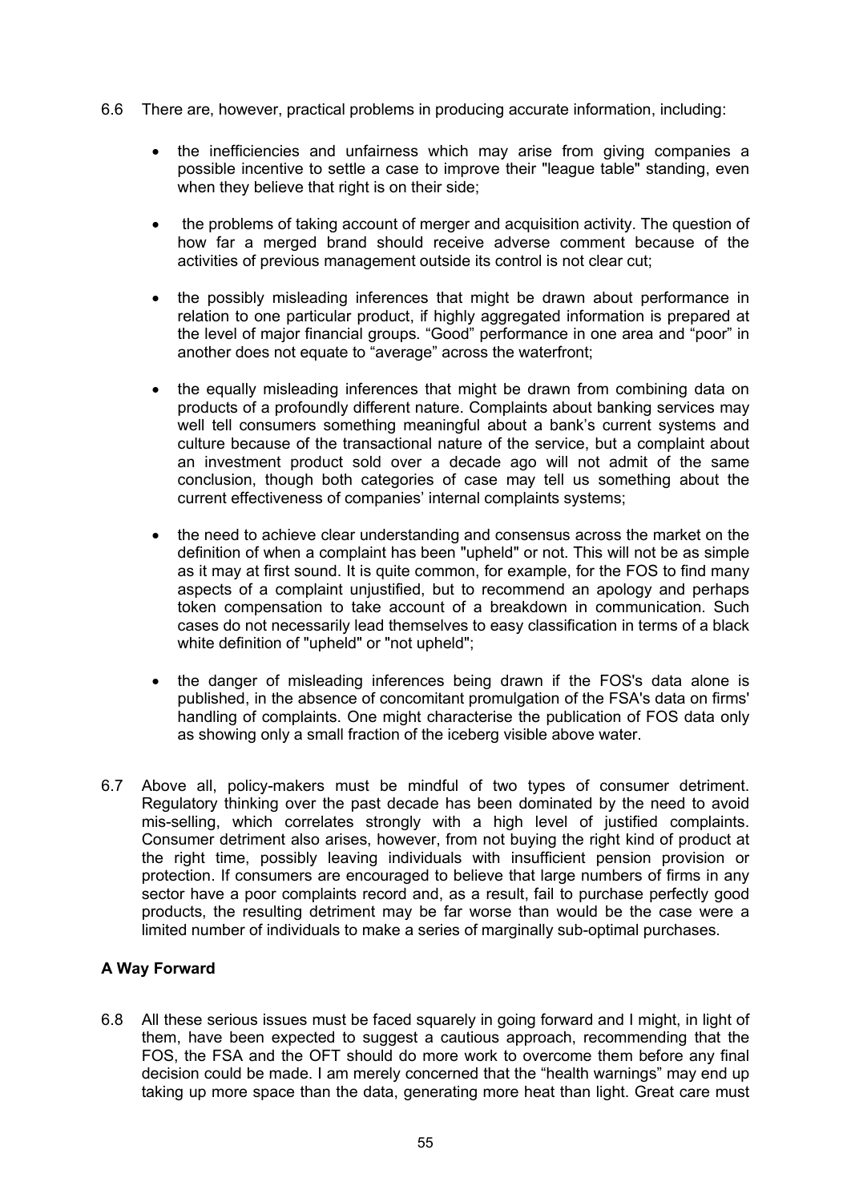6.6 There are, however, practical problems in producing accurate information, including:

- the inefficiencies and unfairness which may arise from giving companies a possible incentive to settle a case to improve their "league table" standing, even when they believe that right is on their side;

- the problems of taking account of merger and acquisition activity. The question of how far a merged brand should receive adverse comment because of the activities of previous management outside its control is not clear cut;

- the possibly misleading inferences that might be drawn about performance in relation to one particular product, if highly aggregated information is prepared at the level of major financial groups. "Good" performance in one area and "poor" in another does not equate to "average" across the waterfront;

- the equally misleading inferences that might be drawn from combining data on products of a profoundly different nature. Complaints about banking services may well tell consumers something meaningful about a bank's current systems and culture because of the transactional nature of the service, but a complaint about an investment product sold over a decade ago will not admit of the same conclusion, though both categories of case may tell us something about the current effectiveness of companies' internal complaints systems;

- the need to achieve clear understanding and consensus across the market on the definition of when a complaint has been "upheld" or not. This will not be as simple as it may at first sound. It is quite common, for example, for the FOS to find many aspects of a complaint unjustified, but to recommend an apology and perhaps token compensation to take account of a breakdown in communication. Such cases do not necessarily lead themselves to easy classification in terms of a black white definition of "upheld" or "not upheld";

- the danger of misleading inferences being drawn if the FOS's data alone is published, in the absence of concomitant promulgation of the FSA's data on firms' handling of complaints. One might characterise the publication of FOS data only as showing only a small fraction of the iceberg visible above water.

6.7 Above all, policy-makers must be mindful of two types of consumer detriment. Regulatory thinking over the past decade has been dominated by the need to avoid mis-selling, which correlates strongly with a high level of justified complaints. Consumer detriment also arises, however, from not buying the right kind of product at the right time, possibly leaving individuals with insufficient pension provision or protection. If consumers are encouraged to believe that large numbers of firms in any sector have a poor complaints record and, as a result, fail to purchase perfectly good products, the resulting detriment may be far worse than would be the case were a limited number of individuals to make a series of marginally sub-optimal purchases.

**A Way Forward**

6.8 All these serious issues must be faced squarely in going forward and I might, in light of them, have been expected to suggest a cautious approach, recommending that the FOS, the FSA and the OFT should do more work to overcome them before any final decision could be made. I am merely concerned that the "health warnings" may end up taking up more space than the data, generating more heat than light. Great care must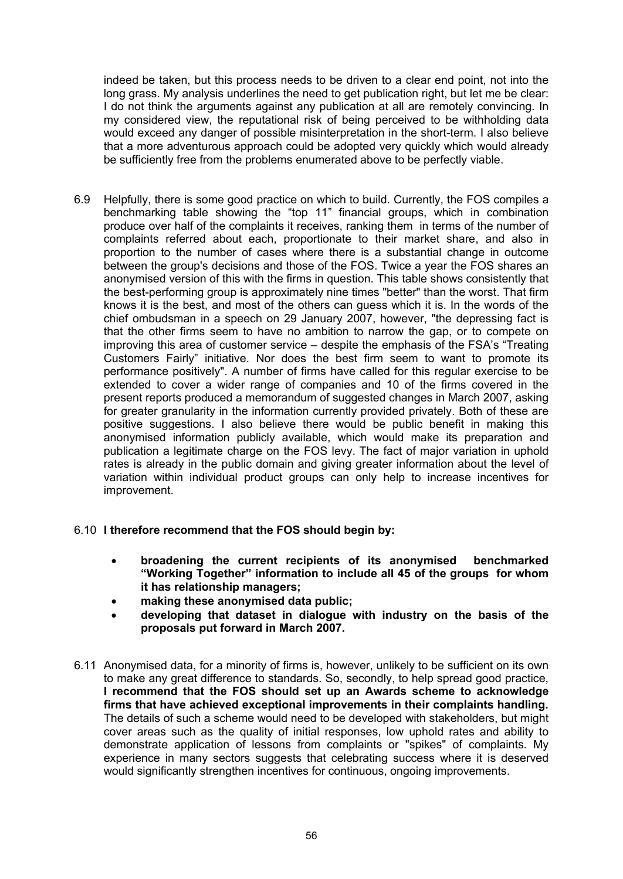indeed be taken, but this process needs to be driven to a clear end point, not into the long grass. My analysis underlines the need to get publication right, but let me be clear: I do not think the arguments against any publication at all are remotely convincing. In my considered view, the reputational risk of being perceived to be withholding data would exceed any danger of possible misinterpretation in the short-term. I also believe that a more adventurous approach could be adopted very quickly which would already be sufficiently free from the problems enumerated above to be perfectly viable.

6.9 Helpfully, there is some good practice on which to build. Currently, the FOS compiles a benchmarking table showing the "top 11" financial groups, which in combination produce over half of the complaints it receives, ranking them in terms of the number of complaints referred about each, proportionate to their market share, and also in proportion to the number of cases where there is a substantial change in outcome between the group's decisions and those of the FOS. Twice a year the FOS shares an anonymised version of this with the firms in question. This table shows consistently that the best-performing group is approximately nine times "better" than the worst. That firm knows it is the best, and most of the others can guess which it is. In the words of the chief ombudsman in a speech on 29 January 2007, however, "the depressing fact is that the other firms seem to have no ambition to narrow the gap, or to compete on improving this area of customer service – despite the emphasis of the FSA's "Treating Customers Fairly" initiative. Nor does the best firm seem to want to promote its performance positively". A number of firms have called for this regular exercise to be extended to cover a wider range of companies and 10 of the firms covered in the present reports produced a memorandum of suggested changes in March 2007, asking for greater granularity in the information currently provided privately. Both of these are positive suggestions. I also believe there would be public benefit in making this anonymised information publicly available, which would make its preparation and publication a legitimate charge on the FOS levy. The fact of major variation in uphold rates is already in the public domain and giving greater information about the level of variation within individual product groups can only help to increase incentives for improvement.

6.10 **I therefore recommend that the FOS should begin by:**

- **broadening the current recipients of its anonymised benchmarked "Working Together" information to include all 45 of the groups for whom it has relationship managers;**
- **making these anonymised data public;**
- **developing that dataset in dialogue with industry on the basis of the proposals put forward in March 2007.**

6.11 Anonymised data, for a minority of firms is, however, unlikely to be sufficient on its own to make any great difference to standards. So, secondly, to help spread good practice, **I recommend that the FOS should set up an Awards scheme to acknowledge firms that have achieved exceptional improvements in their complaints handling.** The details of such a scheme would need to be developed with stakeholders, but might cover areas such as the quality of initial responses, low uphold rates and ability to demonstrate application of lessons from complaints or "spikes" of complaints. My experience in many sectors suggests that celebrating success where it is deserved would significantly strengthen incentives for continuous, ongoing improvements.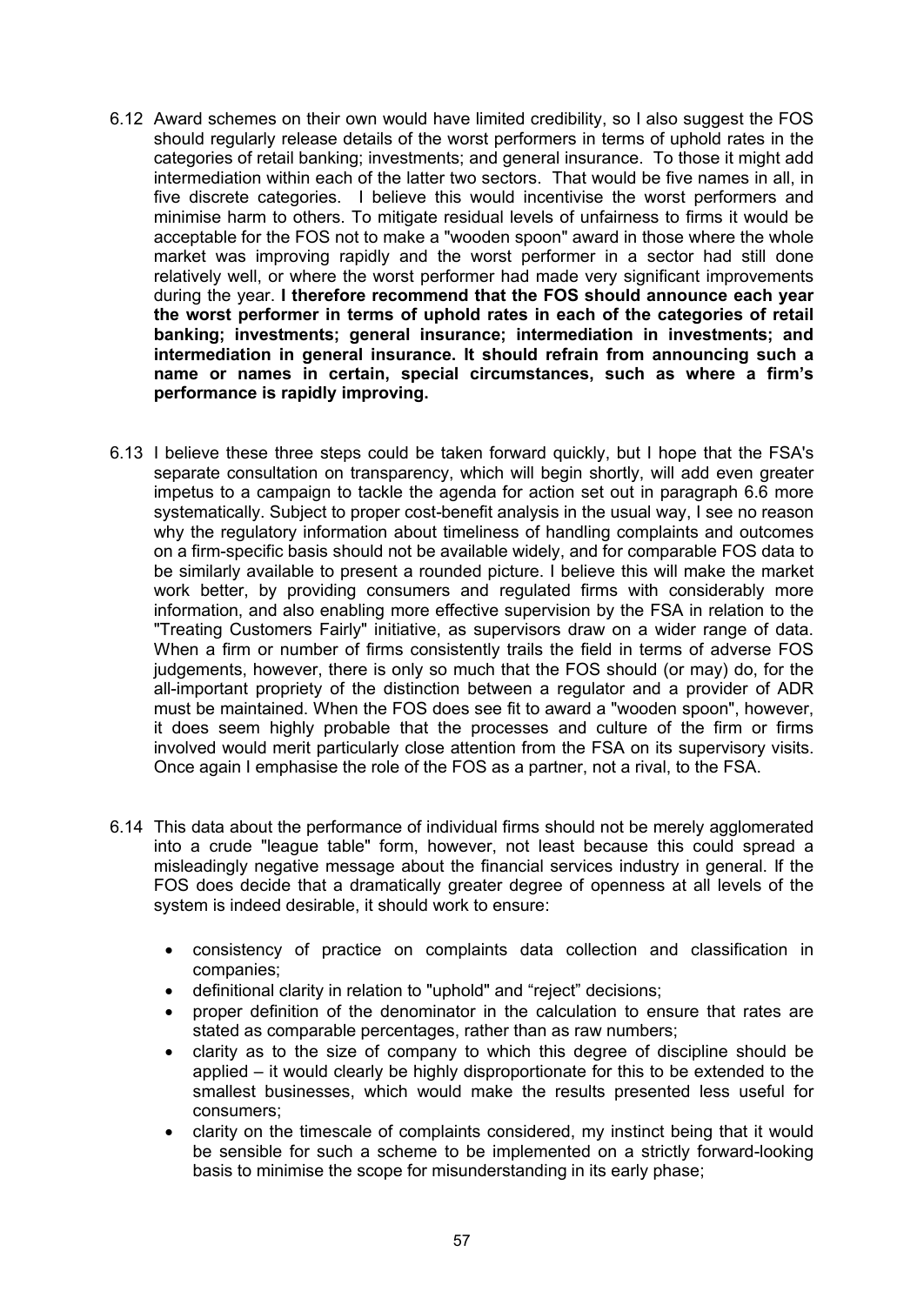6.12 Award schemes on their own would have limited credibility, so I also suggest the FOS should regularly release details of the worst performers in terms of uphold rates in the categories of retail banking; investments; and general insurance. To those it might add intermediation within each of the latter two sectors. That would be five names in all, in five discrete categories. I believe this would incentivise the worst performers and minimise harm to others. To mitigate residual levels of unfairness to firms it would be acceptable for the FOS not to make a "wooden spoon" award in those where the whole market was improving rapidly and the worst performer in a sector had still done relatively well, or where the worst performer had made very significant improvements during the year. **I therefore recommend that the FOS should announce each year the worst performer in terms of uphold rates in each of the categories of retail banking; investments; general insurance; intermediation in investments; and intermediation in general insurance. It should refrain from announcing such a name or names in certain, special circumstances, such as where a firm's performance is rapidly improving.**

6.13 I believe these three steps could be taken forward quickly, but I hope that the FSA's separate consultation on transparency, which will begin shortly, will add even greater impetus to a campaign to tackle the agenda for action set out in paragraph 6.6 more systematically. Subject to proper cost-benefit analysis in the usual way, I see no reason why the regulatory information about timeliness of handling complaints and outcomes on a firm-specific basis should not be available widely, and for comparable FOS data to be similarly available to present a rounded picture. I believe this will make the market work better, by providing consumers and regulated firms with considerably more information, and also enabling more effective supervision by the FSA in relation to the "Treating Customers Fairly" initiative, as supervisors draw on a wider range of data. When a firm or number of firms consistently trails the field in terms of adverse FOS judgements, however, there is only so much that the FOS should (or may) do, for the all-important propriety of the distinction between a regulator and a provider of ADR must be maintained. When the FOS does see fit to award a "wooden spoon", however, it does seem highly probable that the processes and culture of the firm or firms involved would merit particularly close attention from the FSA on its supervisory visits. Once again I emphasise the role of the FOS as a partner, not a rival, to the FSA.

6.14 This data about the performance of individual firms should not be merely agglomerated into a crude "league table" form, however, not least because this could spread a misleadingly negative message about the financial services industry in general. If the FOS does decide that a dramatically greater degree of openness at all levels of the system is indeed desirable, it should work to ensure:

- consistency of practice on complaints data collection and classification in companies;
- definitional clarity in relation to "uphold" and "reject" decisions;
- proper definition of the denominator in the calculation to ensure that rates are stated as comparable percentages, rather than as raw numbers;
- clarity as to the size of company to which this degree of discipline should be applied – it would clearly be highly disproportionate for this to be extended to the smallest businesses, which would make the results presented less useful for consumers;
- clarity on the timescale of complaints considered, my instinct being that it would be sensible for such a scheme to be implemented on a strictly forward-looking basis to minimise the scope for misunderstanding in its early phase;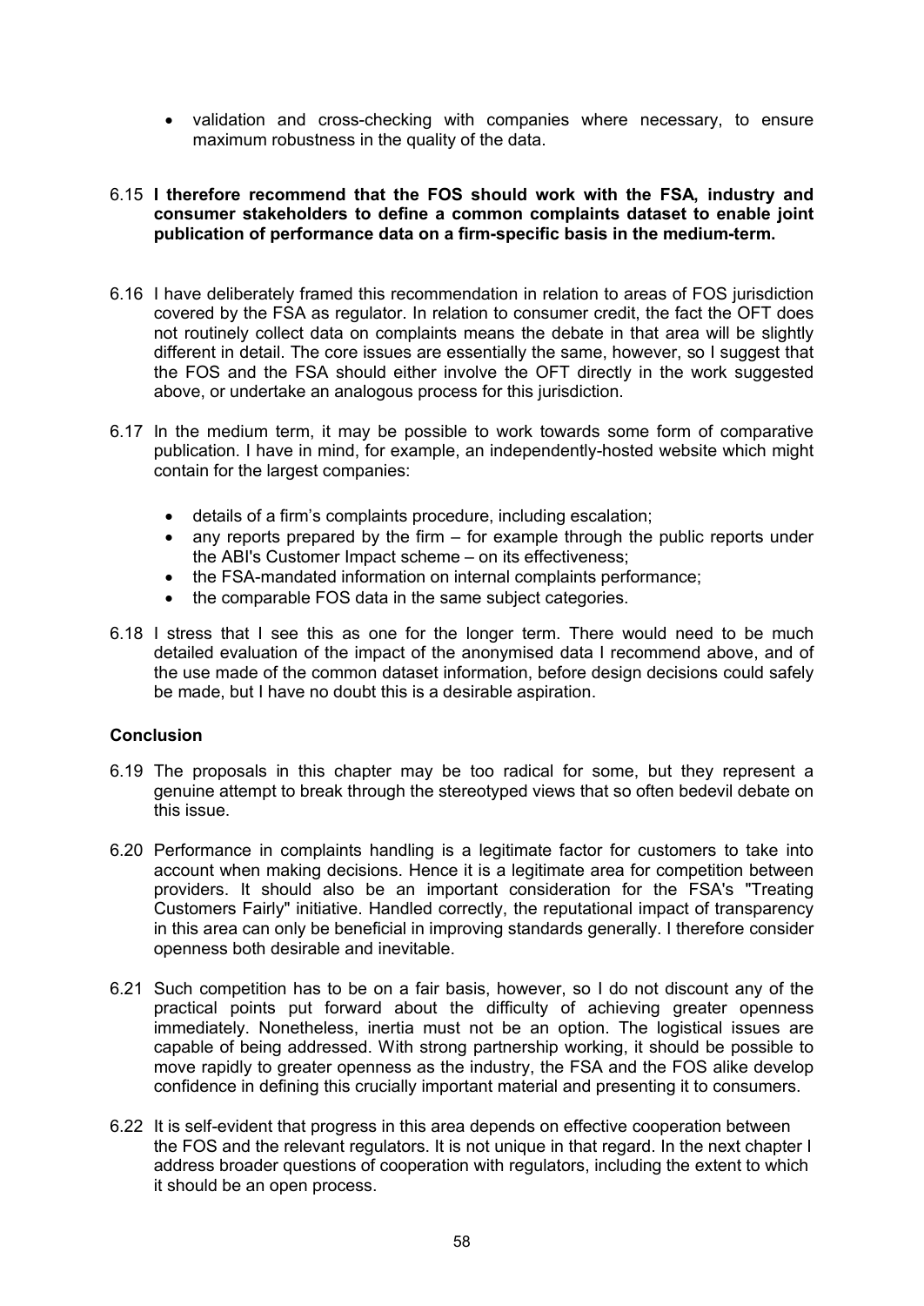- validation and cross-checking with companies where necessary, to ensure maximum robustness in the quality of the data.

6.15 **I therefore recommend that the FOS should work with the FSA, industry and consumer stakeholders to define a common complaints dataset to enable joint publication of performance data on a firm-specific basis in the medium-term.**

6.16 I have deliberately framed this recommendation in relation to areas of FOS jurisdiction covered by the FSA as regulator. In relation to consumer credit, the fact the OFT does not routinely collect data on complaints means the debate in that area will be slightly different in detail. The core issues are essentially the same, however, so I suggest that the FOS and the FSA should either involve the OFT directly in the work suggested above, or undertake an analogous process for this jurisdiction.

6.17 In the medium term, it may be possible to work towards some form of comparative publication. I have in mind, for example, an independently-hosted website which might contain for the largest companies:

- details of a firm's complaints procedure, including escalation;
- any reports prepared by the firm – for example through the public reports under the ABI's Customer Impact scheme – on its effectiveness;
- the FSA-mandated information on internal complaints performance;
- the comparable FOS data in the same subject categories.

6.18 I stress that I see this as one for the longer term. There would need to be much detailed evaluation of the impact of the anonymised data I recommend above, and of the use made of the common dataset information, before design decisions could safely be made, but I have no doubt this is a desirable aspiration.

### Conclusion

6.19 The proposals in this chapter may be too radical for some, but they represent a genuine attempt to break through the stereotyped views that so often bedevil debate on this issue.

6.20 Performance in complaints handling is a legitimate factor for customers to take into account when making decisions. Hence it is a legitimate area for competition between providers. It should also be an important consideration for the FSA's "Treating Customers Fairly" initiative. Handled correctly, the reputational impact of transparency in this area can only be beneficial in improving standards generally. I therefore consider openness both desirable and inevitable.

6.21 Such competition has to be on a fair basis, however, so I do not discount any of the practical points put forward about the difficulty of achieving greater openness immediately. Nonetheless, inertia must not be an option. The logistical issues are capable of being addressed. With strong partnership working, it should be possible to move rapidly to greater openness as the industry, the FSA and the FOS alike develop confidence in defining this crucially important material and presenting it to consumers.

6.22 It is self-evident that progress in this area depends on effective cooperation between the FOS and the relevant regulators. It is not unique in that regard. In the next chapter I address broader questions of cooperation with regulators, including the extent to which it should be an open process.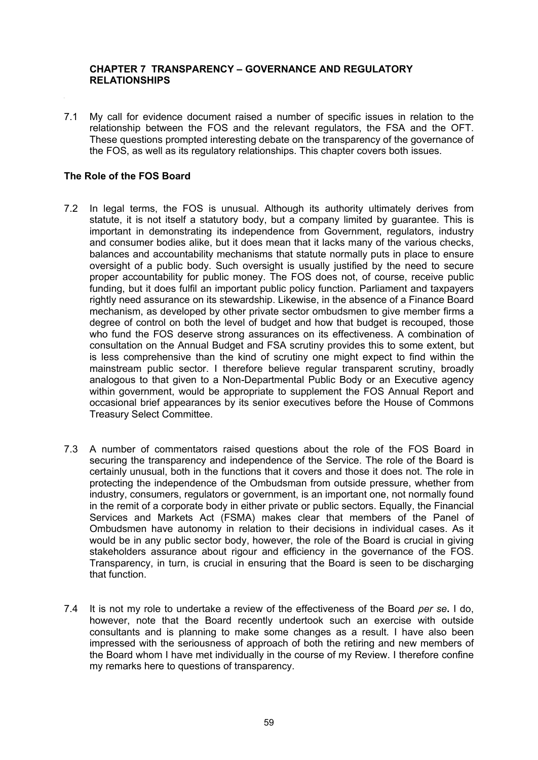## CHAPTER 7 TRANSPARENCY – GOVERNANCE AND REGULATORY RELATIONSHIPS

7.1 My call for evidence document raised a number of specific issues in relation to the relationship between the FOS and the relevant regulators, the FSA and the OFT. These questions prompted interesting debate on the transparency of the governance of the FOS, as well as its regulatory relationships. This chapter covers both issues.

### The Role of the FOS Board

7.2 In legal terms, the FOS is unusual. Although its authority ultimately derives from statute, it is not itself a statutory body, but a company limited by guarantee. This is important in demonstrating its independence from Government, regulators, industry and consumer bodies alike, but it does mean that it lacks many of the various checks, balances and accountability mechanisms that statute normally puts in place to ensure oversight of a public body. Such oversight is usually justified by the need to secure proper accountability for public money. The FOS does not, of course, receive public funding, but it does fulfil an important public policy function. Parliament and taxpayers rightly need assurance on its stewardship. Likewise, in the absence of a Finance Board mechanism, as developed by other private sector ombudsmen to give member firms a degree of control on both the level of budget and how that budget is recouped, those who fund the FOS deserve strong assurances on its effectiveness. A combination of consultation on the Annual Budget and FSA scrutiny provides this to some extent, but is less comprehensive than the kind of scrutiny one might expect to find within the mainstream public sector. I therefore believe regular transparent scrutiny, broadly analogous to that given to a Non-Departmental Public Body or an Executive agency within government, would be appropriate to supplement the FOS Annual Report and occasional brief appearances by its senior executives before the House of Commons Treasury Select Committee.

7.3 A number of commentators raised questions about the role of the FOS Board in securing the transparency and independence of the Service. The role of the Board is certainly unusual, both in the functions that it covers and those it does not. The role in protecting the independence of the Ombudsman from outside pressure, whether from industry, consumers, regulators or government, is an important one, not normally found in the remit of a corporate body in either private or public sectors. Equally, the Financial Services and Markets Act (FSMA) makes clear that members of the Panel of Ombudsmen have autonomy in relation to their decisions in individual cases. As it would be in any public sector body, however, the role of the Board is crucial in giving stakeholders assurance about rigour and efficiency in the governance of the FOS. Transparency, in turn, is crucial in ensuring that the Board is seen to be discharging that function.

7.4 It is not my role to undertake a review of the effectiveness of the Board *per se*. I do, however, note that the Board recently undertook such an exercise with outside consultants and is planning to make some changes as a result. I have also been impressed with the seriousness of approach of both the retiring and new members of the Board whom I have met individually in the course of my Review. I therefore confine my remarks here to questions of transparency.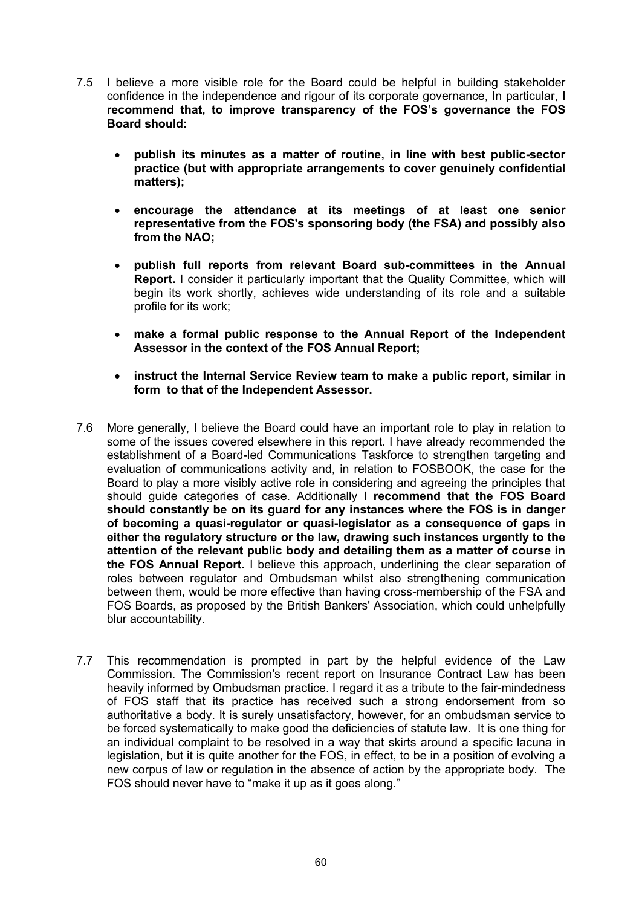7.5 I believe a more visible role for the Board could be helpful in building stakeholder confidence in the independence and rigour of its corporate governance, In particular, **I recommend that, to improve transparency of the FOS's governance the FOS Board should:**

- **publish its minutes as a matter of routine, in line with best public-sector practice (but with appropriate arrangements to cover genuinely confidential matters);**
- **encourage the attendance at its meetings of at least one senior representative from the FOS's sponsoring body (the FSA) and possibly also from the NAO;**
- **publish full reports from relevant Board sub-committees in the Annual Report.** I consider it particularly important that the Quality Committee, which will begin its work shortly, achieves wide understanding of its role and a suitable profile for its work;
- **make a formal public response to the Annual Report of the Independent Assessor in the context of the FOS Annual Report;**
- **instruct the Internal Service Review team to make a public report, similar in form to that of the Independent Assessor.**

7.6 More generally, I believe the Board could have an important role to play in relation to some of the issues covered elsewhere in this report. I have already recommended the establishment of a Board-led Communications Taskforce to strengthen targeting and evaluation of communications activity and, in relation to FOSBOOK, the case for the Board to play a more visibly active role in considering and agreeing the principles that should guide categories of case. Additionally **I recommend that the FOS Board should constantly be on its guard for any instances where the FOS is in danger of becoming a quasi-regulator or quasi-legislator as a consequence of gaps in either the regulatory structure or the law, drawing such instances urgently to the attention of the relevant public body and detailing them as a matter of course in the FOS Annual Report.** I believe this approach, underlining the clear separation of roles between regulator and Ombudsman whilst also strengthening communication between them, would be more effective than having cross-membership of the FSA and FOS Boards, as proposed by the British Bankers' Association, which could unhelpfully blur accountability.

7.7 This recommendation is prompted in part by the helpful evidence of the Law Commission. The Commission's recent report on Insurance Contract Law has been heavily informed by Ombudsman practice. I regard it as a tribute to the fair-mindedness of FOS staff that its practice has received such a strong endorsement from so authoritative a body. It is surely unsatisfactory, however, for an ombudsman service to be forced systematically to make good the deficiencies of statute law. It is one thing for an individual complaint to be resolved in a way that skirts around a specific lacuna in legislation, but it is quite another for the FOS, in effect, to be in a position of evolving a new corpus of law or regulation in the absence of action by the appropriate body. The FOS should never have to "make it up as it goes along."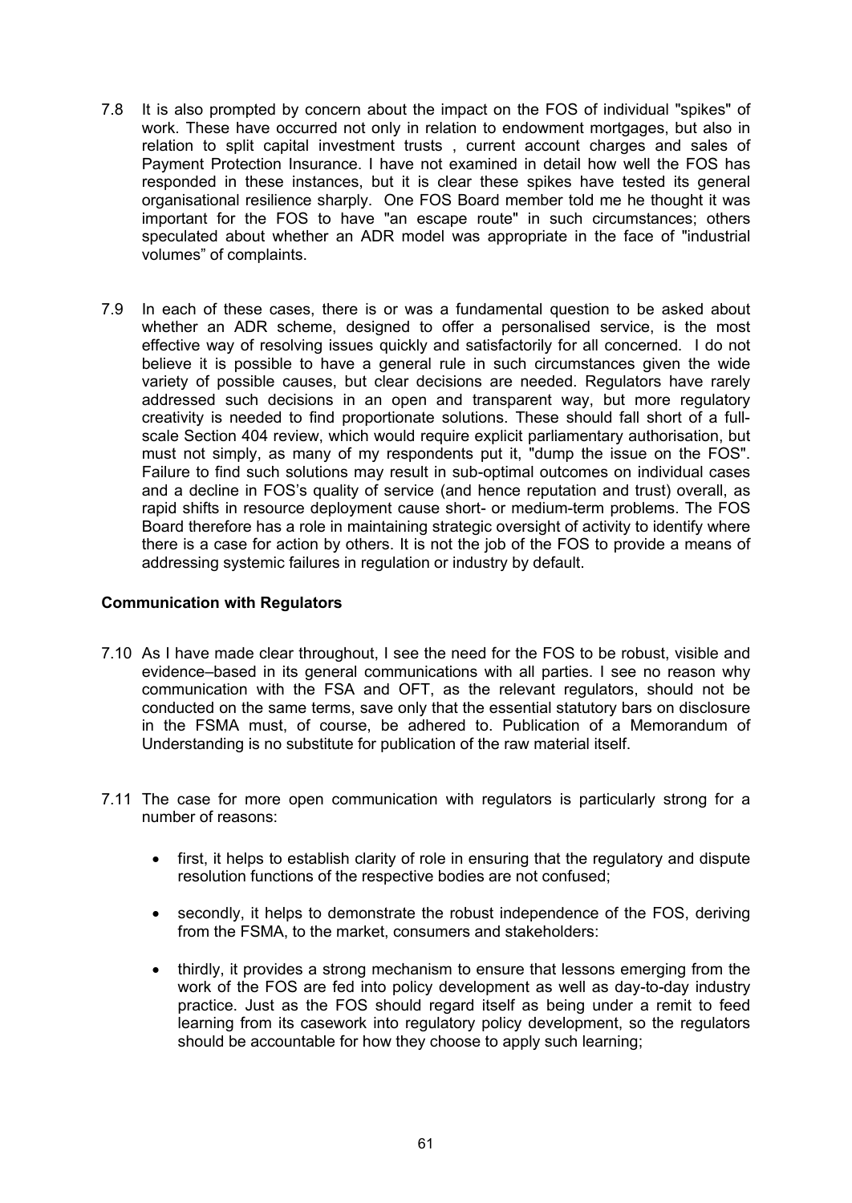7.8 It is also prompted by concern about the impact on the FOS of individual "spikes" of work. These have occurred not only in relation to endowment mortgages, but also in relation to split capital investment trusts , current account charges and sales of Payment Protection Insurance. I have not examined in detail how well the FOS has responded in these instances, but it is clear these spikes have tested its general organisational resilience sharply. One FOS Board member told me he thought it was important for the FOS to have "an escape route" in such circumstances; others speculated about whether an ADR model was appropriate in the face of "industrial volumes" of complaints.

7.9 In each of these cases, there is or was a fundamental question to be asked about whether an ADR scheme, designed to offer a personalised service, is the most effective way of resolving issues quickly and satisfactorily for all concerned. I do not believe it is possible to have a general rule in such circumstances given the wide variety of possible causes, but clear decisions are needed. Regulators have rarely addressed such decisions in an open and transparent way, but more regulatory creativity is needed to find proportionate solutions. These should fall short of a full-scale Section 404 review, which would require explicit parliamentary authorisation, but must not simply, as many of my respondents put it, "dump the issue on the FOS". Failure to find such solutions may result in sub-optimal outcomes on individual cases and a decline in FOS's quality of service (and hence reputation and trust) overall, as rapid shifts in resource deployment cause short- or medium-term problems. The FOS Board therefore has a role in maintaining strategic oversight of activity to identify where there is a case for action by others. It is not the job of the FOS to provide a means of addressing systemic failures in regulation or industry by default.

**Communication with Regulators**

7.10 As I have made clear throughout, I see the need for the FOS to be robust, visible and evidence–based in its general communications with all parties. I see no reason why communication with the FSA and OFT, as the relevant regulators, should not be conducted on the same terms, save only that the essential statutory bars on disclosure in the FSMA must, of course, be adhered to. Publication of a Memorandum of Understanding is no substitute for publication of the raw material itself.

7.11 The case for more open communication with regulators is particularly strong for a number of reasons:

- first, it helps to establish clarity of role in ensuring that the regulatory and dispute resolution functions of the respective bodies are not confused;
- secondly, it helps to demonstrate the robust independence of the FOS, deriving from the FSMA, to the market, consumers and stakeholders:
- thirdly, it provides a strong mechanism to ensure that lessons emerging from the work of the FOS are fed into policy development as well as day-to-day industry practice. Just as the FOS should regard itself as being under a remit to feed learning from its casework into regulatory policy development, so the regulators should be accountable for how they choose to apply such learning;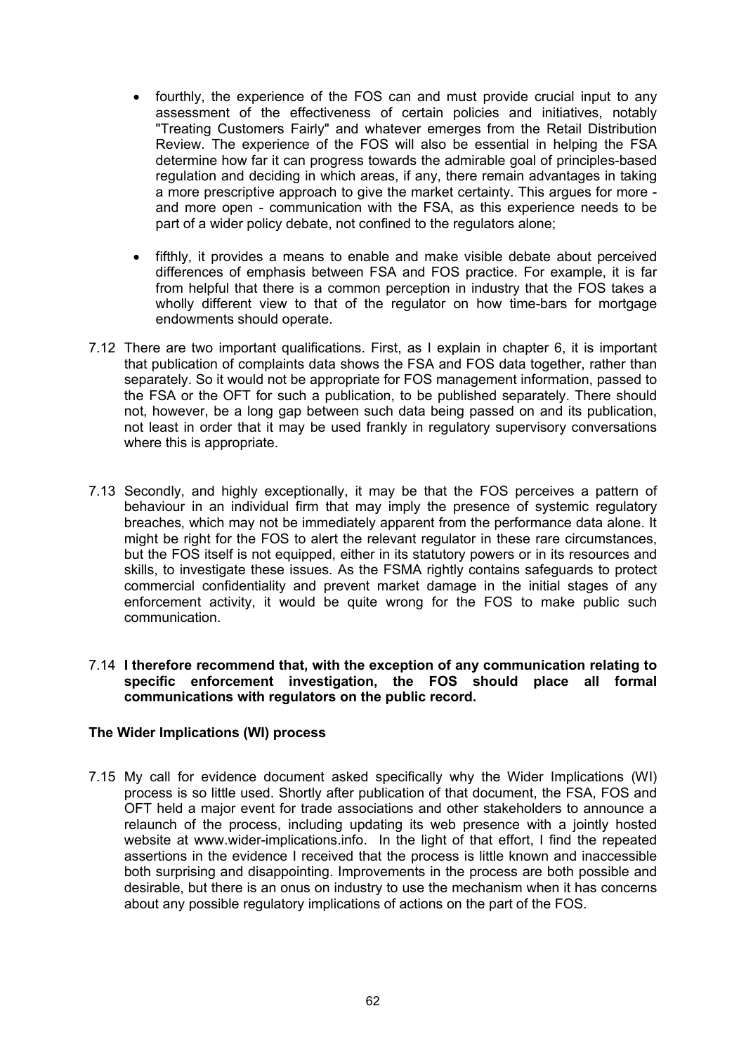- fourthly, the experience of the FOS can and must provide crucial input to any assessment of the effectiveness of certain policies and initiatives, notably "Treating Customers Fairly" and whatever emerges from the Retail Distribution Review. The experience of the FOS will also be essential in helping the FSA determine how far it can progress towards the admirable goal of principles-based regulation and deciding in which areas, if any, there remain advantages in taking a more prescriptive approach to give the market certainty. This argues for more - and more open - communication with the FSA, as this experience needs to be part of a wider policy debate, not confined to the regulators alone;

- fifthly, it provides a means to enable and make visible debate about perceived differences of emphasis between FSA and FOS practice. For example, it is far from helpful that there is a common perception in industry that the FOS takes a wholly different view to that of the regulator on how time-bars for mortgage endowments should operate.

7.12 There are two important qualifications. First, as I explain in chapter 6, it is important that publication of complaints data shows the FSA and FOS data together, rather than separately. So it would not be appropriate for FOS management information, passed to the FSA or the OFT for such a publication, to be published separately. There should not, however, be a long gap between such data being passed on and its publication, not least in order that it may be used frankly in regulatory supervisory conversations where this is appropriate.

7.13 Secondly, and highly exceptionally, it may be that the FOS perceives a pattern of behaviour in an individual firm that may imply the presence of systemic regulatory breaches, which may not be immediately apparent from the performance data alone. It might be right for the FOS to alert the relevant regulator in these rare circumstances, but the FOS itself is not equipped, either in its statutory powers or in its resources and skills, to investigate these issues. As the FSMA rightly contains safeguards to protect commercial confidentiality and prevent market damage in the initial stages of any enforcement activity, it would be quite wrong for the FOS to make public such communication.

7.14 **I therefore recommend that, with the exception of any communication relating to specific enforcement investigation, the FOS should place all formal communications with regulators on the public record.**

**The Wider Implications (WI) process**

7.15 My call for evidence document asked specifically why the Wider Implications (WI) process is so little used. Shortly after publication of that document, the FSA, FOS and OFT held a major event for trade associations and other stakeholders to announce a relaunch of the process, including updating its web presence with a jointly hosted website at www.wider-implications.info. In the light of that effort, I find the repeated assertions in the evidence I received that the process is little known and inaccessible both surprising and disappointing. Improvements in the process are both possible and desirable, but there is an onus on industry to use the mechanism when it has concerns about any possible regulatory implications of actions on the part of the FOS.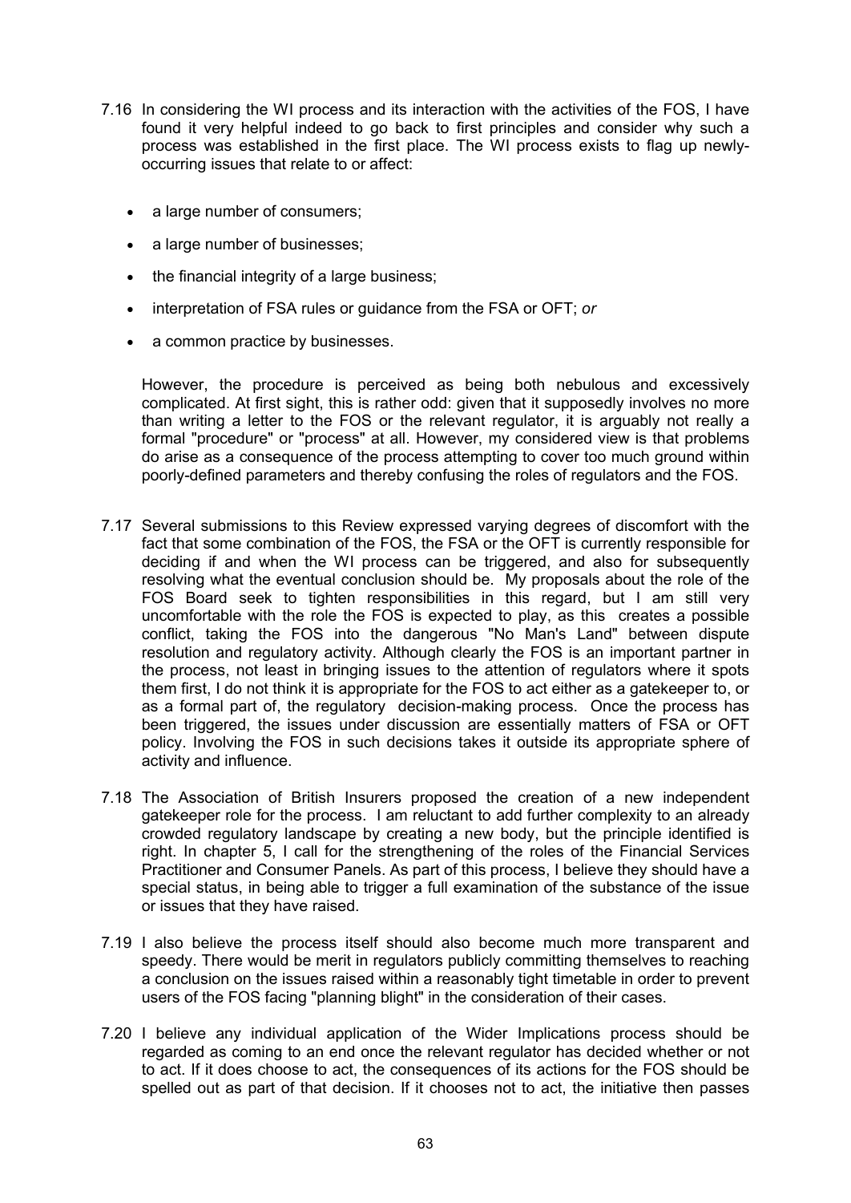7.16 In considering the WI process and its interaction with the activities of the FOS, I have found it very helpful indeed to go back to first principles and consider why such a process was established in the first place. The WI process exists to flag up newly-occurring issues that relate to or affect:

- a large number of consumers;
- a large number of businesses;
- the financial integrity of a large business;
- interpretation of FSA rules or guidance from the FSA or OFT; *or*
- a common practice by businesses.

However, the procedure is perceived as being both nebulous and excessively complicated. At first sight, this is rather odd: given that it supposedly involves no more than writing a letter to the FOS or the relevant regulator, it is arguably not really a formal "procedure" or "process" at all. However, my considered view is that problems do arise as a consequence of the process attempting to cover too much ground within poorly-defined parameters and thereby confusing the roles of regulators and the FOS.

7.17 Several submissions to this Review expressed varying degrees of discomfort with the fact that some combination of the FOS, the FSA or the OFT is currently responsible for deciding if and when the WI process can be triggered, and also for subsequently resolving what the eventual conclusion should be. My proposals about the role of the FOS Board seek to tighten responsibilities in this regard, but I am still very uncomfortable with the role the FOS is expected to play, as this creates a possible conflict, taking the FOS into the dangerous "No Man's Land" between dispute resolution and regulatory activity. Although clearly the FOS is an important partner in the process, not least in bringing issues to the attention of regulators where it spots them first, I do not think it is appropriate for the FOS to act either as a gatekeeper to, or as a formal part of, the regulatory decision-making process. Once the process has been triggered, the issues under discussion are essentially matters of FSA or OFT policy. Involving the FOS in such decisions takes it outside its appropriate sphere of activity and influence.

7.18 The Association of British Insurers proposed the creation of a new independent gatekeeper role for the process. I am reluctant to add further complexity to an already crowded regulatory landscape by creating a new body, but the principle identified is right. In chapter 5, I call for the strengthening of the roles of the Financial Services Practitioner and Consumer Panels. As part of this process, I believe they should have a special status, in being able to trigger a full examination of the substance of the issue or issues that they have raised.

7.19 I also believe the process itself should also become much more transparent and speedy. There would be merit in regulators publicly committing themselves to reaching a conclusion on the issues raised within a reasonably tight timetable in order to prevent users of the FOS facing "planning blight" in the consideration of their cases.

7.20 I believe any individual application of the Wider Implications process should be regarded as coming to an end once the relevant regulator has decided whether or not to act. If it does choose to act, the consequences of its actions for the FOS should be spelled out as part of that decision. If it chooses not to act, the initiative then passes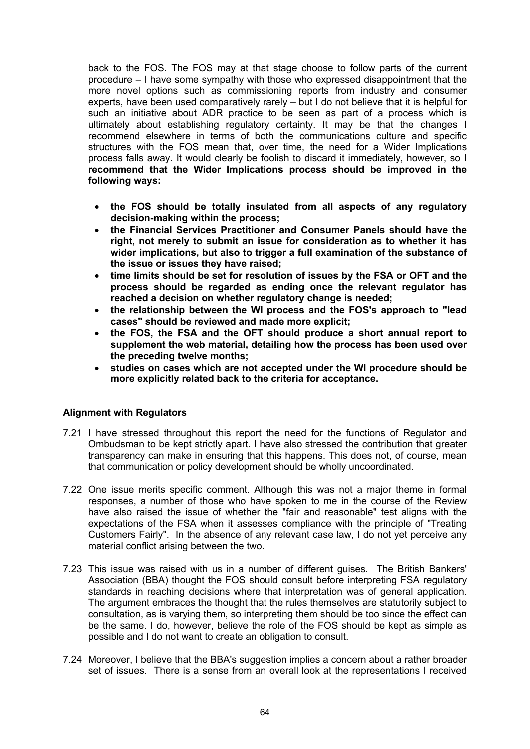back to the FOS. The FOS may at that stage choose to follow parts of the current procedure – I have some sympathy with those who expressed disappointment that the more novel options such as commissioning reports from industry and consumer experts, have been used comparatively rarely – but I do not believe that it is helpful for such an initiative about ADR practice to be seen as part of a process which is ultimately about establishing regulatory certainty. It may be that the changes I recommend elsewhere in terms of both the communications culture and specific structures with the FOS mean that, over time, the need for a Wider Implications process falls away. It would clearly be foolish to discard it immediately, however, so **I recommend that the Wider Implications process should be improved in the following ways:**

- **the FOS should be totally insulated from all aspects of any regulatory decision-making within the process;**
- **the Financial Services Practitioner and Consumer Panels should have the right, not merely to submit an issue for consideration as to whether it has wider implications, but also to trigger a full examination of the substance of the issue or issues they have raised;**
- **time limits should be set for resolution of issues by the FSA or OFT and the process should be regarded as ending once the relevant regulator has reached a decision on whether regulatory change is needed;**
- **the relationship between the WI process and the FOS's approach to "lead cases" should be reviewed and made more explicit;**
- **the FOS, the FSA and the OFT should produce a short annual report to supplement the web material, detailing how the process has been used over the preceding twelve months;**
- **studies on cases which are not accepted under the WI procedure should be more explicitly related back to the criteria for acceptance.**

**Alignment with Regulators**

7.21 I have stressed throughout this report the need for the functions of Regulator and Ombudsman to be kept strictly apart. I have also stressed the contribution that greater transparency can make in ensuring that this happens. This does not, of course, mean that communication or policy development should be wholly uncoordinated.

7.22 One issue merits specific comment. Although this was not a major theme in formal responses, a number of those who have spoken to me in the course of the Review have also raised the issue of whether the "fair and reasonable" test aligns with the expectations of the FSA when it assesses compliance with the principle of "Treating Customers Fairly". In the absence of any relevant case law, I do not yet perceive any material conflict arising between the two.

7.23 This issue was raised with us in a number of different guises. The British Bankers' Association (BBA) thought the FOS should consult before interpreting FSA regulatory standards in reaching decisions where that interpretation was of general application. The argument embraces the thought that the rules themselves are statutorily subject to consultation, as is varying them, so interpreting them should be too since the effect can be the same. I do, however, believe the role of the FOS should be kept as simple as possible and I do not want to create an obligation to consult.

7.24 Moreover, I believe that the BBA's suggestion implies a concern about a rather broader set of issues. There is a sense from an overall look at the representations I received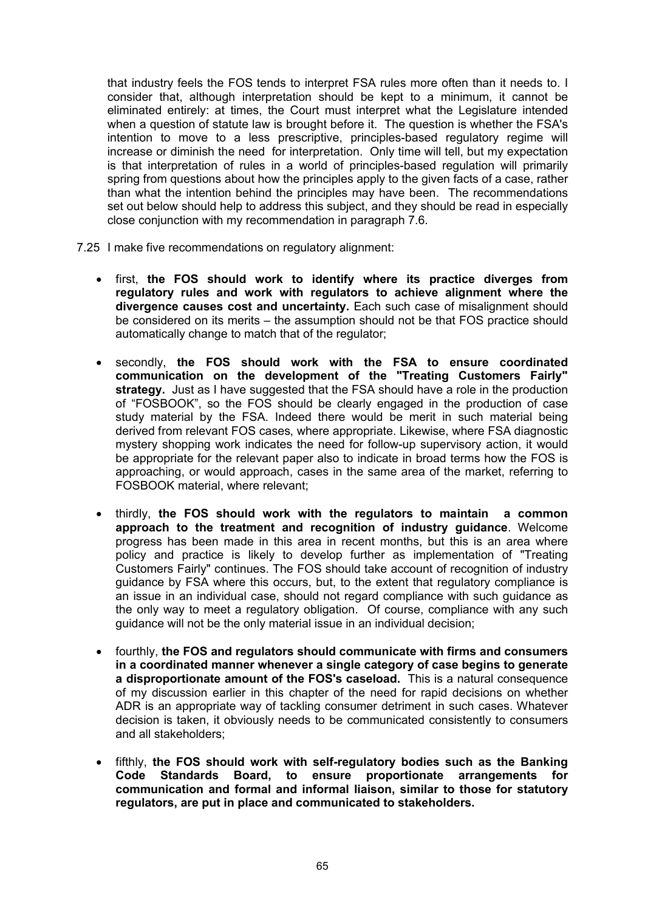that industry feels the FOS tends to interpret FSA rules more often than it needs to. I consider that, although interpretation should be kept to a minimum, it cannot be eliminated entirely: at times, the Court must interpret what the Legislature intended when a question of statute law is brought before it. The question is whether the FSA's intention to move to a less prescriptive, principles-based regulatory regime will increase or diminish the need for interpretation. Only time will tell, but my expectation is that interpretation of rules in a world of principles-based regulation will primarily spring from questions about how the principles apply to the given facts of a case, rather than what the intention behind the principles may have been. The recommendations set out below should help to address this subject, and they should be read in especially close conjunction with my recommendation in paragraph 7.6.

7.25 I make five recommendations on regulatory alignment:

- first, **the FOS should work to identify where its practice diverges from regulatory rules and work with regulators to achieve alignment where the divergence causes cost and uncertainty.** Each such case of misalignment should be considered on its merits – the assumption should not be that FOS practice should automatically change to match that of the regulator;

- secondly, **the FOS should work with the FSA to ensure coordinated communication on the development of the "Treating Customers Fairly" strategy.** Just as I have suggested that the FSA should have a role in the production of "FOSBOOK", so the FOS should be clearly engaged in the production of case study material by the FSA. Indeed there would be merit in such material being derived from relevant FOS cases, where appropriate. Likewise, where FSA diagnostic mystery shopping work indicates the need for follow-up supervisory action, it would be appropriate for the relevant paper also to indicate in broad terms how the FOS is approaching, or would approach, cases in the same area of the market, referring to FOSBOOK material, where relevant;

- thirdly, **the FOS should work with the regulators to maintain a common approach to the treatment and recognition of industry guidance**. Welcome progress has been made in this area in recent months, but this is an area where policy and practice is likely to develop further as implementation of "Treating Customers Fairly" continues. The FOS should take account of recognition of industry guidance by FSA where this occurs, but, to the extent that regulatory compliance is an issue in an individual case, should not regard compliance with such guidance as the only way to meet a regulatory obligation. Of course, compliance with any such guidance will not be the only material issue in an individual decision;

- fourthly, **the FOS and regulators should communicate with firms and consumers in a coordinated manner whenever a single category of case begins to generate a disproportionate amount of the FOS's caseload.** This is a natural consequence of my discussion earlier in this chapter of the need for rapid decisions on whether ADR is an appropriate way of tackling consumer detriment in such cases. Whatever decision is taken, it obviously needs to be communicated consistently to consumers and all stakeholders;

- fifthly, **the FOS should work with self-regulatory bodies such as the Banking Code Standards Board, to ensure proportionate arrangements for communication and formal and informal liaison, similar to those for statutory regulators, are put in place and communicated to stakeholders.**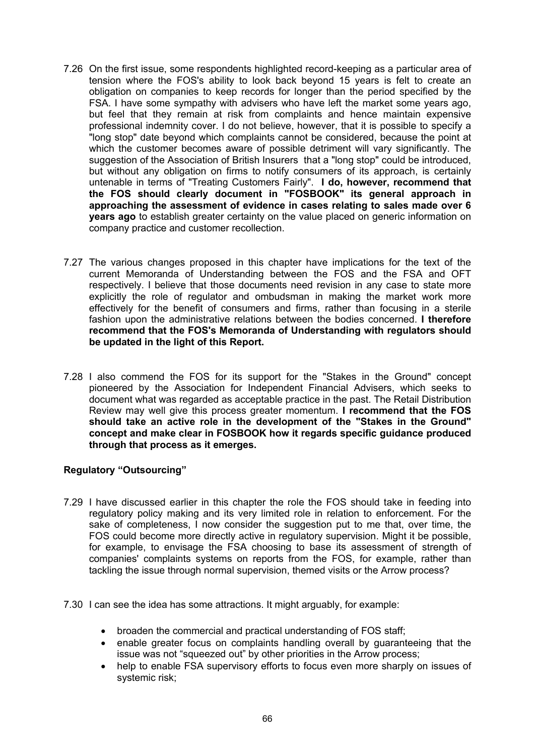7.26 On the first issue, some respondents highlighted record-keeping as a particular area of tension where the FOS's ability to look back beyond 15 years is felt to create an obligation on companies to keep records for longer than the period specified by the FSA. I have some sympathy with advisers who have left the market some years ago, but feel that they remain at risk from complaints and hence maintain expensive professional indemnity cover. I do not believe, however, that it is possible to specify a "long stop" date beyond which complaints cannot be considered, because the point at which the customer becomes aware of possible detriment will vary significantly. The suggestion of the Association of British Insurers that a "long stop" could be introduced, but without any obligation on firms to notify consumers of its approach, is certainly untenable in terms of "Treating Customers Fairly". **I do, however, recommend that the FOS should clearly document in "FOSBOOK" its general approach in approaching the assessment of evidence in cases relating to sales made over 6 years ago** to establish greater certainty on the value placed on generic information on company practice and customer recollection.

7.27 The various changes proposed in this chapter have implications for the text of the current Memoranda of Understanding between the FOS and the FSA and OFT respectively. I believe that those documents need revision in any case to state more explicitly the role of regulator and ombudsman in making the market work more effectively for the benefit of consumers and firms, rather than focusing in a sterile fashion upon the administrative relations between the bodies concerned. **I therefore recommend that the FOS's Memoranda of Understanding with regulators should be updated in the light of this Report.**

7.28 I also commend the FOS for its support for the "Stakes in the Ground" concept pioneered by the Association for Independent Financial Advisers, which seeks to document what was regarded as acceptable practice in the past. The Retail Distribution Review may well give this process greater momentum. **I recommend that the FOS should take an active role in the development of the "Stakes in the Ground" concept and make clear in FOSBOOK how it regards specific guidance produced through that process as it emerges.**

### Regulatory "Outsourcing"

7.29 I have discussed earlier in this chapter the role the FOS should take in feeding into regulatory policy making and its very limited role in relation to enforcement. For the sake of completeness, I now consider the suggestion put to me that, over time, the FOS could become more directly active in regulatory supervision. Might it be possible, for example, to envisage the FSA choosing to base its assessment of strength of companies' complaints systems on reports from the FOS, for example, rather than tackling the issue through normal supervision, themed visits or the Arrow process?

7.30 I can see the idea has some attractions. It might arguably, for example:

- broaden the commercial and practical understanding of FOS staff;
- enable greater focus on complaints handling overall by guaranteeing that the issue was not "squeezed out" by other priorities in the Arrow process;
- help to enable FSA supervisory efforts to focus even more sharply on issues of systemic risk;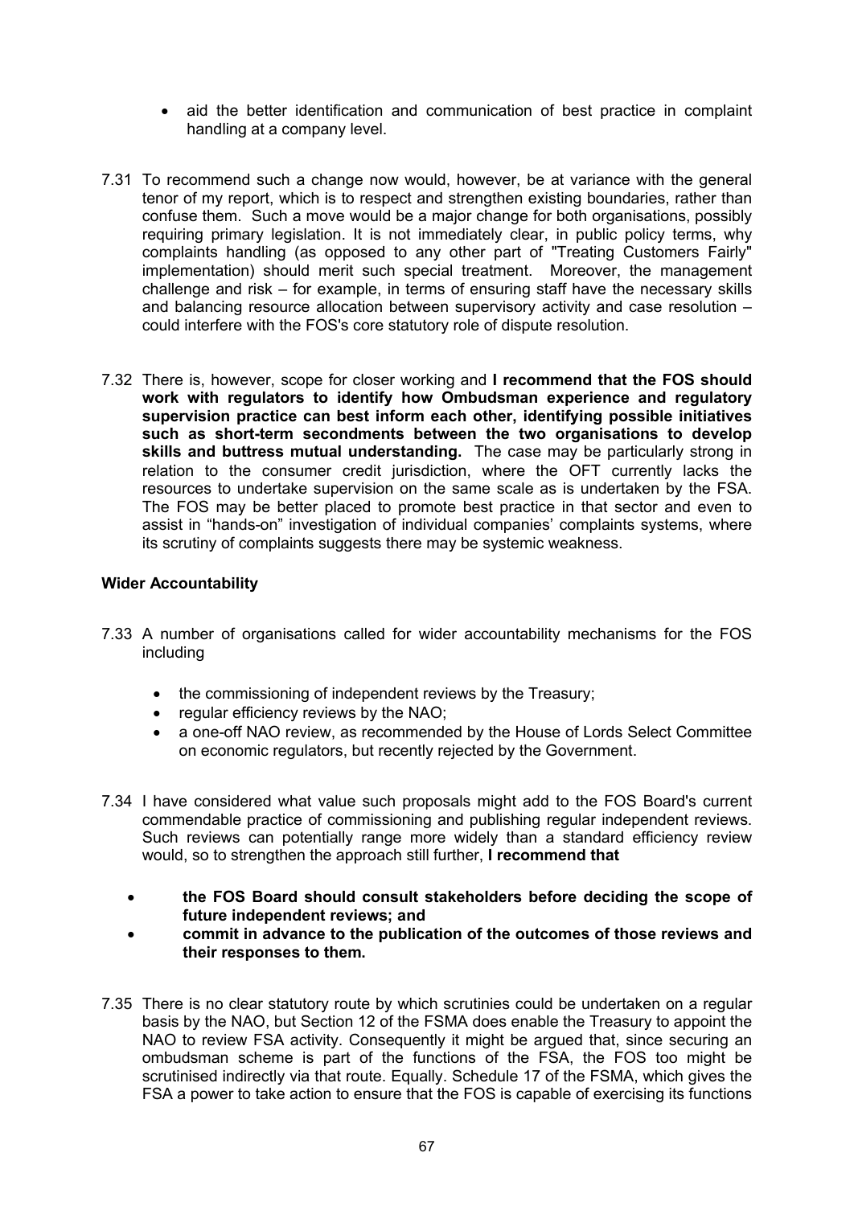- aid the better identification and communication of best practice in complaint handling at a company level.

7.31 To recommend such a change now would, however, be at variance with the general tenor of my report, which is to respect and strengthen existing boundaries, rather than confuse them. Such a move would be a major change for both organisations, possibly requiring primary legislation. It is not immediately clear, in public policy terms, why complaints handling (as opposed to any other part of "Treating Customers Fairly" implementation) should merit such special treatment. Moreover, the management challenge and risk – for example, in terms of ensuring staff have the necessary skills and balancing resource allocation between supervisory activity and case resolution – could interfere with the FOS's core statutory role of dispute resolution.

7.32 There is, however, scope for closer working and **I recommend that the FOS should work with regulators to identify how Ombudsman experience and regulatory supervision practice can best inform each other, identifying possible initiatives such as short-term secondments between the two organisations to develop skills and buttress mutual understanding.** The case may be particularly strong in relation to the consumer credit jurisdiction, where the OFT currently lacks the resources to undertake supervision on the same scale as is undertaken by the FSA. The FOS may be better placed to promote best practice in that sector and even to assist in "hands-on" investigation of individual companies' complaints systems, where its scrutiny of complaints suggests there may be systemic weakness.

**Wider Accountability**

7.33 A number of organisations called for wider accountability mechanisms for the FOS including

- the commissioning of independent reviews by the Treasury;
- regular efficiency reviews by the NAO;
- a one-off NAO review, as recommended by the House of Lords Select Committee on economic regulators, but recently rejected by the Government.

7.34 I have considered what value such proposals might add to the FOS Board's current commendable practice of commissioning and publishing regular independent reviews. Such reviews can potentially range more widely than a standard efficiency review would, so to strengthen the approach still further, **I recommend that**

- **the FOS Board should consult stakeholders before deciding the scope of future independent reviews; and**
- **commit in advance to the publication of the outcomes of those reviews and their responses to them.**

7.35 There is no clear statutory route by which scrutinies could be undertaken on a regular basis by the NAO, but Section 12 of the FSMA does enable the Treasury to appoint the NAO to review FSA activity. Consequently it might be argued that, since securing an ombudsman scheme is part of the functions of the FSA, the FOS too might be scrutinised indirectly via that route. Equally. Schedule 17 of the FSMA, which gives the FSA a power to take action to ensure that the FOS is capable of exercising its functions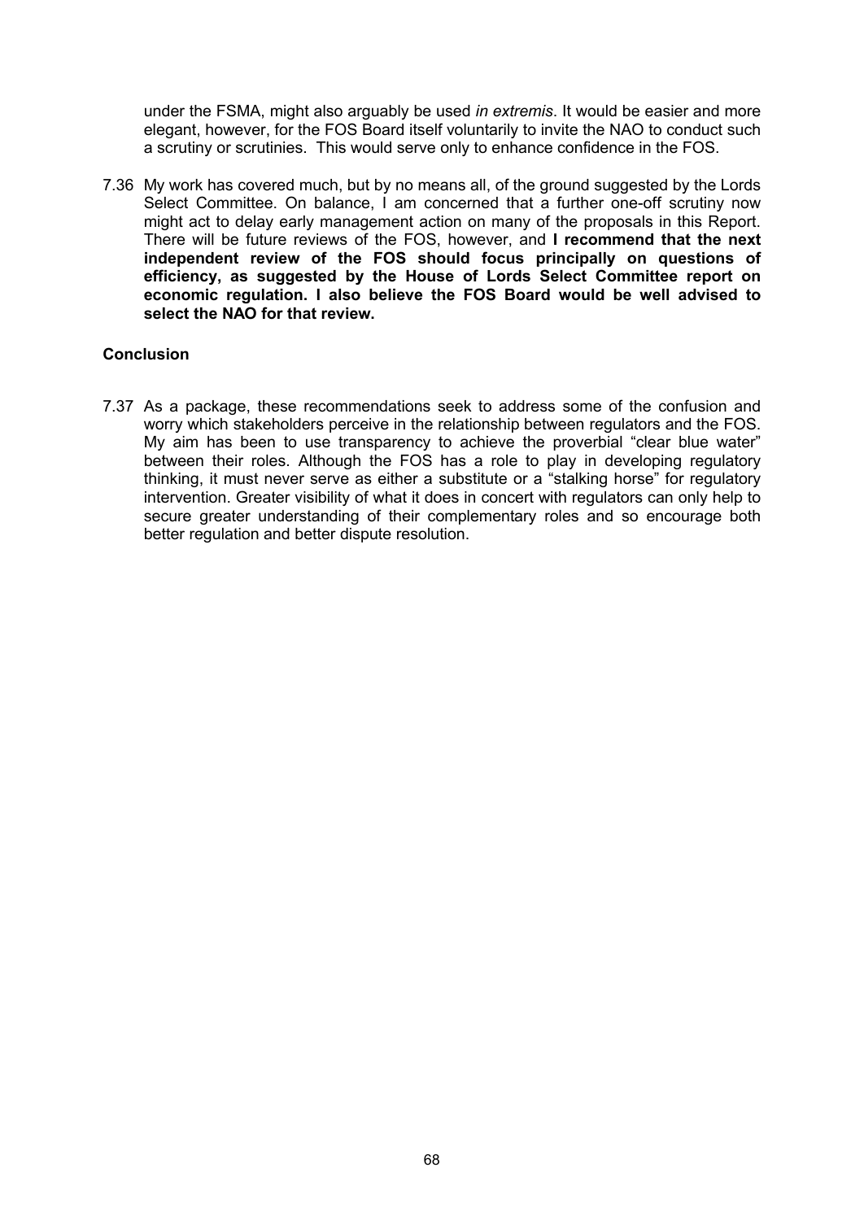under the FSMA, might also arguably be used *in extremis*. It would be easier and more elegant, however, for the FOS Board itself voluntarily to invite the NAO to conduct such a scrutiny or scrutinies. This would serve only to enhance confidence in the FOS.

7.36 My work has covered much, but by no means all, of the ground suggested by the Lords Select Committee. On balance, I am concerned that a further one-off scrutiny now might act to delay early management action on many of the proposals in this Report. There will be future reviews of the FOS, however, and **I recommend that the next independent review of the FOS should focus principally on questions of efficiency, as suggested by the House of Lords Select Committee report on economic regulation. I also believe the FOS Board would be well advised to select the NAO for that review.**

**Conclusion**

7.37 As a package, these recommendations seek to address some of the confusion and worry which stakeholders perceive in the relationship between regulators and the FOS. My aim has been to use transparency to achieve the proverbial "clear blue water" between their roles. Although the FOS has a role to play in developing regulatory thinking, it must never serve as either a substitute or a "stalking horse" for regulatory intervention. Greater visibility of what it does in concert with regulators can only help to secure greater understanding of their complementary roles and so encourage both better regulation and better dispute resolution.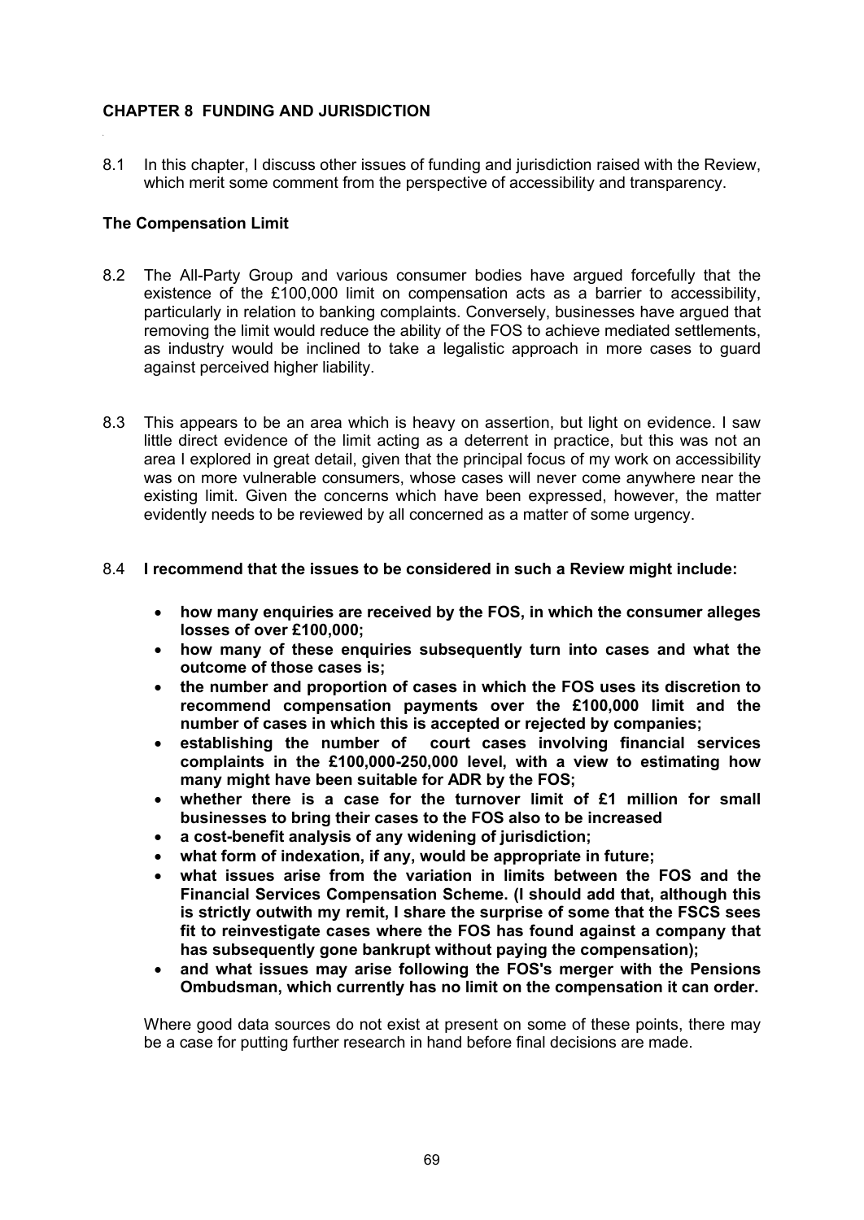## CHAPTER 8 FUNDING AND JURISDICTION

8.1 In this chapter, I discuss other issues of funding and jurisdiction raised with the Review, which merit some comment from the perspective of accessibility and transparency.

### The Compensation Limit

8.2 The All-Party Group and various consumer bodies have argued forcefully that the existence of the £100,000 limit on compensation acts as a barrier to accessibility, particularly in relation to banking complaints. Conversely, businesses have argued that removing the limit would reduce the ability of the FOS to achieve mediated settlements, as industry would be inclined to take a legalistic approach in more cases to guard against perceived higher liability.

8.3 This appears to be an area which is heavy on assertion, but light on evidence. I saw little direct evidence of the limit acting as a deterrent in practice, but this was not an area I explored in great detail, given that the principal focus of my work on accessibility was on more vulnerable consumers, whose cases will never come anywhere near the existing limit. Given the concerns which have been expressed, however, the matter evidently needs to be reviewed by all concerned as a matter of some urgency.

8.4 **I recommend that the issues to be considered in such a Review might include:**

- **how many enquiries are received by the FOS, in which the consumer alleges losses of over £100,000;**
- **how many of these enquiries subsequently turn into cases and what the outcome of those cases is;**
- **the number and proportion of cases in which the FOS uses its discretion to recommend compensation payments over the £100,000 limit and the number of cases in which this is accepted or rejected by companies;**
- **establishing the number of court cases involving financial services complaints in the £100,000-250,000 level, with a view to estimating how many might have been suitable for ADR by the FOS;**
- **whether there is a case for the turnover limit of £1 million for small businesses to bring their cases to the FOS also to be increased**
- **a cost-benefit analysis of any widening of jurisdiction;**
- **what form of indexation, if any, would be appropriate in future;**
- **what issues arise from the variation in limits between the FOS and the Financial Services Compensation Scheme. (I should add that, although this is strictly outwith my remit, I share the surprise of some that the FSCS sees fit to reinvestigate cases where the FOS has found against a company that has subsequently gone bankrupt without paying the compensation);**
- **and what issues may arise following the FOS's merger with the Pensions Ombudsman, which currently has no limit on the compensation it can order.**

Where good data sources do not exist at present on some of these points, there may be a case for putting further research in hand before final decisions are made.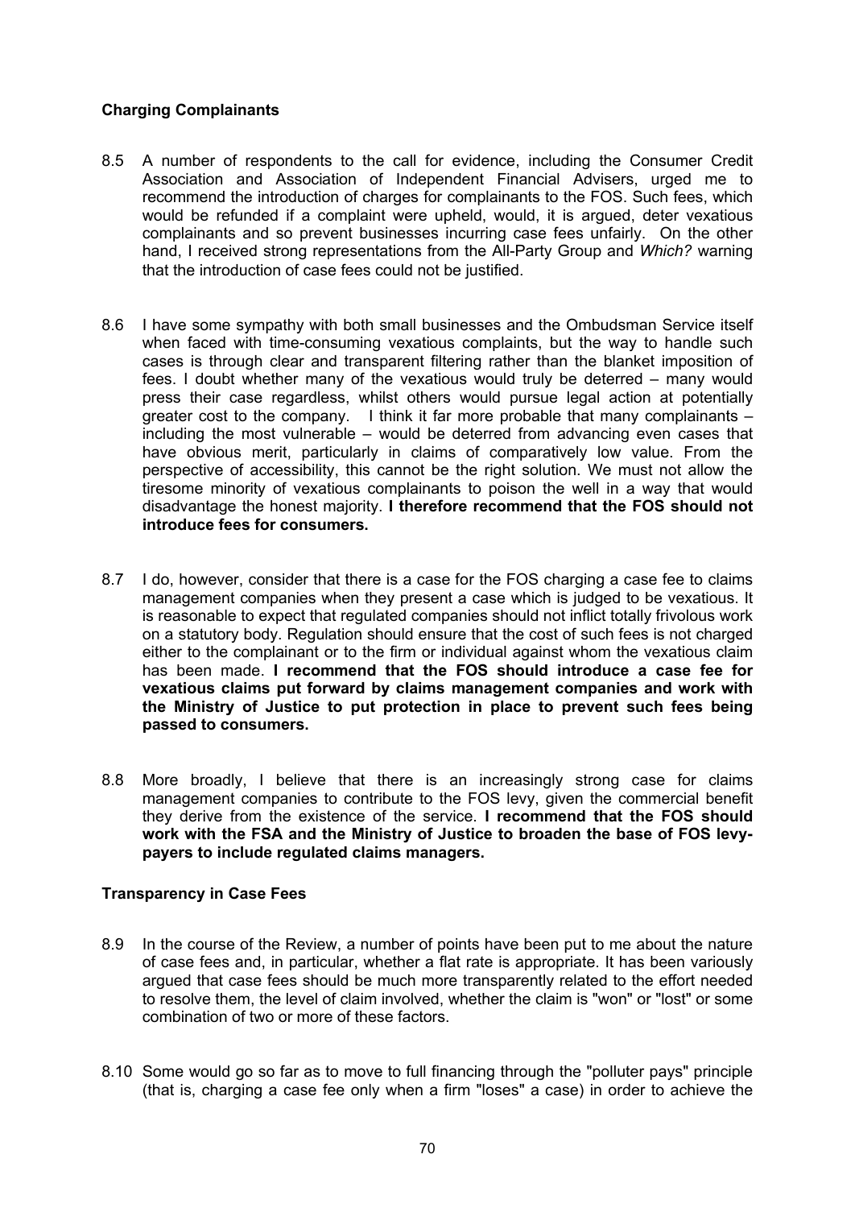### Charging Complainants

8.5 A number of respondents to the call for evidence, including the Consumer Credit Association and Association of Independent Financial Advisers, urged me to recommend the introduction of charges for complainants to the FOS. Such fees, which would be refunded if a complaint were upheld, would, it is argued, deter vexatious complainants and so prevent businesses incurring case fees unfairly. On the other hand, I received strong representations from the All-Party Group and *Which?* warning that the introduction of case fees could not be justified.

8.6 I have some sympathy with both small businesses and the Ombudsman Service itself when faced with time-consuming vexatious complaints, but the way to handle such cases is through clear and transparent filtering rather than the blanket imposition of fees. I doubt whether many of the vexatious would truly be deterred – many would press their case regardless, whilst others would pursue legal action at potentially greater cost to the company. I think it far more probable that many complainants – including the most vulnerable – would be deterred from advancing even cases that have obvious merit, particularly in claims of comparatively low value. From the perspective of accessibility, this cannot be the right solution. We must not allow the tiresome minority of vexatious complainants to poison the well in a way that would disadvantage the honest majority. **I therefore recommend that the FOS should not introduce fees for consumers.**

8.7 I do, however, consider that there is a case for the FOS charging a case fee to claims management companies when they present a case which is judged to be vexatious. It is reasonable to expect that regulated companies should not inflict totally frivolous work on a statutory body. Regulation should ensure that the cost of such fees is not charged either to the complainant or to the firm or individual against whom the vexatious claim has been made. **I recommend that the FOS should introduce a case fee for vexatious claims put forward by claims management companies and work with the Ministry of Justice to put protection in place to prevent such fees being passed to consumers.**

8.8 More broadly, I believe that there is an increasingly strong case for claims management companies to contribute to the FOS levy, given the commercial benefit they derive from the existence of the service. **I recommend that the FOS should work with the FSA and the Ministry of Justice to broaden the base of FOS levy-payers to include regulated claims managers.**

### Transparency in Case Fees

8.9 In the course of the Review, a number of points have been put to me about the nature of case fees and, in particular, whether a flat rate is appropriate. It has been variously argued that case fees should be much more transparently related to the effort needed to resolve them, the level of claim involved, whether the claim is "won" or "lost" or some combination of two or more of these factors.

8.10 Some would go so far as to move to full financing through the "polluter pays" principle (that is, charging a case fee only when a firm "loses" a case) in order to achieve the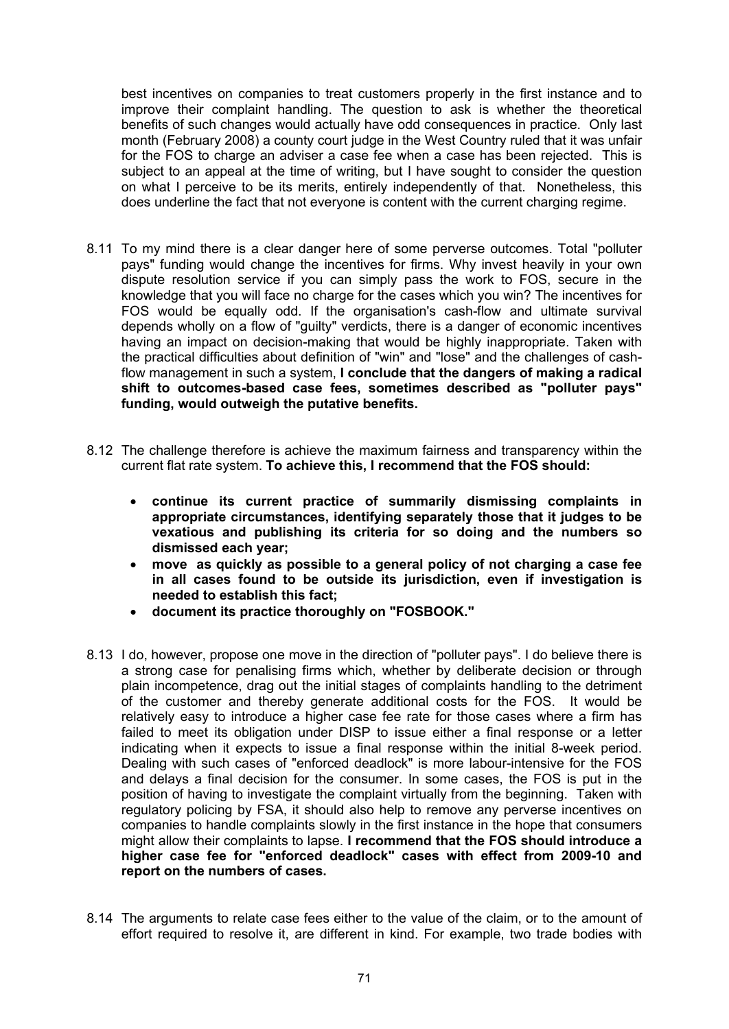best incentives on companies to treat customers properly in the first instance and to improve their complaint handling. The question to ask is whether the theoretical benefits of such changes would actually have odd consequences in practice. Only last month (February 2008) a county court judge in the West Country ruled that it was unfair for the FOS to charge an adviser a case fee when a case has been rejected. This is subject to an appeal at the time of writing, but I have sought to consider the question on what I perceive to be its merits, entirely independently of that. Nonetheless, this does underline the fact that not everyone is content with the current charging regime.

8.11 To my mind there is a clear danger here of some perverse outcomes. Total "polluter pays" funding would change the incentives for firms. Why invest heavily in your own dispute resolution service if you can simply pass the work to FOS, secure in the knowledge that you will face no charge for the cases which you win? The incentives for FOS would be equally odd. If the organisation's cash-flow and ultimate survival depends wholly on a flow of "guilty" verdicts, there is a danger of economic incentives having an impact on decision-making that would be highly inappropriate. Taken with the practical difficulties about definition of "win" and "lose" and the challenges of cash-flow management in such a system, **I conclude that the dangers of making a radical shift to outcomes-based case fees, sometimes described as "polluter pays" funding, would outweigh the putative benefits.**

8.12 The challenge therefore is achieve the maximum fairness and transparency within the current flat rate system. **To achieve this, I recommend that the FOS should:**

- **continue its current practice of summarily dismissing complaints in appropriate circumstances, identifying separately those that it judges to be vexatious and publishing its criteria for so doing and the numbers so dismissed each year;**
- **move as quickly as possible to a general policy of not charging a case fee in all cases found to be outside its jurisdiction, even if investigation is needed to establish this fact;**
- **document its practice thoroughly on "FOSBOOK."**

8.13 I do, however, propose one move in the direction of "polluter pays". I do believe there is a strong case for penalising firms which, whether by deliberate decision or through plain incompetence, drag out the initial stages of complaints handling to the detriment of the customer and thereby generate additional costs for the FOS. It would be relatively easy to introduce a higher case fee rate for those cases where a firm has failed to meet its obligation under DISP to issue either a final response or a letter indicating when it expects to issue a final response within the initial 8-week period. Dealing with such cases of "enforced deadlock" is more labour-intensive for the FOS and delays a final decision for the consumer. In some cases, the FOS is put in the position of having to investigate the complaint virtually from the beginning. Taken with regulatory policing by FSA, it should also help to remove any perverse incentives on companies to handle complaints slowly in the first instance in the hope that consumers might allow their complaints to lapse. **I recommend that the FOS should introduce a higher case fee for "enforced deadlock" cases with effect from 2009-10 and report on the numbers of cases.**

8.14 The arguments to relate case fees either to the value of the claim, or to the amount of effort required to resolve it, are different in kind. For example, two trade bodies with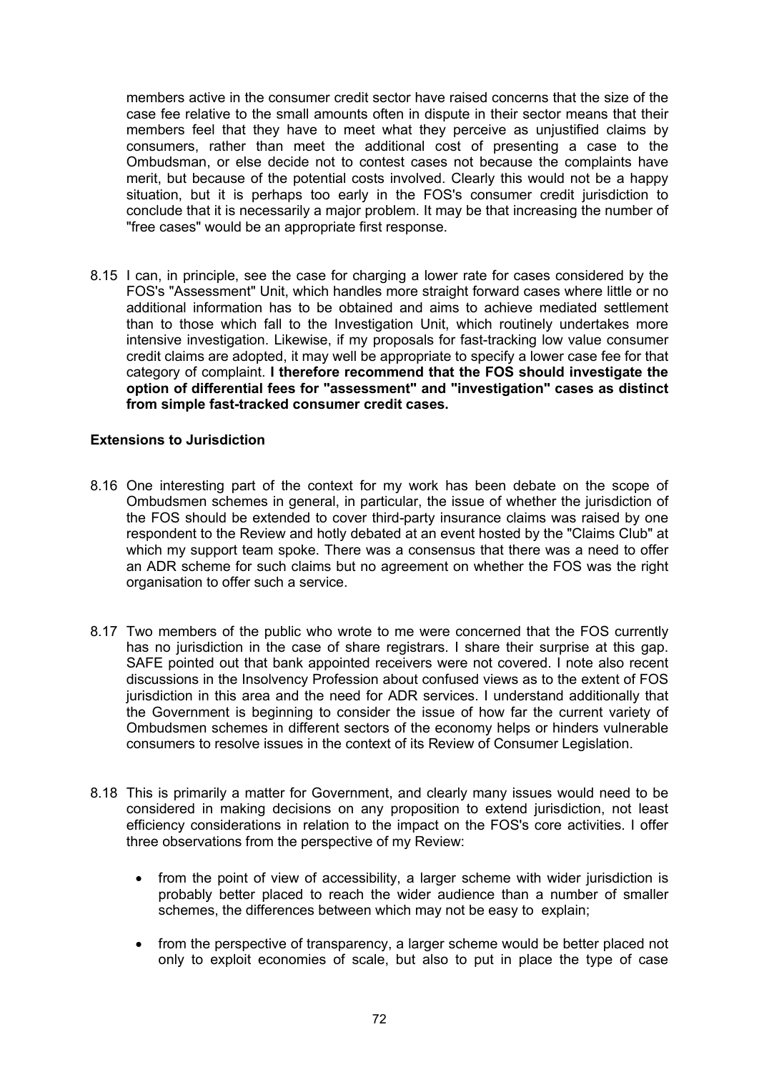members active in the consumer credit sector have raised concerns that the size of the case fee relative to the small amounts often in dispute in their sector means that their members feel that they have to meet what they perceive as unjustified claims by consumers, rather than meet the additional cost of presenting a case to the Ombudsman, or else decide not to contest cases not because the complaints have merit, but because of the potential costs involved. Clearly this would not be a happy situation, but it is perhaps too early in the FOS's consumer credit jurisdiction to conclude that it is necessarily a major problem. It may be that increasing the number of "free cases" would be an appropriate first response.

8.15 I can, in principle, see the case for charging a lower rate for cases considered by the FOS's "Assessment" Unit, which handles more straight forward cases where little or no additional information has to be obtained and aims to achieve mediated settlement than to those which fall to the Investigation Unit, which routinely undertakes more intensive investigation. Likewise, if my proposals for fast-tracking low value consumer credit claims are adopted, it may well be appropriate to specify a lower case fee for that category of complaint. **I therefore recommend that the FOS should investigate the option of differential fees for "assessment" and "investigation" cases as distinct from simple fast-tracked consumer credit cases.**

**Extensions to Jurisdiction**

8.16 One interesting part of the context for my work has been debate on the scope of Ombudsmen schemes in general, in particular, the issue of whether the jurisdiction of the FOS should be extended to cover third-party insurance claims was raised by one respondent to the Review and hotly debated at an event hosted by the "Claims Club" at which my support team spoke. There was a consensus that there was a need to offer an ADR scheme for such claims but no agreement on whether the FOS was the right organisation to offer such a service.

8.17 Two members of the public who wrote to me were concerned that the FOS currently has no jurisdiction in the case of share registrars. I share their surprise at this gap. SAFE pointed out that bank appointed receivers were not covered. I note also recent discussions in the Insolvency Profession about confused views as to the extent of FOS jurisdiction in this area and the need for ADR services. I understand additionally that the Government is beginning to consider the issue of how far the current variety of Ombudsmen schemes in different sectors of the economy helps or hinders vulnerable consumers to resolve issues in the context of its Review of Consumer Legislation.

8.18 This is primarily a matter for Government, and clearly many issues would need to be considered in making decisions on any proposition to extend jurisdiction, not least efficiency considerations in relation to the impact on the FOS's core activities. I offer three observations from the perspective of my Review:

- from the point of view of accessibility, a larger scheme with wider jurisdiction is probably better placed to reach the wider audience than a number of smaller schemes, the differences between which may not be easy to explain;

- from the perspective of transparency, a larger scheme would be better placed not only to exploit economies of scale, but also to put in place the type of case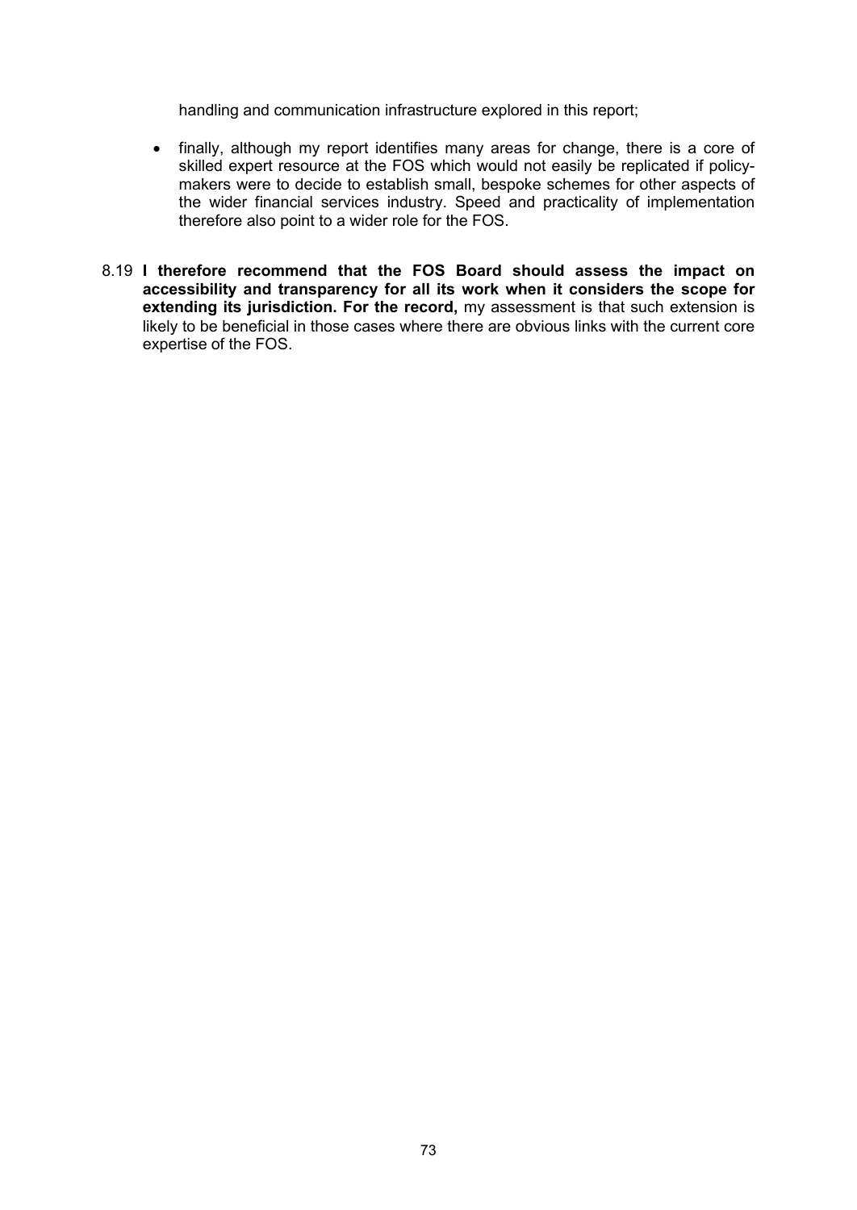handling and communication infrastructure explored in this report;

- finally, although my report identifies many areas for change, there is a core of skilled expert resource at the FOS which would not easily be replicated if policy-makers were to decide to establish small, bespoke schemes for other aspects of the wider financial services industry. Speed and practicality of implementation therefore also point to a wider role for the FOS.

8.19 **I therefore recommend that the FOS Board should assess the impact on accessibility and transparency for all its work when it considers the scope for extending its jurisdiction. For the record,** my assessment is that such extension is likely to be beneficial in those cases where there are obvious links with the current core expertise of the FOS.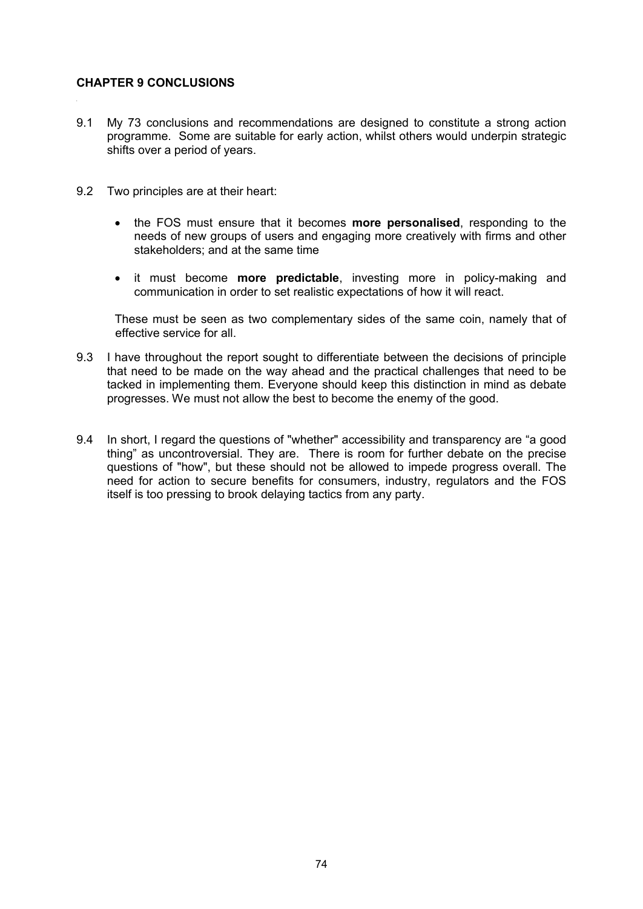## CHAPTER 9 CONCLUSIONS

9.1 My 73 conclusions and recommendations are designed to constitute a strong action programme. Some are suitable for early action, whilst others would underpin strategic shifts over a period of years.

9.2 Two principles are at their heart:

- the FOS must ensure that it becomes **more personalised**, responding to the needs of new groups of users and engaging more creatively with firms and other stakeholders; and at the same time
- it must become **more predictable**, investing more in policy-making and communication in order to set realistic expectations of how it will react.

These must be seen as two complementary sides of the same coin, namely that of effective service for all.

9.3 I have throughout the report sought to differentiate between the decisions of principle that need to be made on the way ahead and the practical challenges that need to be tacked in implementing them. Everyone should keep this distinction in mind as debate progresses. We must not allow the best to become the enemy of the good.

9.4 In short, I regard the questions of "whether" accessibility and transparency are "a good thing" as uncontroversial. They are. There is room for further debate on the precise questions of "how", but these should not be allowed to impede progress overall. The need for action to secure benefits for consumers, industry, regulators and the FOS itself is too pressing to brook delaying tactics from any party.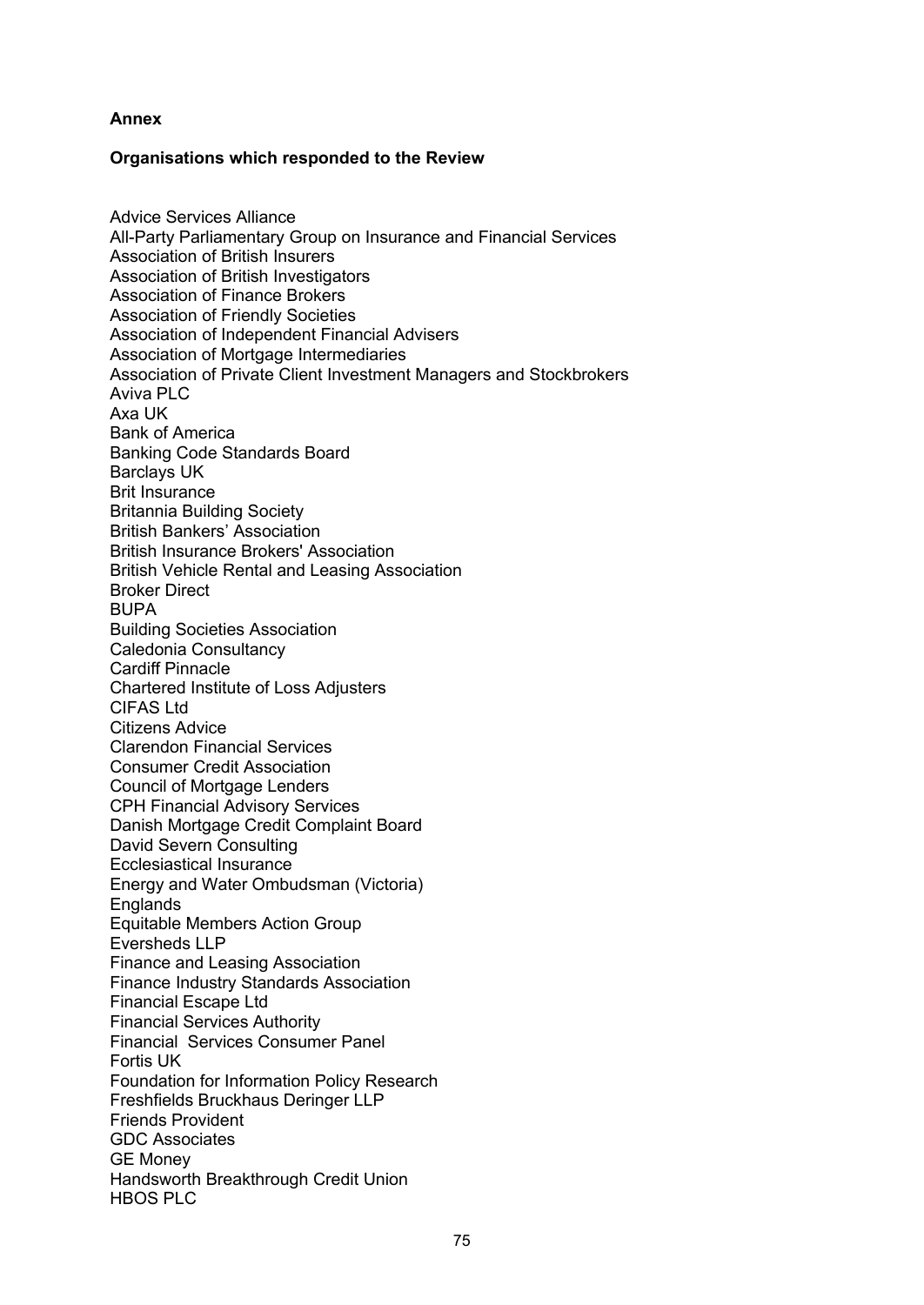**Annex**

**Organisations which responded to the Review**

Advice Services Alliance
All-Party Parliamentary Group on Insurance and Financial Services
Association of British Insurers
Association of British Investigators
Association of Finance Brokers
Association of Friendly Societies
Association of Independent Financial Advisers
Association of Mortgage Intermediaries
Association of Private Client Investment Managers and Stockbrokers
Aviva PLC
Axa UK
Bank of America
Banking Code Standards Board
Barclays UK
Brit Insurance
Britannia Building Society
British Bankers' Association
British Insurance Brokers' Association
British Vehicle Rental and Leasing Association
Broker Direct
BUPA
Building Societies Association
Caledonia Consultancy
Cardiff Pinnacle
Chartered Institute of Loss Adjusters
CIFAS Ltd
Citizens Advice
Clarendon Financial Services
Consumer Credit Association
Council of Mortgage Lenders
CPH Financial Advisory Services
Danish Mortgage Credit Complaint Board
David Severn Consulting
Ecclesiastical Insurance
Energy and Water Ombudsman (Victoria)
Englands
Equitable Members Action Group
Eversheds LLP
Finance and Leasing Association
Finance Industry Standards Association
Financial Escape Ltd
Financial Services Authority
Financial Services Consumer Panel
Fortis UK
Foundation for Information Policy Research
Freshfields Bruckhaus Deringer LLP
Friends Provident
GDC Associates
GE Money
Handsworth Breakthrough Credit Union
HBOS PLC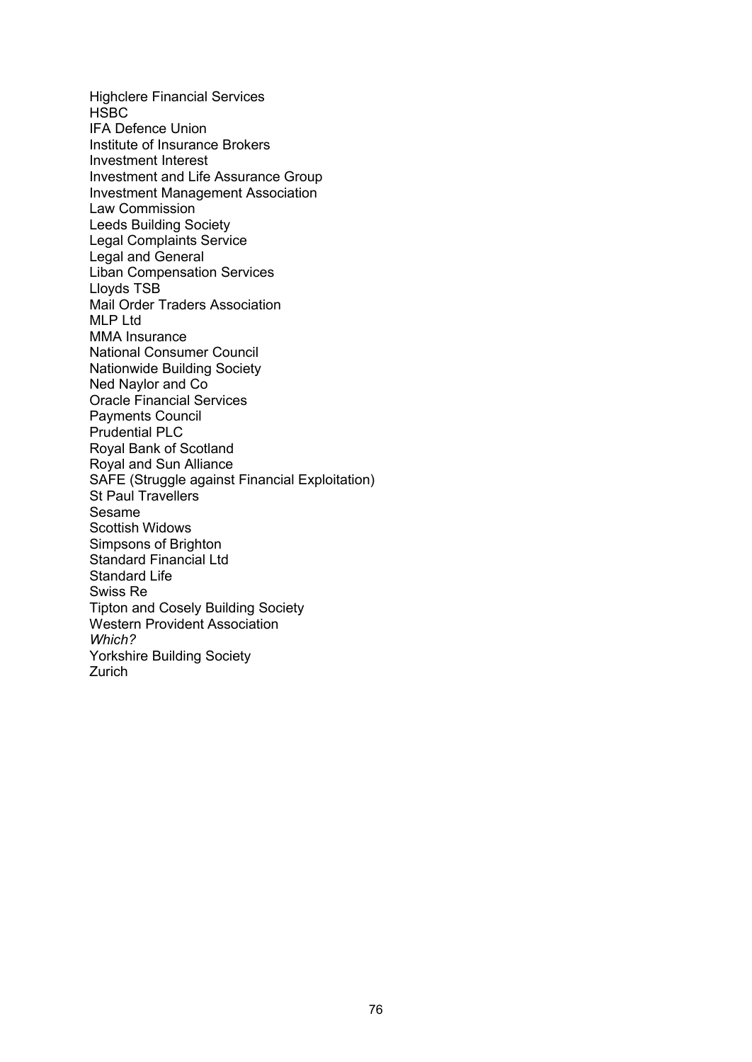Highclere Financial Services
HSBC
IFA Defence Union
Institute of Insurance Brokers
Investment Interest
Investment and Life Assurance Group
Investment Management Association
Law Commission
Leeds Building Society
Legal Complaints Service
Legal and General
Liban Compensation Services
Lloyds TSB
Mail Order Traders Association
MLP Ltd
MMA Insurance
National Consumer Council
Nationwide Building Society
Ned Naylor and Co
Oracle Financial Services
Payments Council
Prudential PLC
Royal Bank of Scotland
Royal and Sun Alliance
SAFE (Struggle against Financial Exploitation)
St Paul Travellers
Sesame
Scottish Widows
Simpsons of Brighton
Standard Financial Ltd
Standard Life
Swiss Re
Tipton and Cosely Building Society
Western Provident Association
*Which?*
Yorkshire Building Society
Zurich